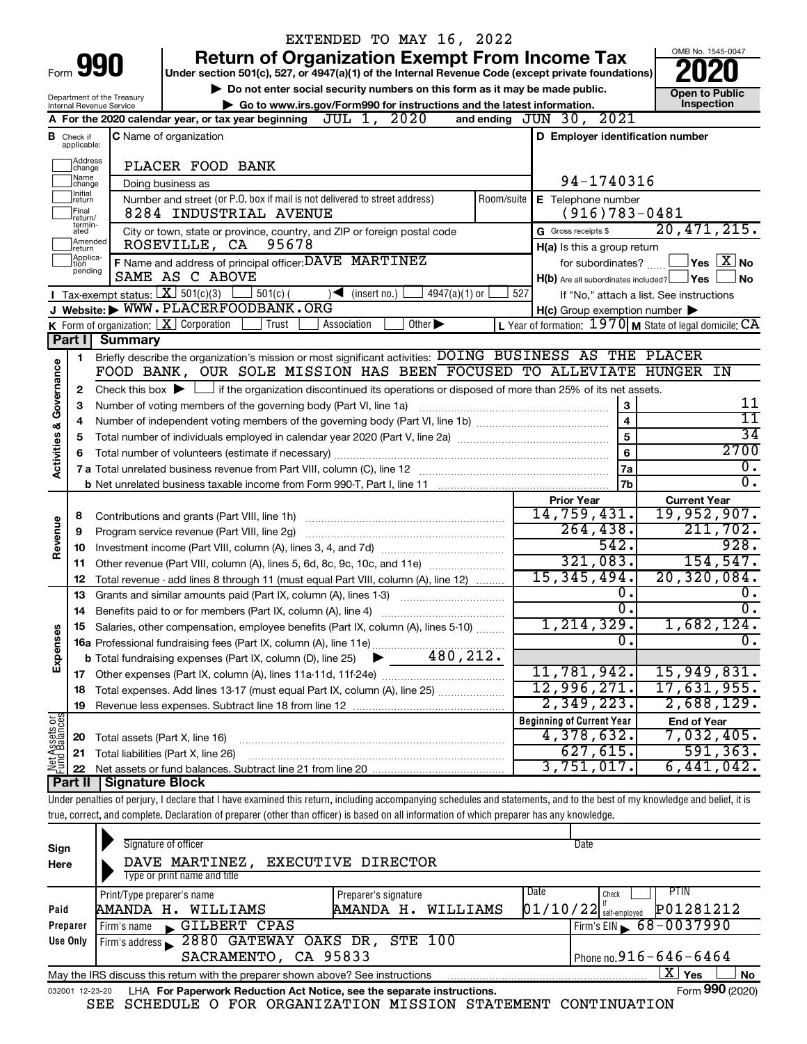EXTENDED TO MAY 16, 2022

# Form 990 — Return of Organization Exempt From Income Tax (2020)

Under section 501(c), 527, or 4947(a)(1) of the Internal Revenue Code (except private foundations)

▶ Do not enter social security numbers on this form as it may be made public.

▶ Go to www.irs.gov/Form990 for instructions and the latest information.

Department of the Treasury
Internal Revenue Service

OMB No. 1545-0047

**2020**

**Open to Public Inspection**

**A** For the 2020 calendar year, or tax year beginning JUL 1, 2020 and ending JUN 30, 2021

**B** Check if applicable:
- Address change
- Name change
- Initial return
- Final return/terminated
- Amended return
- Application pending

**C** Name of organization: PLACER FOOD BANK

Doing business as

Number and street (or P.O. box if mail is not delivered to street address): 8284 INDUSTRIAL AVENUE — Room/suite

City or town, state or province, country, and ZIP or foreign postal code: ROSEVILLE, CA 95678

**D** Employer identification number: 94-1740316

**E** Telephone number: (916)783-0481

**G** Gross receipts $ 20,471,215.

**F** Name and address of principal officer: DAVE MARTINEZ, SAME AS C ABOVE

**H(a)** Is this a group return for subordinates? ☐ Yes ☒ No

**H(b)** Are all subordinates included? ☐ Yes ☐ No — If "No," attach a list. See instructions

**H(c)** Group exemption number ▶

**I** Tax-exempt status: ☒ 501(c)(3) ☐ 501(c) ( ) ◀ (insert no.) ☐ 4947(a)(1) or ☐ 527

**J** Website: ▶ WWW.PLACERFOODBANK.ORG

**K** Form of organization: ☒ Corporation ☐ Trust ☐ Association ☐ Other ▶

**L** Year of formation: 1970 **M** State of legal domicile: CA

## Part I Summary

### Activities & Governance

1. Briefly describe the organization's mission or most significant activities: DOING BUSINESS AS THE PLACER FOOD BANK, OUR SOLE MISSION HAS BEEN FOCUSED TO ALLEVIATE HUNGER IN
2. Check this box ▶ ☐ if the organization discontinued its operations or disposed of more than 25% of its net assets.

| Line | Description | | Value |
|---|---|---|---|
| 3 | Number of voting members of the governing body (Part VI, line 1a) | 3 | 11 |
| 4 | Number of independent voting members of the governing body (Part VI, line 1b) | 4 | 11 |
| 5 | Total number of individuals employed in calendar year 2020 (Part V, line 2a) | 5 | 34 |
| 6 | Total number of volunteers (estimate if necessary) | 6 | 2700 |
| 7a | Total unrelated business revenue from Part VIII, column (C), line 12 | 7a | 0. |
| 7b | Net unrelated business taxable income from Form 990-T, Part I, line 11 | 7b | 0. |

### Revenue

| Line | Description | Prior Year | Current Year |
|---|---|---|---|
| 8 | Contributions and grants (Part VIII, line 1h) | 14,759,431. | 19,952,907. |
| 9 | Program service revenue (Part VIII, line 2g) | 264,438. | 211,702. |
| 10 | Investment income (Part VIII, column (A), lines 3, 4, and 7d) | 542. | 928. |
| 11 | Other revenue (Part VIII, column (A), lines 5, 6d, 8c, 9c, 10c, and 11e) | 321,083. | 154,547. |
| 12 | Total revenue - add lines 8 through 11 (must equal Part VIII, column (A), line 12) | 15,345,494. | 20,320,084. |

### Expenses

| Line | Description | Prior Year | Current Year |
|---|---|---|---|
| 13 | Grants and similar amounts paid (Part IX, column (A), lines 1-3) | 0. | 0. |
| 14 | Benefits paid to or for members (Part IX, column (A), line 4) | 0. | 0. |
| 15 | Salaries, other compensation, employee benefits (Part IX, column (A), lines 5-10) | 1,214,329. | 1,682,124. |
| 16a | Professional fundraising fees (Part IX, column (A), line 11e) | 0. | 0. |
| b | Total fundraising expenses (Part IX, column (D), line 25) ▶ 480,212. | | |
| 17 | Other expenses (Part IX, column (A), lines 11a-11d, 11f-24e) | 11,781,942. | 15,949,831. |
| 18 | Total expenses. Add lines 13-17 (must equal Part IX, column (A), line 25) | 12,996,271. | 17,631,955. |
| 19 | Revenue less expenses. Subtract line 18 from line 12 | 2,349,223. | 2,688,129. |

### Net Assets or Fund Balances

| Line | Description | Beginning of Current Year | End of Year |
|---|---|---|---|
| 20 | Total assets (Part X, line 16) | 4,378,632. | 7,032,405. |
| 21 | Total liabilities (Part X, line 26) | 627,615. | 591,363. |
| 22 | Net assets or fund balances. Subtract line 21 from line 20 | 3,751,017. | 6,441,042. |

## Part II Signature Block

Under penalties of perjury, I declare that I have examined this return, including accompanying schedules and statements, and to the best of my knowledge and belief, it is true, correct, and complete. Declaration of preparer (other than officer) is based on all information of which preparer has any knowledge.

**Sign Here**

Signature of officer — Date

DAVE MARTINEZ, EXECUTIVE DIRECTOR
Type or print name and title

**Paid Preparer Use Only**

| Print/Type preparer's name | Preparer's signature | Date | Check if self-employed | PTIN |
|---|---|---|---|---|
| AMANDA H. WILLIAMS | AMANDA H. WILLIAMS | 01/10/22 | | P01281212 |

Firm's name ▶ GILBERT CPAS — Firm's EIN ▶ 68-0037990

Firm's address ▶ 2880 GATEWAY OAKS DR, STE 100, SACRAMENTO, CA 95833 — Phone no. 916-646-6464

May the IRS discuss this return with the preparer shown above? See instructions ☒ Yes ☐ No

032001 12-23-20 LHA For Paperwork Reduction Act Notice, see the separate instructions. Form **990** (2020)

SEE SCHEDULE O FOR ORGANIZATION MISSION STATEMENT CONTINUATION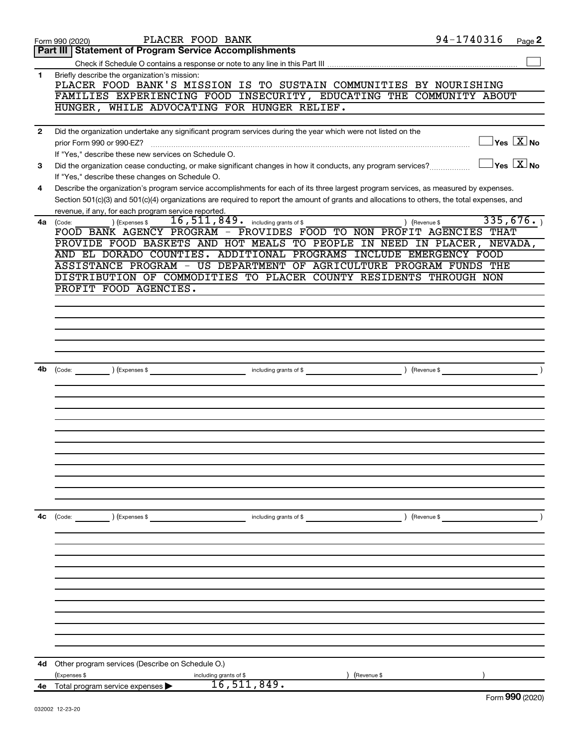Form 990 (2020) PLACER FOOD BANK 94-1740316

## Part III | Statement of Program Service Accomplishments

Check if Schedule O contains a response or note to any line in this Part III ☐

**1** Briefly describe the organization's mission:

PLACER FOOD BANK'S MISSION IS TO SUSTAIN COMMUNITIES BY NOURISHING FAMILIES EXPERIENCING FOOD INSECURITY, EDUCATING THE COMMUNITY ABOUT HUNGER, WHILE ADVOCATING FOR HUNGER RELIEF.

**2** Did the organization undertake any significant program services during the year which were not listed on the prior Form 990 or 990-EZ? ☐ Yes ☒ No

If "Yes," describe these new services on Schedule O.

**3** Did the organization cease conducting, or make significant changes in how it conducts, any program services? ☐ Yes ☒ No

If "Yes," describe these changes on Schedule O.

**4** Describe the organization's program service accomplishments for each of its three largest program services, as measured by expenses. Section 501(c)(3) and 501(c)(4) organizations are required to report the amount of grants and allocations to others, the total expenses, and revenue, if any, for each program service reported.

**4a** (Code: ) (Expenses $ 16,511,849. including grants of $ ) (Revenue $ 335,676. )

FOOD BANK AGENCY PROGRAM - PROVIDES FOOD TO NON PROFIT AGENCIES THAT PROVIDE FOOD BASKETS AND HOT MEALS TO PEOPLE IN NEED IN PLACER, NEVADA, AND EL DORADO COUNTIES. ADDITIONAL PROGRAMS INCLUDE EMERGENCY FOOD ASSISTANCE PROGRAM - US DEPARTMENT OF AGRICULTURE PROGRAM FUNDS THE DISTRIBUTION OF COMMODITIES TO PLACER COUNTY RESIDENTS THROUGH NON PROFIT FOOD AGENCIES.

**4b** (Code: ) (Expenses $ including grants of $ ) (Revenue $ )

**4c** (Code: ) (Expenses $ including grants of $ ) (Revenue $ )

**4d** Other program services (Describe on Schedule O.)

(Expenses $ including grants of $ ) (Revenue $ )

**4e** Total program service expenses ▶ 16,511,849.

Form **990** (2020)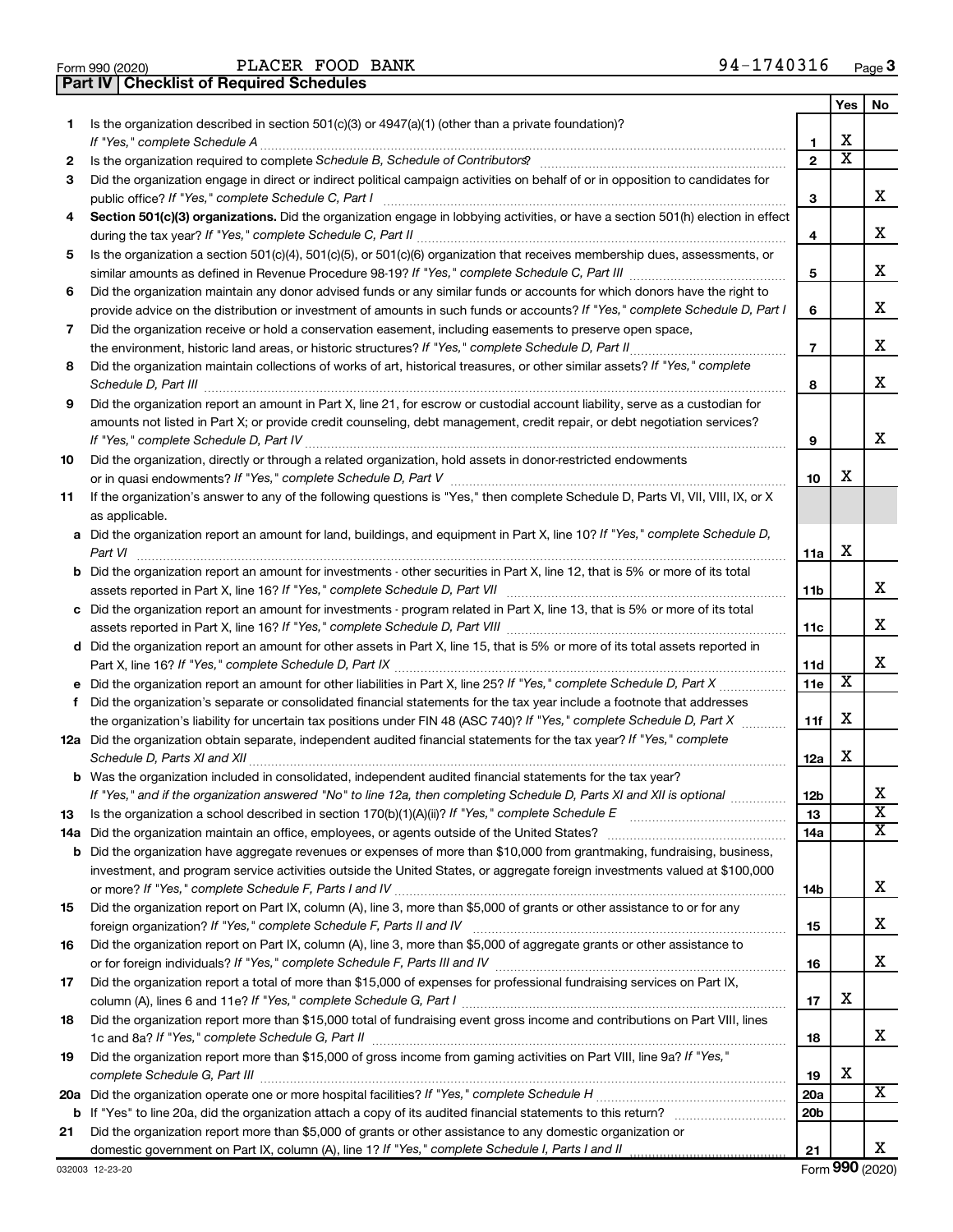Form 990 (2020) PLACER FOOD BANK 94-1740316

## Part IV Checklist of Required Schedules

| | | | Yes | No |
|---|---|---|---|---|
| 1 | Is the organization described in section 501(c)(3) or 4947(a)(1) (other than a private foundation)? *If "Yes," complete Schedule A* | 1 | X | |
| 2 | Is the organization required to complete *Schedule B, Schedule of Contributors*? | 2 | X | |
| 3 | Did the organization engage in direct or indirect political campaign activities on behalf of or in opposition to candidates for public office? *If "Yes," complete Schedule C, Part I* | 3 | | X |
| 4 | **Section 501(c)(3) organizations.** Did the organization engage in lobbying activities, or have a section 501(h) election in effect during the tax year? *If "Yes," complete Schedule C, Part II* | 4 | | X |
| 5 | Is the organization a section 501(c)(4), 501(c)(5), or 501(c)(6) organization that receives membership dues, assessments, or similar amounts as defined in Revenue Procedure 98-19? *If "Yes," complete Schedule C, Part III* | 5 | | X |
| 6 | Did the organization maintain any donor advised funds or any similar funds or accounts for which donors have the right to provide advice on the distribution or investment of amounts in such funds or accounts? *If "Yes," complete Schedule D, Part I* | 6 | | X |
| 7 | Did the organization receive or hold a conservation easement, including easements to preserve open space, the environment, historic land areas, or historic structures? *If "Yes," complete Schedule D, Part II* | 7 | | X |
| 8 | Did the organization maintain collections of works of art, historical treasures, or other similar assets? *If "Yes," complete Schedule D, Part III* | 8 | | X |
| 9 | Did the organization report an amount in Part X, line 21, for escrow or custodial account liability, serve as a custodian for amounts not listed in Part X; or provide credit counseling, debt management, credit repair, or debt negotiation services? *If "Yes," complete Schedule D, Part IV* | 9 | | X |
| 10 | Did the organization, directly or through a related organization, hold assets in donor-restricted endowments or in quasi endowments? *If "Yes," complete Schedule D, Part V* | 10 | X | |
| 11 | If the organization's answer to any of the following questions is "Yes," then complete Schedule D, Parts VI, VII, VIII, IX, or X as applicable. | | | |
| a | Did the organization report an amount for land, buildings, and equipment in Part X, line 10? *If "Yes," complete Schedule D, Part VI* | 11a | X | |
| b | Did the organization report an amount for investments - other securities in Part X, line 12, that is 5% or more of its total assets reported in Part X, line 16? *If "Yes," complete Schedule D, Part VII* | 11b | | X |
| c | Did the organization report an amount for investments - program related in Part X, line 13, that is 5% or more of its total assets reported in Part X, line 16? *If "Yes," complete Schedule D, Part VIII* | 11c | | X |
| d | Did the organization report an amount for other assets in Part X, line 15, that is 5% or more of its total assets reported in Part X, line 16? *If "Yes," complete Schedule D, Part IX* | 11d | | X |
| e | Did the organization report an amount for other liabilities in Part X, line 25? *If "Yes," complete Schedule D, Part X* | 11e | X | |
| f | Did the organization's separate or consolidated financial statements for the tax year include a footnote that addresses the organization's liability for uncertain tax positions under FIN 48 (ASC 740)? *If "Yes," complete Schedule D, Part X* | 11f | X | |
| 12a | Did the organization obtain separate, independent audited financial statements for the tax year? *If "Yes," complete Schedule D, Parts XI and XII* | 12a | X | |
| b | Was the organization included in consolidated, independent audited financial statements for the tax year? *If "Yes," and if the organization answered "No" to line 12a, then completing Schedule D, Parts XI and XII is optional* | 12b | | X |
| 13 | Is the organization a school described in section 170(b)(1)(A)(ii)? *If "Yes," complete Schedule E* | 13 | | X |
| 14a | Did the organization maintain an office, employees, or agents outside of the United States? | 14a | | X |
| b | Did the organization have aggregate revenues or expenses of more than $10,000 from grantmaking, fundraising, business, investment, and program service activities outside the United States, or aggregate foreign investments valued at $100,000 or more? *If "Yes," complete Schedule F, Parts I and IV* | 14b | | X |
| 15 | Did the organization report on Part IX, column (A), line 3, more than $5,000 of grants or other assistance to or for any foreign organization? *If "Yes," complete Schedule F, Parts II and IV* | 15 | | X |
| 16 | Did the organization report on Part IX, column (A), line 3, more than $5,000 of aggregate grants or other assistance to or for foreign individuals? *If "Yes," complete Schedule F, Parts III and IV* | 16 | | X |
| 17 | Did the organization report a total of more than $15,000 of expenses for professional fundraising services on Part IX, column (A), lines 6 and 11e? *If "Yes," complete Schedule G, Part I* | 17 | X | |
| 18 | Did the organization report more than $15,000 total of fundraising event gross income and contributions on Part VIII, lines 1c and 8a? *If "Yes," complete Schedule G, Part II* | 18 | | X |
| 19 | Did the organization report more than $15,000 of gross income from gaming activities on Part VIII, line 9a? *If "Yes," complete Schedule G, Part III* | 19 | X | |
| 20a | Did the organization operate one or more hospital facilities? *If "Yes," complete Schedule H* | 20a | | X |
| b | If "Yes" to line 20a, did the organization attach a copy of its audited financial statements to this return? | 20b | | |
| 21 | Did the organization report more than $5,000 of grants or other assistance to any domestic organization or domestic government on Part IX, column (A), line 1? *If "Yes," complete Schedule I, Parts I and II* | 21 | | X |

032003 12-23-20 Form **990** (2020)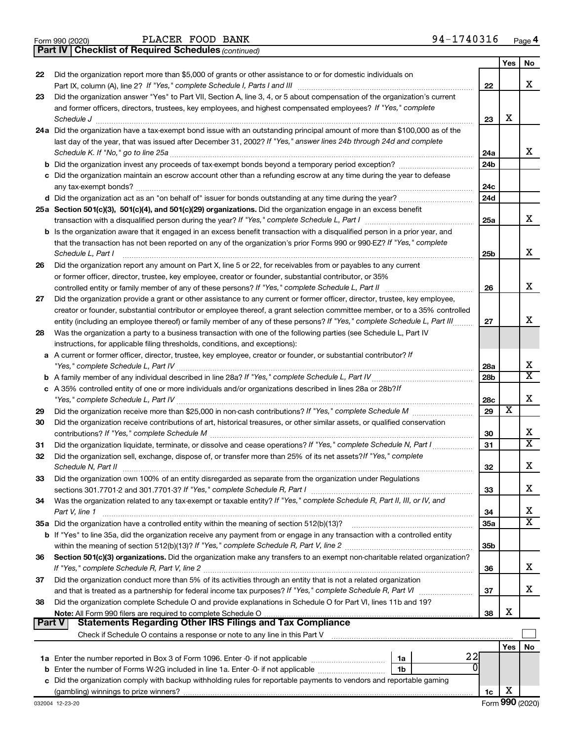Form 990 (2020) PLACER FOOD BANK 94-1740316

**Part IV | Checklist of Required Schedules** *(continued)*

| | | | Yes | No |
|---|---|---|---|---|
| 22 | Did the organization report more than $5,000 of grants or other assistance to or for domestic individuals on Part IX, column (A), line 2? *If "Yes," complete Schedule I, Parts I and III* | 22 | | X |
| 23 | Did the organization answer "Yes" to Part VII, Section A, line 3, 4, or 5 about compensation of the organization's current and former officers, directors, trustees, key employees, and highest compensated employees? *If "Yes," complete Schedule J* | 23 | X | |
| 24a | Did the organization have a tax-exempt bond issue with an outstanding principal amount of more than $100,000 as of the last day of the year, that was issued after December 31, 2002? *If "Yes," answer lines 24b through 24d and complete Schedule K. If "No," go to line 25a* | 24a | | X |
| b | Did the organization invest any proceeds of tax-exempt bonds beyond a temporary period exception? | 24b | | |
| c | Did the organization maintain an escrow account other than a refunding escrow at any time during the year to defease any tax-exempt bonds? | 24c | | |
| d | Did the organization act as an "on behalf of" issuer for bonds outstanding at any time during the year? | 24d | | |
| 25a | **Section 501(c)(3), 501(c)(4), and 501(c)(29) organizations.** Did the organization engage in an excess benefit transaction with a disqualified person during the year? *If "Yes," complete Schedule L, Part I* | 25a | | X |
| b | Is the organization aware that it engaged in an excess benefit transaction with a disqualified person in a prior year, and that the transaction has not been reported on any of the organization's prior Forms 990 or 990-EZ? *If "Yes," complete Schedule L, Part I* | 25b | | X |
| 26 | Did the organization report any amount on Part X, line 5 or 22, for receivables from or payables to any current or former officer, director, trustee, key employee, creator or founder, substantial contributor, or 35% controlled entity or family member of any of these persons? *If "Yes," complete Schedule L, Part II* | 26 | | X |
| 27 | Did the organization provide a grant or other assistance to any current or former officer, director, trustee, key employee, creator or founder, substantial contributor or employee thereof, a grant selection committee member, or to a 35% controlled entity (including an employee thereof) or family member of any of these persons? *If "Yes," complete Schedule L, Part III* | 27 | | X |
| 28 | Was the organization a party to a business transaction with one of the following parties (see Schedule L, Part IV instructions, for applicable filing thresholds, conditions, and exceptions): | | | |
| a | A current or former officer, director, trustee, key employee, creator or founder, or substantial contributor? *If "Yes," complete Schedule L, Part IV* | 28a | | X |
| b | A family member of any individual described in line 28a? *If "Yes," complete Schedule L, Part IV* | 28b | | X |
| c | A 35% controlled entity of one or more individuals and/or organizations described in lines 28a or 28b? *If "Yes," complete Schedule L, Part IV* | 28c | | X |
| 29 | Did the organization receive more than $25,000 in non-cash contributions? *If "Yes," complete Schedule M* | 29 | X | |
| 30 | Did the organization receive contributions of art, historical treasures, or other similar assets, or qualified conservation contributions? *If "Yes," complete Schedule M* | 30 | | X |
| 31 | Did the organization liquidate, terminate, or dissolve and cease operations? *If "Yes," complete Schedule N, Part I* | 31 | | X |
| 32 | Did the organization sell, exchange, dispose of, or transfer more than 25% of its net assets? *If "Yes," complete Schedule N, Part II* | 32 | | X |
| 33 | Did the organization own 100% of an entity disregarded as separate from the organization under Regulations sections 301.7701-2 and 301.7701-3? *If "Yes," complete Schedule R, Part I* | 33 | | X |
| 34 | Was the organization related to any tax-exempt or taxable entity? *If "Yes," complete Schedule R, Part II, III, or IV, and Part V, line 1* | 34 | | X |
| 35a | Did the organization have a controlled entity within the meaning of section 512(b)(13)? | 35a | | X |
| b | If "Yes" to line 35a, did the organization receive any payment from or engage in any transaction with a controlled entity within the meaning of section 512(b)(13)? *If "Yes," complete Schedule R, Part V, line 2* | 35b | | |
| 36 | **Section 501(c)(3) organizations.** Did the organization make any transfers to an exempt non-charitable related organization? *If "Yes," complete Schedule R, Part V, line 2* | 36 | | X |
| 37 | Did the organization conduct more than 5% of its activities through an entity that is not a related organization and that is treated as a partnership for federal income tax purposes? *If "Yes," complete Schedule R, Part VI* | 37 | | X |
| 38 | Did the organization complete Schedule O and provide explanations in Schedule O for Part VI, lines 11b and 19? **Note:** All Form 990 filers are required to complete Schedule O | 38 | X | |

**Part V | Statements Regarding Other IRS Filings and Tax Compliance**

Check if Schedule O contains a response or note to any line in this Part V

| | | | | | Yes | No |
|---|---|---|---|---|---|---|
| 1a | Enter the number reported in Box 3 of Form 1096. Enter -0- if not applicable | 1a | 22 | | | |
| b | Enter the number of Forms W-2G included in line 1a. Enter -0- if not applicable | 1b | 0 | | | |
| c | Did the organization comply with backup withholding rules for reportable payments to vendors and reportable gaming (gambling) winnings to prize winners? | | | 1c | X | |

032004 12-23-20 Form **990** (2020)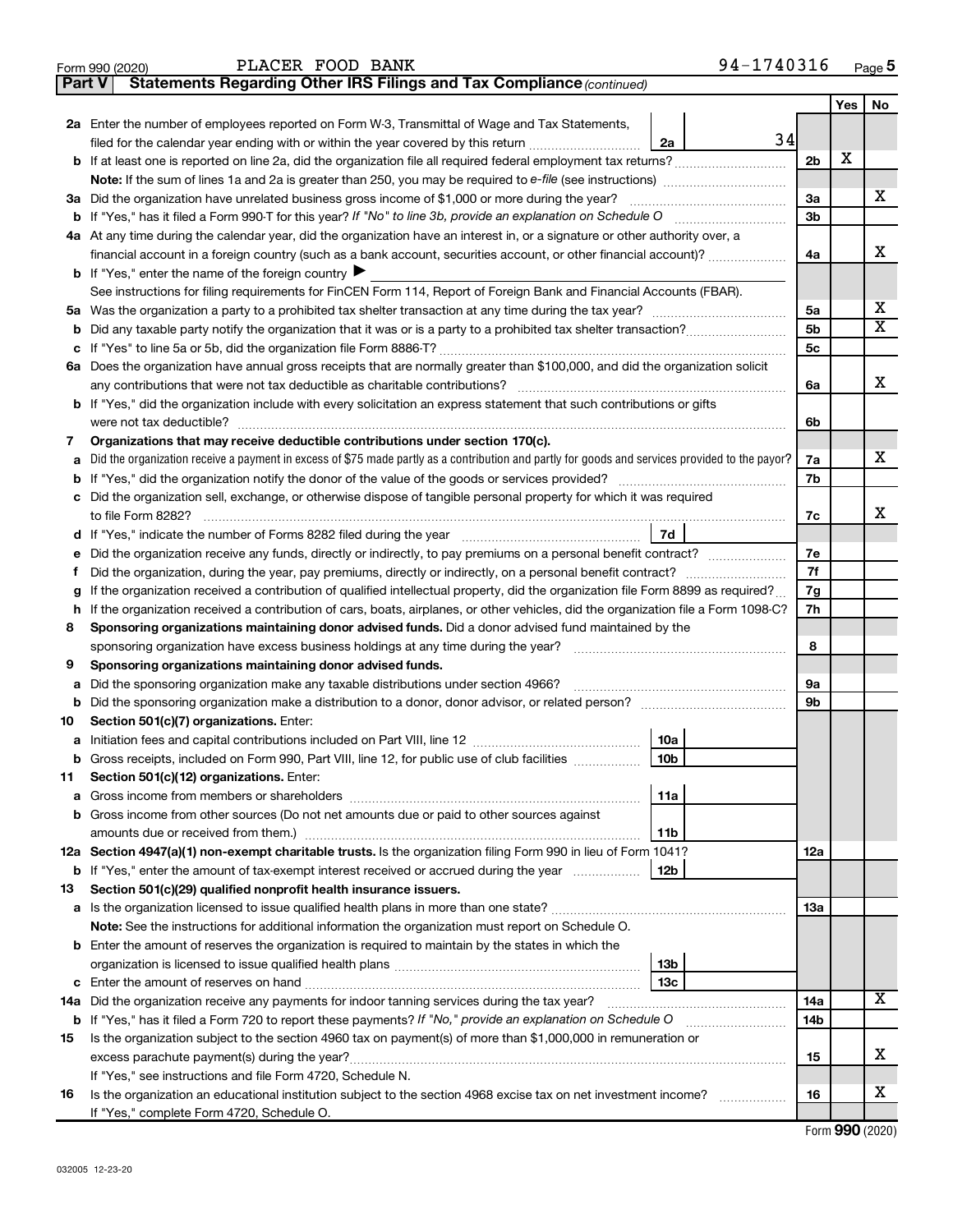Form 990 (2020) PLACER FOOD BANK 94-1740316

**Part V Statements Regarding Other IRS Filings and Tax Compliance** *(continued)*

| | | | | Yes | No |
|---|---|---|---|---|---|
| **2a** | Enter the number of employees reported on Form W-3, Transmittal of Wage and Tax Statements, filed for the calendar year ending with or within the year covered by this return | 2a | 34 | | |
| **b** | If at least one is reported on line 2a, did the organization file all required federal employment tax returns? | | 2b | X | |
| | **Note:** If the sum of lines 1a and 2a is greater than 250, you may be required to *e-file* (see instructions) | | | | |
| **3a** | Did the organization have unrelated business gross income of $1,000 or more during the year? | | 3a | | X |
| **b** | If "Yes," has it filed a Form 990-T for this year? *If "No" to line 3b, provide an explanation on Schedule O* | | 3b | | |
| **4a** | At any time during the calendar year, did the organization have an interest in, or a signature or other authority over, a financial account in a foreign country (such as a bank account, securities account, or other financial account)? | | 4a | | X |
| **b** | If "Yes," enter the name of the foreign country ▶ | | | | |
| | See instructions for filing requirements for FinCEN Form 114, Report of Foreign Bank and Financial Accounts (FBAR). | | | | |
| **5a** | Was the organization a party to a prohibited tax shelter transaction at any time during the tax year? | | 5a | | X |
| **b** | Did any taxable party notify the organization that it was or is a party to a prohibited tax shelter transaction? | | 5b | | X |
| **c** | If "Yes" to line 5a or 5b, did the organization file Form 8886-T? | | 5c | | |
| **6a** | Does the organization have annual gross receipts that are normally greater than $100,000, and did the organization solicit any contributions that were not tax deductible as charitable contributions? | | 6a | | X |
| **b** | If "Yes," did the organization include with every solicitation an express statement that such contributions or gifts were not tax deductible? | | 6b | | |
| **7** | **Organizations that may receive deductible contributions under section 170(c).** | | | | |
| **a** | Did the organization receive a payment in excess of $75 made partly as a contribution and partly for goods and services provided to the payor? | | 7a | | X |
| **b** | If "Yes," did the organization notify the donor of the value of the goods or services provided? | | 7b | | |
| **c** | Did the organization sell, exchange, or otherwise dispose of tangible personal property for which it was required to file Form 8282? | | 7c | | X |
| **d** | If "Yes," indicate the number of Forms 8282 filed during the year | 7d | | | |
| **e** | Did the organization receive any funds, directly or indirectly, to pay premiums on a personal benefit contract? | | 7e | | |
| **f** | Did the organization, during the year, pay premiums, directly or indirectly, on a personal benefit contract? | | 7f | | |
| **g** | If the organization received a contribution of qualified intellectual property, did the organization file Form 8899 as required? | | 7g | | |
| **h** | If the organization received a contribution of cars, boats, airplanes, or other vehicles, did the organization file a Form 1098-C? | | 7h | | |
| **8** | **Sponsoring organizations maintaining donor advised funds.** Did a donor advised fund maintained by the sponsoring organization have excess business holdings at any time during the year? | | 8 | | |
| **9** | **Sponsoring organizations maintaining donor advised funds.** | | | | |
| **a** | Did the sponsoring organization make any taxable distributions under section 4966? | | 9a | | |
| **b** | Did the sponsoring organization make a distribution to a donor, donor advisor, or related person? | | 9b | | |
| **10** | **Section 501(c)(7) organizations.** Enter: | | | | |
| **a** | Initiation fees and capital contributions included on Part VIII, line 12 | 10a | | | |
| **b** | Gross receipts, included on Form 990, Part VIII, line 12, for public use of club facilities | 10b | | | |
| **11** | **Section 501(c)(12) organizations.** Enter: | | | | |
| **a** | Gross income from members or shareholders | 11a | | | |
| **b** | Gross income from other sources (Do not net amounts due or paid to other sources against amounts due or received from them.) | 11b | | | |
| **12a** | **Section 4947(a)(1) non-exempt charitable trusts.** Is the organization filing Form 990 in lieu of Form 1041? | | 12a | | |
| **b** | If "Yes," enter the amount of tax-exempt interest received or accrued during the year | 12b | | | |
| **13** | **Section 501(c)(29) qualified nonprofit health insurance issuers.** | | | | |
| **a** | Is the organization licensed to issue qualified health plans in more than one state? | | 13a | | |
| | **Note:** See the instructions for additional information the organization must report on Schedule O. | | | | |
| **b** | Enter the amount of reserves the organization is required to maintain by the states in which the organization is licensed to issue qualified health plans | 13b | | | |
| **c** | Enter the amount of reserves on hand | 13c | | | |
| **14a** | Did the organization receive any payments for indoor tanning services during the tax year? | | 14a | | X |
| **b** | If "Yes," has it filed a Form 720 to report these payments? *If "No," provide an explanation on Schedule O* | | 14b | | |
| **15** | Is the organization subject to the section 4960 tax on payment(s) of more than $1,000,000 in remuneration or excess parachute payment(s) during the year? | | 15 | | X |
| | If "Yes," see instructions and file Form 4720, Schedule N. | | | | |
| **16** | Is the organization an educational institution subject to the section 4968 excise tax on net investment income? | | 16 | | X |
| | If "Yes," complete Form 4720, Schedule O. | | | | |

Form **990** (2020)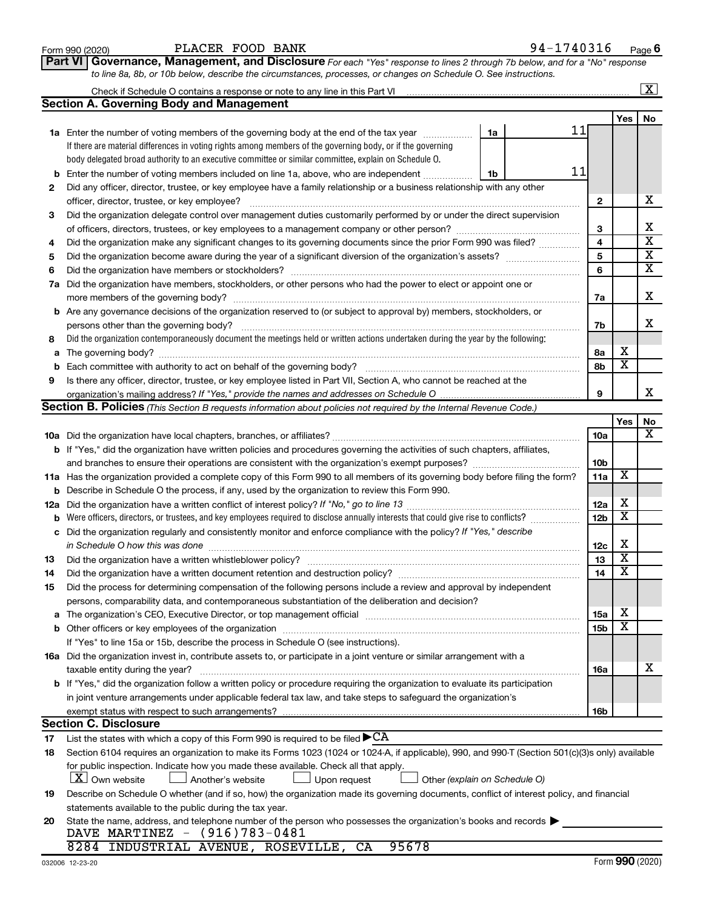Form 990 (2020) PLACER FOOD BANK 94-1740316 Page 6

## Part VI Governance, Management, and Disclosure

*For each "Yes" response to lines 2 through 7b below, and for a "No" response to line 8a, 8b, or 10b below, describe the circumstances, processes, or changes on Schedule O. See instructions.*

Check if Schedule O contains a response or note to any line in this Part VI ..... [X]

### Section A. Governing Body and Management

| | | | | Yes | No |
|---|---|---|---|---|---|
| 1a | Enter the number of voting members of the governing body at the end of the tax year. If there are material differences in voting rights among members of the governing body, or if the governing body delegated broad authority to an executive committee or similar committee, explain on Schedule O. | 1a | 11 | | |
| b | Enter the number of voting members included on line 1a, above, who are independent | 1b | 11 | | |
| 2 | Did any officer, director, trustee, or key employee have a family relationship or a business relationship with any other officer, director, trustee, or key employee? | | 2 | | X |
| 3 | Did the organization delegate control over management duties customarily performed by or under the direct supervision of officers, directors, trustees, or key employees to a management company or other person? | | 3 | | X |
| 4 | Did the organization make any significant changes to its governing documents since the prior Form 990 was filed? | | 4 | | X |
| 5 | Did the organization become aware during the year of a significant diversion of the organization's assets? | | 5 | | X |
| 6 | Did the organization have members or stockholders? | | 6 | | X |
| 7a | Did the organization have members, stockholders, or other persons who had the power to elect or appoint one or more members of the governing body? | | 7a | | X |
| b | Are any governance decisions of the organization reserved to (or subject to approval by) members, stockholders, or persons other than the governing body? | | 7b | | X |
| 8 | Did the organization contemporaneously document the meetings held or written actions undertaken during the year by the following: | | | | |
| a | The governing body? | | 8a | X | |
| b | Each committee with authority to act on behalf of the governing body? | | 8b | X | |
| 9 | Is there any officer, director, trustee, or key employee listed in Part VII, Section A, who cannot be reached at the organization's mailing address? *If "Yes," provide the names and addresses on Schedule O* | | 9 | | X |

### Section B. Policies *(This Section B requests information about policies not required by the Internal Revenue Code.)*

| | | | Yes | No |
|---|---|---|---|---|
| 10a | Did the organization have local chapters, branches, or affiliates? | 10a | | X |
| b | If "Yes," did the organization have written policies and procedures governing the activities of such chapters, affiliates, and branches to ensure their operations are consistent with the organization's exempt purposes? | 10b | | |
| 11a | Has the organization provided a complete copy of this Form 990 to all members of its governing body before filing the form? | 11a | X | |
| b | Describe in Schedule O the process, if any, used by the organization to review this Form 990. | | | |
| 12a | Did the organization have a written conflict of interest policy? *If "No," go to line 13* | 12a | X | |
| b | Were officers, directors, or trustees, and key employees required to disclose annually interests that could give rise to conflicts? | 12b | X | |
| c | Did the organization regularly and consistently monitor and enforce compliance with the policy? *If "Yes," describe in Schedule O how this was done* | 12c | X | |
| 13 | Did the organization have a written whistleblower policy? | 13 | X | |
| 14 | Did the organization have a written document retention and destruction policy? | 14 | X | |
| 15 | Did the process for determining compensation of the following persons include a review and approval by independent persons, comparability data, and contemporaneous substantiation of the deliberation and decision? | | | |
| a | The organization's CEO, Executive Director, or top management official | 15a | X | |
| b | Other officers or key employees of the organization | 15b | X | |
| | If "Yes" to line 15a or 15b, describe the process in Schedule O (see instructions). | | | |
| 16a | Did the organization invest in, contribute assets to, or participate in a joint venture or similar arrangement with a taxable entity during the year? | 16a | | X |
| b | If "Yes," did the organization follow a written policy or procedure requiring the organization to evaluate its participation in joint venture arrangements under applicable federal tax law, and take steps to safeguard the organization's exempt status with respect to such arrangements? | 16b | | |

### Section C. Disclosure

17 List the states with which a copy of this Form 990 is required to be filed ▶ CA

18 Section 6104 requires an organization to make its Forms 1023 (1024 or 1024-A, if applicable), 990, and 990-T (Section 501(c)(3)s only) available for public inspection. Indicate how you made these available. Check all that apply.

[X] Own website  [ ] Another's website  [ ] Upon request  [ ] Other *(explain on Schedule O)*

19 Describe on Schedule O whether (and if so, how) the organization made its governing documents, conflict of interest policy, and financial statements available to the public during the tax year.

20 State the name, address, and telephone number of the person who possesses the organization's books and records ▶

DAVE MARTINEZ - (916)783-0481
8284 INDUSTRIAL AVENUE, ROSEVILLE, CA 95678

032006 12-23-20 Form 990 (2020)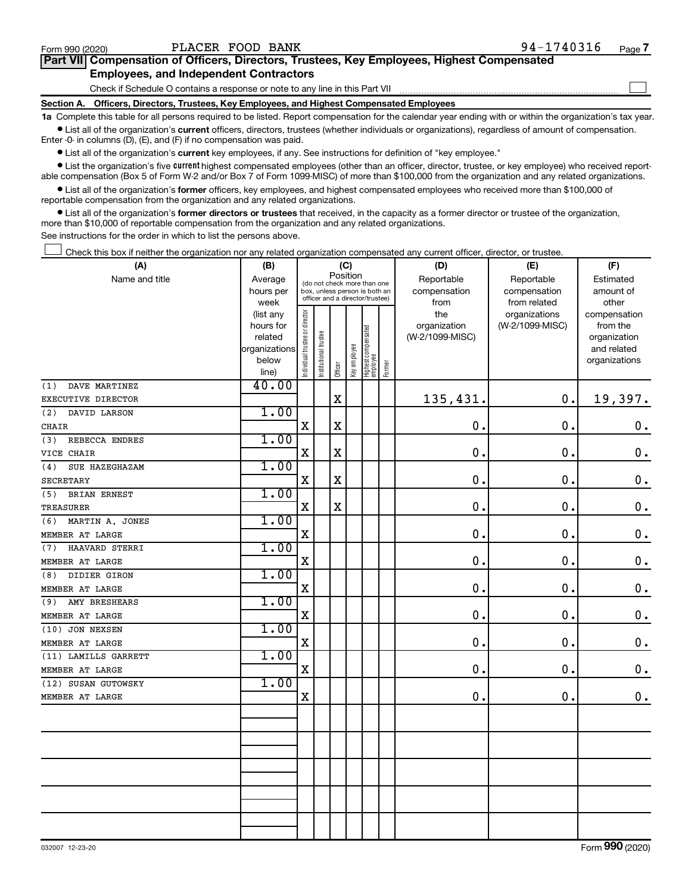Form 990 (2020) PLACER FOOD BANK 94-1740316

## Part VII Compensation of Officers, Directors, Trustees, Key Employees, Highest Compensated Employees, and Independent Contractors

Check if Schedule O contains a response or note to any line in this Part VII ☐

### Section A. Officers, Directors, Trustees, Key Employees, and Highest Compensated Employees

**1a** Complete this table for all persons required to be listed. Report compensation for the calendar year ending with or within the organization's tax year.

- List all of the organization's **current** officers, directors, trustees (whether individuals or organizations), regardless of amount of compensation. Enter -0- in columns (D), (E), and (F) if no compensation was paid.
- List all of the organization's **current** key employees, if any. See instructions for definition of "key employee."
- List the organization's five **current** highest compensated employees (other than an officer, director, trustee, or key employee) who received reportable compensation (Box 5 of Form W-2 and/or Box 7 of Form 1099-MISC) of more than $100,000 from the organization and any related organizations.
- List all of the organization's **former** officers, key employees, and highest compensated employees who received more than $100,000 of reportable compensation from the organization and any related organizations.
- List all of the organization's **former directors or trustees** that received, in the capacity as a former director or trustee of the organization, more than $10,000 of reportable compensation from the organization and any related organizations.

See instructions for the order in which to list the persons above.

☐ Check this box if neither the organization nor any related organization compensated any current officer, director, or trustee.

| (A) Name and title | (B) Average hours per week (list any hours for related organizations below line) | (C) Position: Individual trustee or director | Institutional trustee | Officer | Key employee | Highest compensated employee | Former | (D) Reportable compensation from the organization (W-2/1099-MISC) | (E) Reportable compensation from related organizations (W-2/1099-MISC) | (F) Estimated amount of other compensation from the organization and related organizations |
|---|---|---|---|---|---|---|---|---|---|---|
| (1) DAVE MARTINEZ<br>EXECUTIVE DIRECTOR | 40.00 | | | X | | | | 135,431. | 0. | 19,397. |
| (2) DAVID LARSON<br>CHAIR | 1.00 | X | | X | | | | 0. | 0. | 0. |
| (3) REBECCA ENDRES<br>VICE CHAIR | 1.00 | X | | X | | | | 0. | 0. | 0. |
| (4) SUE HAZEGHAZAM<br>SECRETARY | 1.00 | X | | X | | | | 0. | 0. | 0. |
| (5) BRIAN ERNEST<br>TREASURER | 1.00 | X | | X | | | | 0. | 0. | 0. |
| (6) MARTIN A. JONES<br>MEMBER AT LARGE | 1.00 | X | | | | | | 0. | 0. | 0. |
| (7) HAAVARD STERRI<br>MEMBER AT LARGE | 1.00 | X | | | | | | 0. | 0. | 0. |
| (8) DIDIER GIRON<br>MEMBER AT LARGE | 1.00 | X | | | | | | 0. | 0. | 0. |
| (9) AMY BRESHEARS<br>MEMBER AT LARGE | 1.00 | X | | | | | | 0. | 0. | 0. |
| (10) JON NEXSEN<br>MEMBER AT LARGE | 1.00 | X | | | | | | 0. | 0. | 0. |
| (11) LAMILLS GARRETT<br>MEMBER AT LARGE | 1.00 | X | | | | | | 0. | 0. | 0. |
| (12) SUSAN GUTOWSKY<br>MEMBER AT LARGE | 1.00 | X | | | | | | 0. | 0. | 0. |

032007 12-23-20 Form 990 (2020)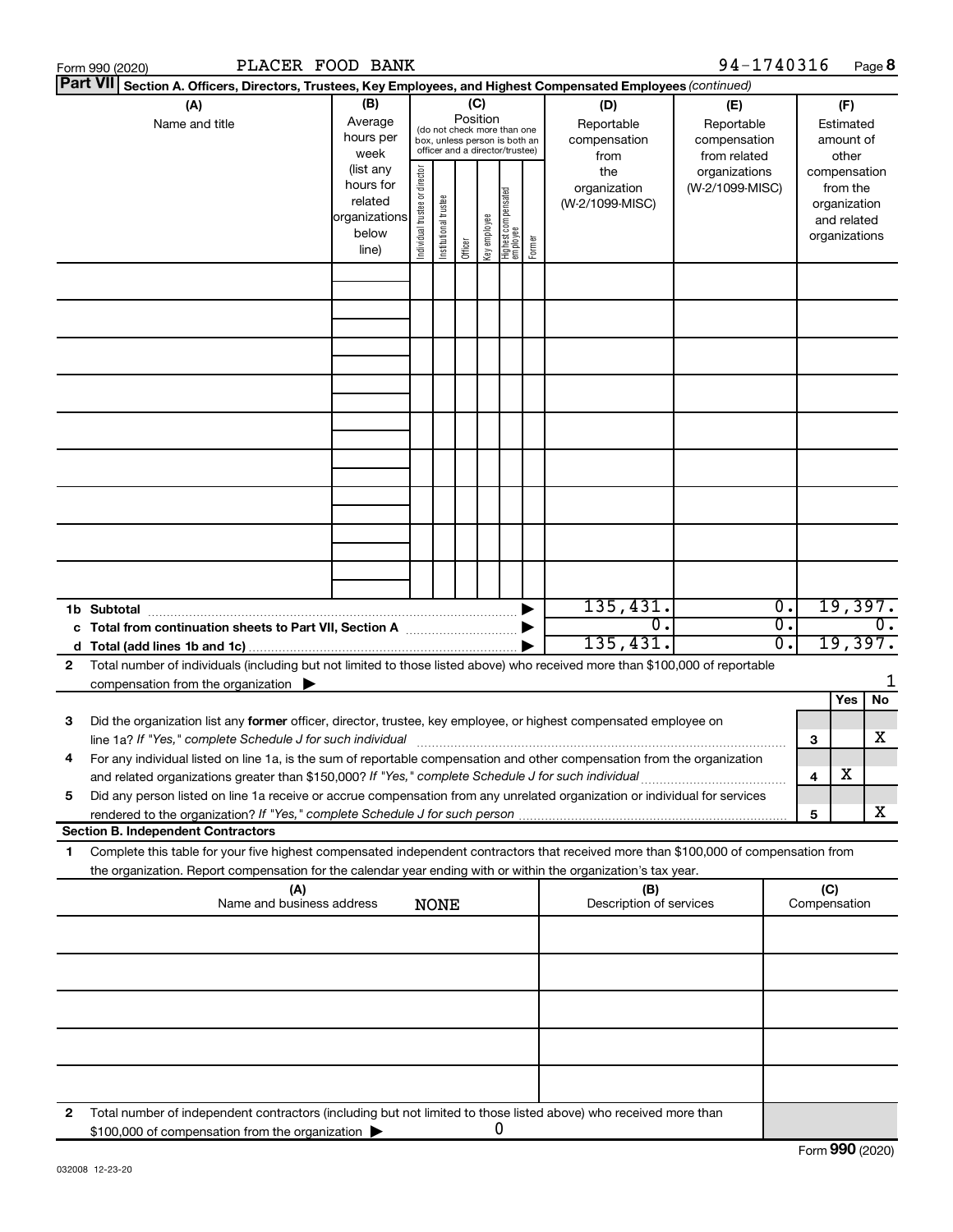Form 990 (2020) PLACER FOOD BANK 94-1740316

**Part VII** **Section A. Officers, Directors, Trustees, Key Employees, and Highest Compensated Employees** *(continued)*

| (A) Name and title | (B) Average hours per week (list any hours for related organizations below line) | (C) Position (do not check more than one box, unless person is both an officer and a director/trustee): Individual trustee or director | Institutional trustee | Officer | Key employee | Highest compensated employee | Former | (D) Reportable compensation from the organization (W-2/1099-MISC) | (E) Reportable compensation from related organizations (W-2/1099-MISC) | (F) Estimated amount of other compensation from the organization and related organizations |
|---|---|---|---|---|---|---|---|---|---|---|
| | | | | | | | | | | |
| | | | | | | | | | | |
| | | | | | | | | | | |
| | | | | | | | | | | |
| | | | | | | | | | | |
| | | | | | | | | | | |
| | | | | | | | | | | |
| | | | | | | | | | | |
| | | | | | | | | | | |
| **1b Subtotal** | | | | | | | | 135,431. | 0. | 19,397. |
| **c Total from continuation sheets to Part VII, Section A** | | | | | | | | 0. | 0. | 0. |
| **d Total (add lines 1b and 1c)** | | | | | | | | 135,431. | 0. | 19,397. |

**2** Total number of individuals (including but not limited to those listed above) who received more than $100,000 of reportable compensation from the organization ▶ 1

| | | Yes | No |
|---|---|---|---|
| **3** Did the organization list any **former** officer, director, trustee, key employee, or highest compensated employee on line 1a? *If "Yes," complete Schedule J for such individual* | 3 | | X |
| **4** For any individual listed on line 1a, is the sum of reportable compensation and other compensation from the organization and related organizations greater than $150,000? *If "Yes," complete Schedule J for such individual* | 4 | X | |
| **5** Did any person listed on line 1a receive or accrue compensation from any unrelated organization or individual for services rendered to the organization? *If "Yes," complete Schedule J for such person* | 5 | | X |

**Section B. Independent Contractors**

**1** Complete this table for your five highest compensated independent contractors that received more than $100,000 of compensation from the organization. Report compensation for the calendar year ending with or within the organization's tax year.

| (A) Name and business address NONE | (B) Description of services | (C) Compensation |
|---|---|---|
| | | |
| | | |
| | | |
| | | |
| | | |

**2** Total number of independent contractors (including but not limited to those listed above) who received more than $100,000 of compensation from the organization ▶ 0

032008 12-23-20 Form **990** (2020)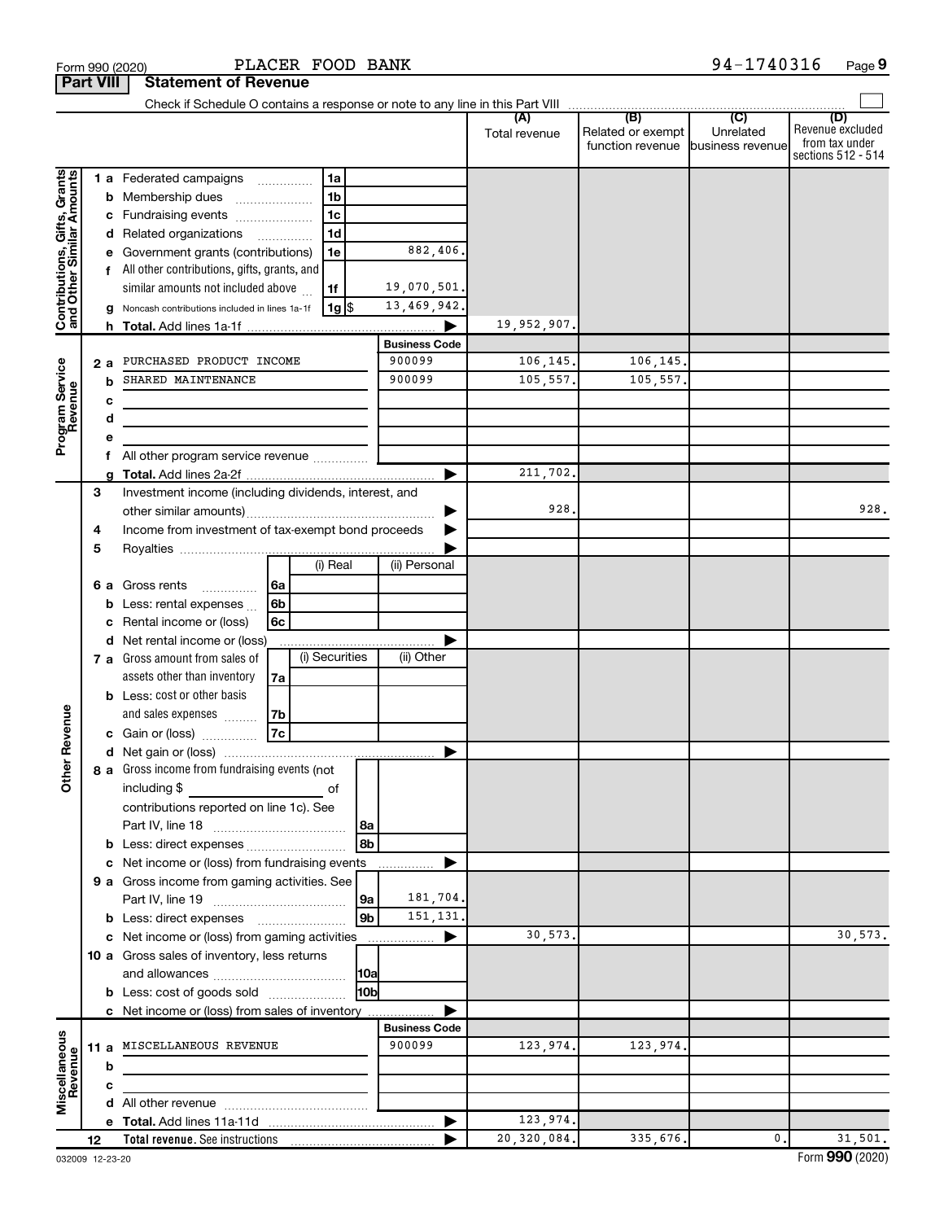Form 990 (2020) PLACER FOOD BANK 94-1740316

## Part VIII Statement of Revenue

Check if Schedule O contains a response or note to any line in this Part VIII

| | | | | (A) Total revenue | (B) Related or exempt function revenue | (C) Unrelated business revenue | (D) Revenue excluded from tax under sections 512 - 514 |
|---|---|---|---|---|---|---|---|
| **Contributions, Gifts, Grants and Other Similar Amounts** | 1 a Federated campaigns | 1a | | | | | |
| | b Membership dues | 1b | | | | | |
| | c Fundraising events | 1c | | | | | |
| | d Related organizations | 1d | | | | | |
| | e Government grants (contributions) | 1e | 882,406. | | | | |
| | f All other contributions, gifts, grants, and similar amounts not included above | 1f | 19,070,501. | | | | |
| | g Noncash contributions included in lines 1a-1f | 1g $ | 13,469,942. | | | | |
| | h **Total.** Add lines 1a-1f | | | 19,952,907. | | | |
| | | | **Business Code** | | | | |
| **Program Service Revenue** | 2 a PURCHASED PRODUCT INCOME | | 900099 | 106,145. | 106,145. | | |
| | b SHARED MAINTENANCE | | 900099 | 105,557. | 105,557. | | |
| | c | | | | | | |
| | d | | | | | | |
| | e | | | | | | |
| | f All other program service revenue | | | | | | |
| | g **Total.** Add lines 2a-2f | | | 211,702. | | | |
| **Other Revenue** | 3 Investment income (including dividends, interest, and other similar amounts) | | | 928. | | | 928. |
| | 4 Income from investment of tax-exempt bond proceeds | | | | | | |
| | 5 Royalties | | | | | | |
| | | | (i) Real | (ii) Personal | | | |
| | 6 a Gross rents | 6a | | | | | |
| | b Less: rental expenses | 6b | | | | | |
| | c Rental income or (loss) | 6c | | | | | |
| | d Net rental income or (loss) | | | | | | |
| | | | (i) Securities | (ii) Other | | | |
| | 7 a Gross amount from sales of assets other than inventory | 7a | | | | | |
| | b Less: cost or other basis and sales expenses | 7b | | | | | |
| | c Gain or (loss) | 7c | | | | | |
| | d Net gain or (loss) | | | | | | |
| | 8 a Gross income from fundraising events (not including $ of contributions reported on line 1c). See Part IV, line 18 | 8a | | | | | |
| | b Less: direct expenses | 8b | | | | | |
| | c Net income or (loss) from fundraising events | | | | | | |
| | 9 a Gross income from gaming activities. See Part IV, line 19 | 9a | 181,704. | | | | |
| | b Less: direct expenses | 9b | 151,131. | | | | |
| | c Net income or (loss) from gaming activities | | | 30,573. | | | 30,573. |
| | 10 a Gross sales of inventory, less returns and allowances | 10a | | | | | |
| | b Less: cost of goods sold | 10b | | | | | |
| | c Net income or (loss) from sales of inventory | | | | | | |
| | | | **Business Code** | | | | |
| **Miscellaneous Revenue** | 11 a MISCELLANEOUS REVENUE | | 900099 | 123,974. | 123,974. | | |
| | b | | | | | | |
| | c | | | | | | |
| | d All other revenue | | | | | | |
| | e **Total.** Add lines 11a-11d | | | 123,974. | | | |
| | 12 **Total revenue.** See instructions | | | 20,320,084. | 335,676. | 0. | 31,501. |

032009 12-23-20 Form **990** (2020)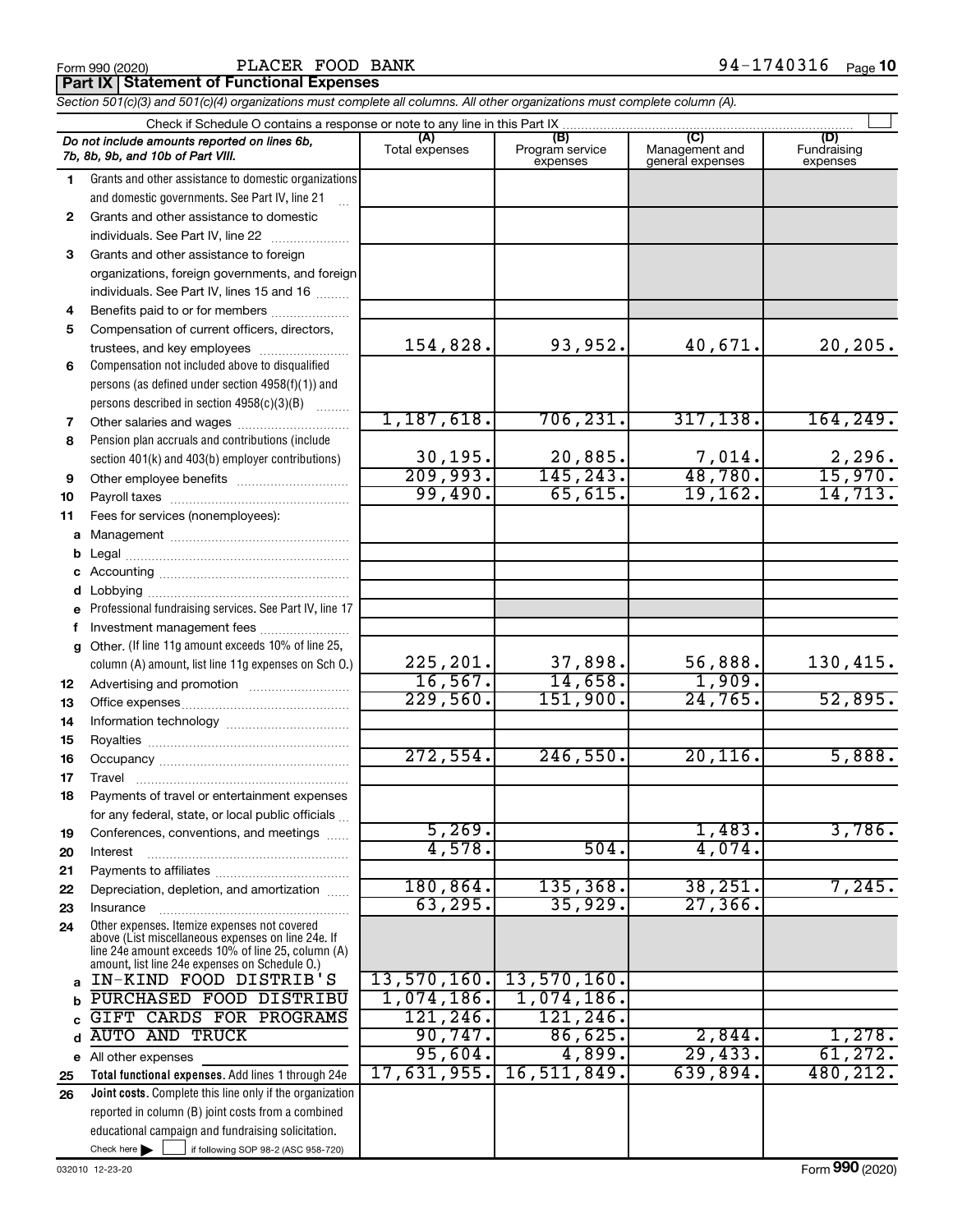Form 990 (2020) PLACER FOOD BANK 94-1740316

## Part IX Statement of Functional Expenses

*Section 501(c)(3) and 501(c)(4) organizations must complete all columns. All other organizations must complete column (A).*

Check if Schedule O contains a response or note to any line in this Part IX ☐

| | *Do not include amounts reported on lines 6b, 7b, 8b, 9b, and 10b of Part VIII.* | (A) Total expenses | (B) Program service expenses | (C) Management and general expenses | (D) Fundraising expenses |
|---|---|---|---|---|---|
| 1 | Grants and other assistance to domestic organizations and domestic governments. See Part IV, line 21 | | | | |
| 2 | Grants and other assistance to domestic individuals. See Part IV, line 22 | | | | |
| 3 | Grants and other assistance to foreign organizations, foreign governments, and foreign individuals. See Part IV, lines 15 and 16 | | | | |
| 4 | Benefits paid to or for members | | | | |
| 5 | Compensation of current officers, directors, trustees, and key employees | 154,828. | 93,952. | 40,671. | 20,205. |
| 6 | Compensation not included above to disqualified persons (as defined under section 4958(f)(1)) and persons described in section 4958(c)(3)(B) | | | | |
| 7 | Other salaries and wages | 1,187,618. | 706,231. | 317,138. | 164,249. |
| 8 | Pension plan accruals and contributions (include section 401(k) and 403(b) employer contributions) | 30,195. | 20,885. | 7,014. | 2,296. |
| 9 | Other employee benefits | 209,993. | 145,243. | 48,780. | 15,970. |
| 10 | Payroll taxes | 99,490. | 65,615. | 19,162. | 14,713. |
| 11 | Fees for services (nonemployees): | | | | |
| a | Management | | | | |
| b | Legal | | | | |
| c | Accounting | | | | |
| d | Lobbying | | | | |
| e | Professional fundraising services. See Part IV, line 17 | | | | |
| f | Investment management fees | | | | |
| g | Other. (If line 11g amount exceeds 10% of line 25, column (A) amount, list line 11g expenses on Sch O.) | 225,201. | 37,898. | 56,888. | 130,415. |
| 12 | Advertising and promotion | 16,567. | 14,658. | 1,909. | |
| 13 | Office expenses | 229,560. | 151,900. | 24,765. | 52,895. |
| 14 | Information technology | | | | |
| 15 | Royalties | | | | |
| 16 | Occupancy | 272,554. | 246,550. | 20,116. | 5,888. |
| 17 | Travel | | | | |
| 18 | Payments of travel or entertainment expenses for any federal, state, or local public officials | | | | |
| 19 | Conferences, conventions, and meetings | 5,269. | | 1,483. | 3,786. |
| 20 | Interest | 4,578. | 504. | 4,074. | |
| 21 | Payments to affiliates | | | | |
| 22 | Depreciation, depletion, and amortization | 180,864. | 135,368. | 38,251. | 7,245. |
| 23 | Insurance | 63,295. | 35,929. | 27,366. | |
| 24 | Other expenses. Itemize expenses not covered above (List miscellaneous expenses on line 24e. If line 24e amount exceeds 10% of line 25, column (A) amount, list line 24e expenses on Schedule O.) | | | | |
| a | IN-KIND FOOD DISTRIB'S | 13,570,160. | 13,570,160. | | |
| b | PURCHASED FOOD DISTRIBU | 1,074,186. | 1,074,186. | | |
| c | GIFT CARDS FOR PROGRAMS | 121,246. | 121,246. | | |
| d | AUTO AND TRUCK | 90,747. | 86,625. | 2,844. | 1,278. |
| e | All other expenses | 95,604. | 4,899. | 29,433. | 61,272. |
| 25 | **Total functional expenses.** Add lines 1 through 24e | 17,631,955. | 16,511,849. | 639,894. | 480,212. |
| 26 | **Joint costs.** Complete this line only if the organization reported in column (B) joint costs from a combined educational campaign and fundraising solicitation. Check here ☐ if following SOP 98-2 (ASC 958-720) | | | | |

032010 12-23-20 Form **990** (2020)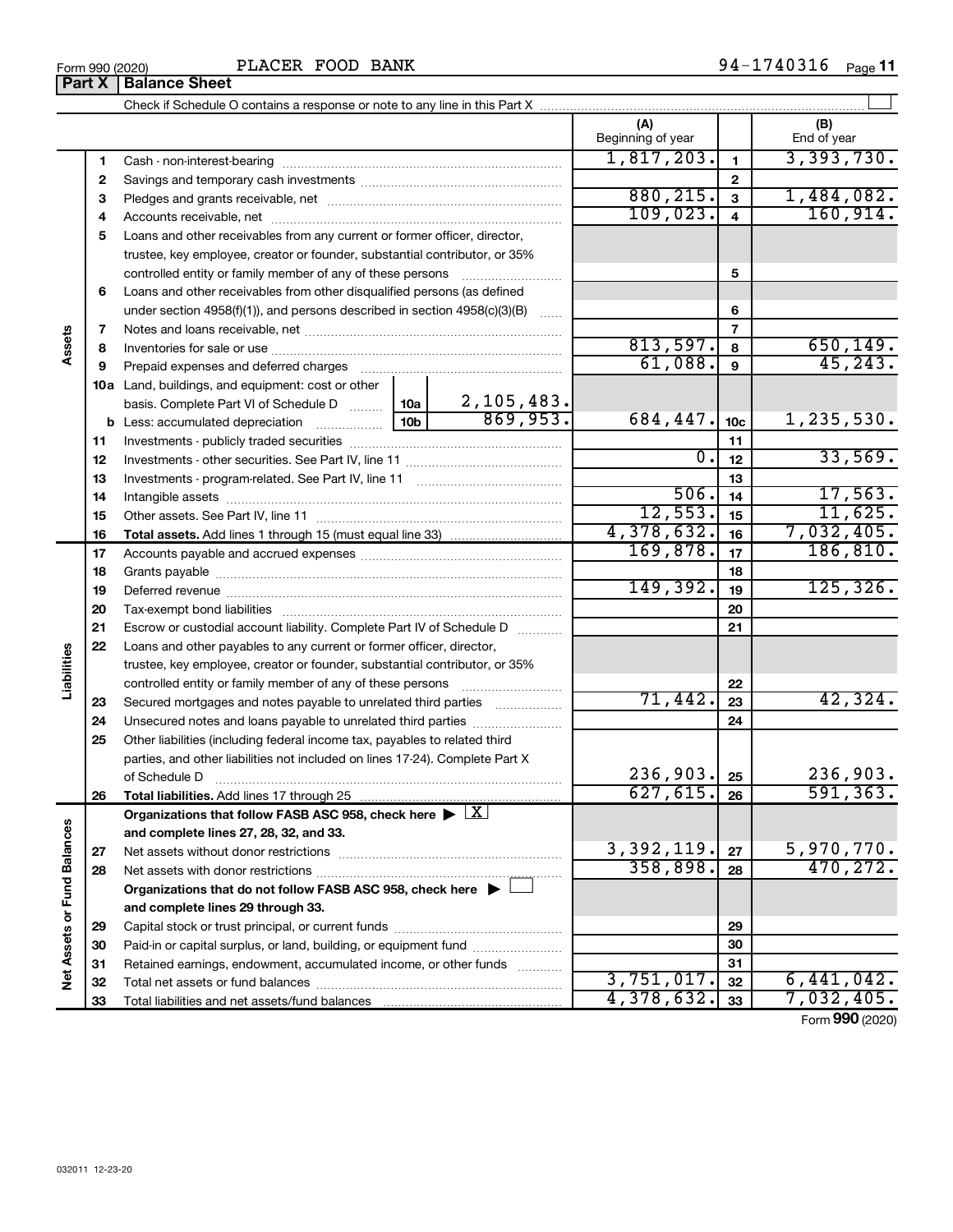Form 990 (2020) PLACER FOOD BANK 94-1740316

## Part X Balance Sheet

Check if Schedule O contains a response or note to any line in this Part X ☐

| | | | (A) Beginning of year | | (B) End of year |
|---|---|---|---|---|---|
| **Assets** | 1 | Cash - non-interest-bearing | 1,817,203. | 1 | 3,393,730. |
| | 2 | Savings and temporary cash investments | | 2 | |
| | 3 | Pledges and grants receivable, net | 880,215. | 3 | 1,484,082. |
| | 4 | Accounts receivable, net | 109,023. | 4 | 160,914. |
| | 5 | Loans and other receivables from any current or former officer, director, trustee, key employee, creator or founder, substantial contributor, or 35% controlled entity or family member of any of these persons | | 5 | |
| | 6 | Loans and other receivables from other disqualified persons (as defined under section 4958(f)(1)), and persons described in section 4958(c)(3)(B) | | 6 | |
| | 7 | Notes and loans receivable, net | | 7 | |
| | 8 | Inventories for sale or use | 813,597. | 8 | 650,149. |
| | 9 | Prepaid expenses and deferred charges | 61,088. | 9 | 45,243. |
| | 10a | Land, buildings, and equipment: cost or other basis. Complete Part VI of Schedule D — 10a: 2,105,483. | | | |
| | b | Less: accumulated depreciation — 10b: 869,953. | 684,447. | 10c | 1,235,530. |
| | 11 | Investments - publicly traded securities | | 11 | |
| | 12 | Investments - other securities. See Part IV, line 11 | 0. | 12 | 33,569. |
| | 13 | Investments - program-related. See Part IV, line 11 | | 13 | |
| | 14 | Intangible assets | 506. | 14 | 17,563. |
| | 15 | Other assets. See Part IV, line 11 | 12,553. | 15 | 11,625. |
| | 16 | **Total assets.** Add lines 1 through 15 (must equal line 33) | 4,378,632. | 16 | 7,032,405. |
| **Liabilities** | 17 | Accounts payable and accrued expenses | 169,878. | 17 | 186,810. |
| | 18 | Grants payable | | 18 | |
| | 19 | Deferred revenue | 149,392. | 19 | 125,326. |
| | 20 | Tax-exempt bond liabilities | | 20 | |
| | 21 | Escrow or custodial account liability. Complete Part IV of Schedule D | | 21 | |
| | 22 | Loans and other payables to any current or former officer, director, trustee, key employee, creator or founder, substantial contributor, or 35% controlled entity or family member of any of these persons | | 22 | |
| | 23 | Secured mortgages and notes payable to unrelated third parties | 71,442. | 23 | 42,324. |
| | 24 | Unsecured notes and loans payable to unrelated third parties | | 24 | |
| | 25 | Other liabilities (including federal income tax, payables to related third parties, and other liabilities not included on lines 17-24). Complete Part X of Schedule D | 236,903. | 25 | 236,903. |
| | 26 | **Total liabilities.** Add lines 17 through 25 | 627,615. | 26 | 591,363. |
| **Net Assets or Fund Balances** | | **Organizations that follow FASB ASC 958, check here ▶ ☒ and complete lines 27, 28, 32, and 33.** | | | |
| | 27 | Net assets without donor restrictions | 3,392,119. | 27 | 5,970,770. |
| | 28 | Net assets with donor restrictions | 358,898. | 28 | 470,272. |
| | | **Organizations that do not follow FASB ASC 958, check here ▶ ☐ and complete lines 29 through 33.** | | | |
| | 29 | Capital stock or trust principal, or current funds | | 29 | |
| | 30 | Paid-in or capital surplus, or land, building, or equipment fund | | 30 | |
| | 31 | Retained earnings, endowment, accumulated income, or other funds | | 31 | |
| | 32 | Total net assets or fund balances | 3,751,017. | 32 | 6,441,042. |
| | 33 | Total liabilities and net assets/fund balances | 4,378,632. | 33 | 7,032,405. |

Form **990** (2020)

032011 12-23-20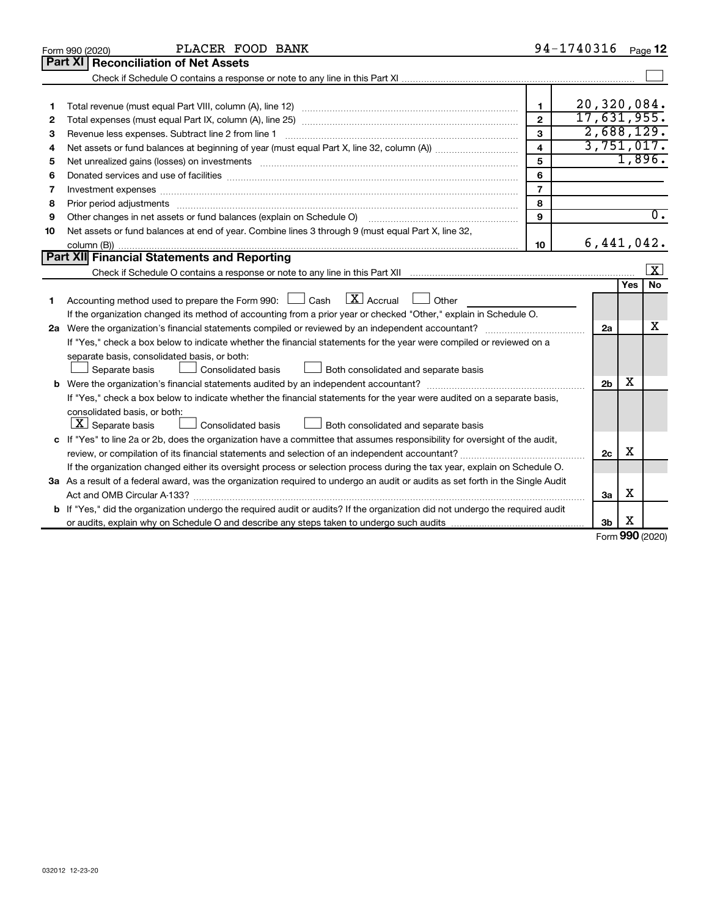Form 990 (2020) PLACER FOOD BANK 94-1740316

## Part XI Reconciliation of Net Assets

Check if Schedule O contains a response or note to any line in this Part XI ☐

| | | | |
|---|---|---|---|
| 1 | Total revenue (must equal Part VIII, column (A), line 12) | 1 | 20,320,084. |
| 2 | Total expenses (must equal Part IX, column (A), line 25) | 2 | 17,631,955. |
| 3 | Revenue less expenses. Subtract line 2 from line 1 | 3 | 2,688,129. |
| 4 | Net assets or fund balances at beginning of year (must equal Part X, line 32, column (A)) | 4 | 3,751,017. |
| 5 | Net unrealized gains (losses) on investments | 5 | 1,896. |
| 6 | Donated services and use of facilities | 6 | |
| 7 | Investment expenses | 7 | |
| 8 | Prior period adjustments | 8 | |
| 9 | Other changes in net assets or fund balances (explain on Schedule O) | 9 | 0. |
| 10 | Net assets or fund balances at end of year. Combine lines 3 through 9 (must equal Part X, line 32, column (B)) | 10 | 6,441,042. |

## Part XII Financial Statements and Reporting

Check if Schedule O contains a response or note to any line in this Part XII ☒

| | | | Yes | No |
|---|---|---|---|---|
| 1 | Accounting method used to prepare the Form 990: ☐ Cash ☒ Accrual ☐ Other<br>If the organization changed its method of accounting from a prior year or checked "Other," explain in Schedule O. | | | |
| 2a | Were the organization's financial statements compiled or reviewed by an independent accountant?<br>If "Yes," check a box below to indicate whether the financial statements for the year were compiled or reviewed on a separate basis, consolidated basis, or both:<br>☐ Separate basis ☐ Consolidated basis ☐ Both consolidated and separate basis | 2a | | X |
| b | Were the organization's financial statements audited by an independent accountant?<br>If "Yes," check a box below to indicate whether the financial statements for the year were audited on a separate basis, consolidated basis, or both:<br>☒ Separate basis ☐ Consolidated basis ☐ Both consolidated and separate basis | 2b | X | |
| c | If "Yes" to line 2a or 2b, does the organization have a committee that assumes responsibility for oversight of the audit, review, or compilation of its financial statements and selection of an independent accountant?<br>If the organization changed either its oversight process or selection process during the tax year, explain on Schedule O. | 2c | X | |
| 3a | As a result of a federal award, was the organization required to undergo an audit or audits as set forth in the Single Audit Act and OMB Circular A-133? | 3a | X | |
| b | If "Yes," did the organization undergo the required audit or audits? If the organization did not undergo the required audit or audits, explain why on Schedule O and describe any steps taken to undergo such audits | 3b | X | |

Form 990 (2020)

032012 12-23-20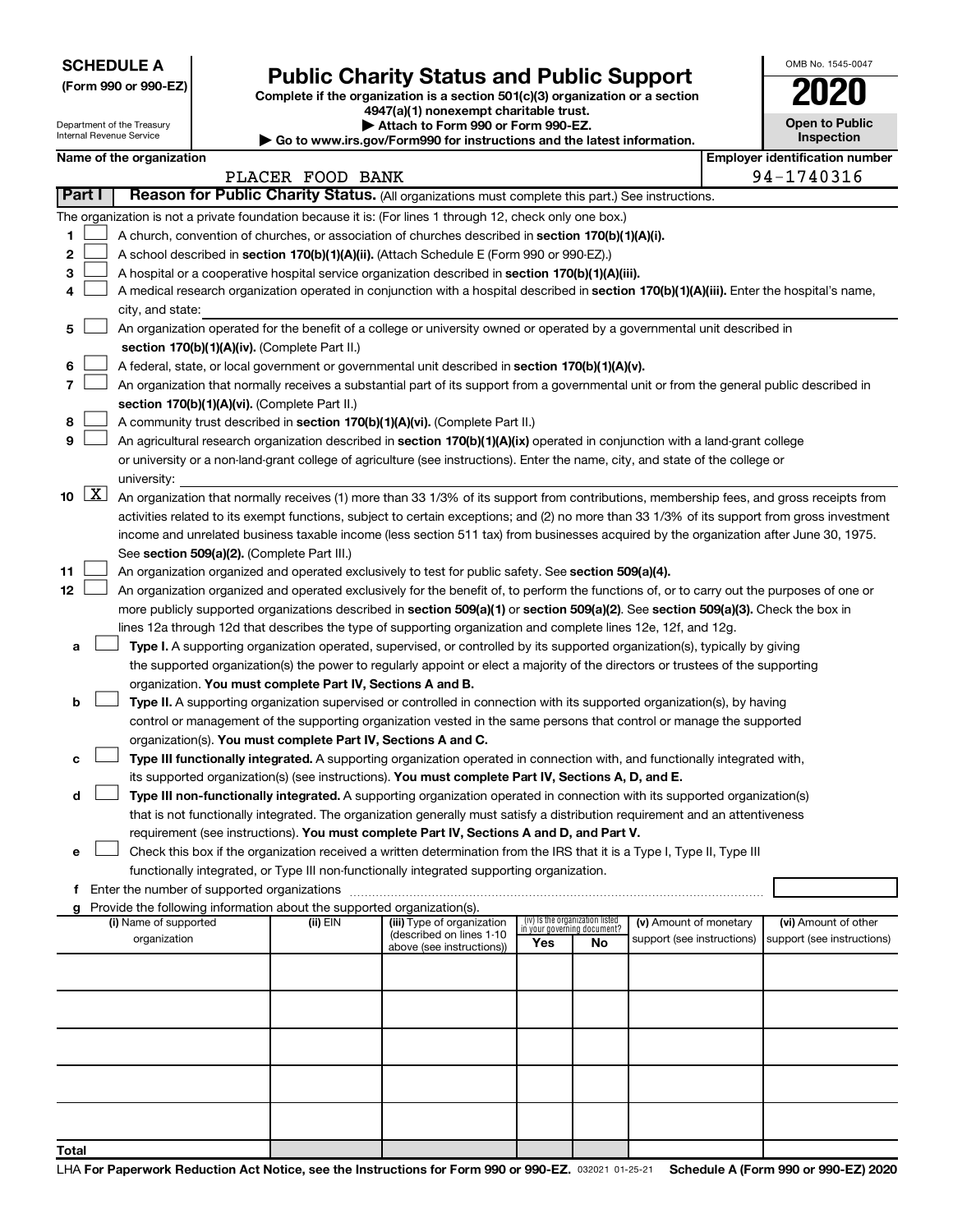**SCHEDULE A**
**(Form 990 or 990-EZ)**

Department of the Treasury
Internal Revenue Service

# Public Charity Status and Public Support

**Complete if the organization is a section 501(c)(3) organization or a section 4947(a)(1) nonexempt charitable trust.**
**▶ Attach to Form 990 or Form 990-EZ.**
**▶ Go to www.irs.gov/Form990 for instructions and the latest information.**

OMB No. 1545-0047

**2020**

**Open to Public Inspection**

**Name of the organization**
PLACER FOOD BANK

**Employer identification number**
94-1740316

## Part I — Reason for Public Charity Status. (All organizations must complete this part.) See instructions.

The organization is not a private foundation because it is: (For lines 1 through 12, check only one box.)

1 ☐ A church, convention of churches, or association of churches described in **section 170(b)(1)(A)(i).**

2 ☐ A school described in **section 170(b)(1)(A)(ii).** (Attach Schedule E (Form 990 or 990-EZ).)

3 ☐ A hospital or a cooperative hospital service organization described in **section 170(b)(1)(A)(iii).**

4 ☐ A medical research organization operated in conjunction with a hospital described in **section 170(b)(1)(A)(iii).** Enter the hospital's name, city, and state:

5 ☐ An organization operated for the benefit of a college or university owned or operated by a governmental unit described in **section 170(b)(1)(A)(iv).** (Complete Part II.)

6 ☐ A federal, state, or local government or governmental unit described in **section 170(b)(1)(A)(v).**

7 ☐ An organization that normally receives a substantial part of its support from a governmental unit or from the general public described in **section 170(b)(1)(A)(vi).** (Complete Part II.)

8 ☐ A community trust described in **section 170(b)(1)(A)(vi).** (Complete Part II.)

9 ☐ An agricultural research organization described in **section 170(b)(1)(A)(ix)** operated in conjunction with a land-grant college or university or a non-land-grant college of agriculture (see instructions). Enter the name, city, and state of the college or university:

10 ☒ An organization that normally receives (1) more than 33 1/3% of its support from contributions, membership fees, and gross receipts from activities related to its exempt functions, subject to certain exceptions; and (2) no more than 33 1/3% of its support from gross investment income and unrelated business taxable income (less section 511 tax) from businesses acquired by the organization after June 30, 1975. See **section 509(a)(2).** (Complete Part III.)

11 ☐ An organization organized and operated exclusively to test for public safety. See **section 509(a)(4).**

12 ☐ An organization organized and operated exclusively for the benefit of, to perform the functions of, or to carry out the purposes of one or more publicly supported organizations described in **section 509(a)(1)** or **section 509(a)(2)**. See **section 509(a)(3).** Check the box in lines 12a through 12d that describes the type of supporting organization and complete lines 12e, 12f, and 12g.

a ☐ **Type I.** A supporting organization operated, supervised, or controlled by its supported organization(s), typically by giving the supported organization(s) the power to regularly appoint or elect a majority of the directors or trustees of the supporting organization. **You must complete Part IV, Sections A and B.**

b ☐ **Type II.** A supporting organization supervised or controlled in connection with its supported organization(s), by having control or management of the supporting organization vested in the same persons that control or manage the supported organization(s). **You must complete Part IV, Sections A and C.**

c ☐ **Type III functionally integrated.** A supporting organization operated in connection with, and functionally integrated with, its supported organization(s) (see instructions). **You must complete Part IV, Sections A, D, and E.**

d ☐ **Type III non-functionally integrated.** A supporting organization operated in connection with its supported organization(s) that is not functionally integrated. The organization generally must satisfy a distribution requirement and an attentiveness requirement (see instructions). **You must complete Part IV, Sections A and D, and Part V.**

e ☐ Check this box if the organization received a written determination from the IRS that it is a Type I, Type II, Type III functionally integrated, or Type III non-functionally integrated supporting organization.

f Enter the number of supported organizations

g Provide the following information about the supported organization(s).

| (i) Name of supported organization | (ii) EIN | (iii) Type of organization (described on lines 1-10 above (see instructions)) | (iv) Is the organization listed in your governing document? Yes | No | (v) Amount of monetary support (see instructions) | (vi) Amount of other support (see instructions) |
|---|---|---|---|---|---|---|
| | | | | | | |
| | | | | | | |
| | | | | | | |
| | | | | | | |
| | | | | | | |
| **Total** | | | | | | |

LHA **For Paperwork Reduction Act Notice, see the Instructions for Form 990 or 990-EZ.** 032021 01-25-21 **Schedule A (Form 990 or 990-EZ) 2020**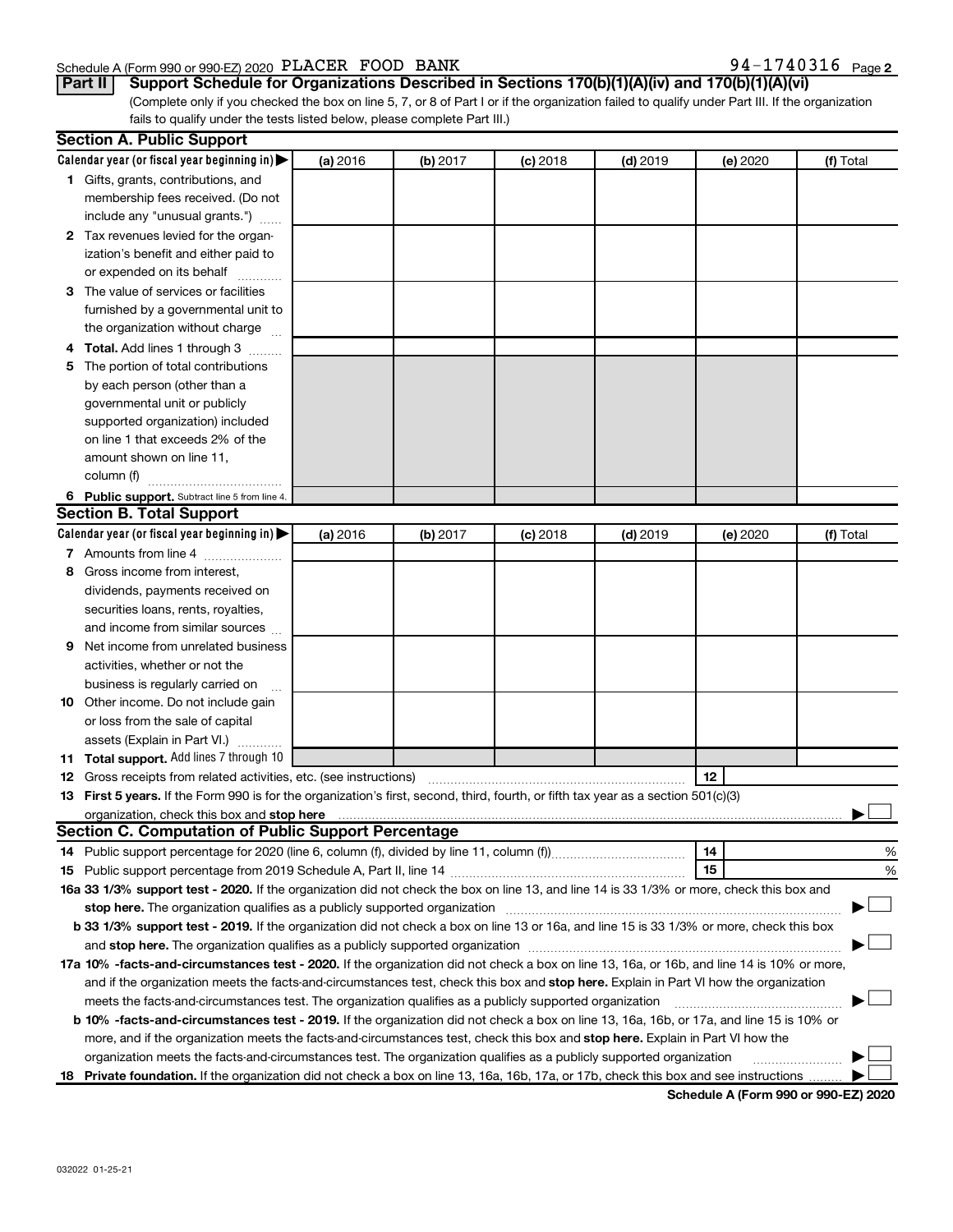Schedule A (Form 990 or 990-EZ) 2020 PLACER FOOD BANK 94-1740316 Page 2

**Part II** **Support Schedule for Organizations Described in Sections 170(b)(1)(A)(iv) and 170(b)(1)(A)(vi)**

(Complete only if you checked the box on line 5, 7, or 8 of Part I or if the organization failed to qualify under Part III. If the organization fails to qualify under the tests listed below, please complete Part III.)

## Section A. Public Support

| Calendar year (or fiscal year beginning in) ▶ | (a) 2016 | (b) 2017 | (c) 2018 | (d) 2019 | (e) 2020 | (f) Total |
|---|---|---|---|---|---|---|
| **1** Gifts, grants, contributions, and membership fees received. (Do not include any "unusual grants.") | | | | | | |
| **2** Tax revenues levied for the organization's benefit and either paid to or expended on its behalf | | | | | | |
| **3** The value of services or facilities furnished by a governmental unit to the organization without charge | | | | | | |
| **4** **Total.** Add lines 1 through 3 | | | | | | |
| **5** The portion of total contributions by each person (other than a governmental unit or publicly supported organization) included on line 1 that exceeds 2% of the amount shown on line 11, column (f) | | | | | | |
| **6** **Public support.** Subtract line 5 from line 4. | | | | | | |

## Section B. Total Support

| Calendar year (or fiscal year beginning in) ▶ | (a) 2016 | (b) 2017 | (c) 2018 | (d) 2019 | (e) 2020 | (f) Total |
|---|---|---|---|---|---|---|
| **7** Amounts from line 4 | | | | | | |
| **8** Gross income from interest, dividends, payments received on securities loans, rents, royalties, and income from similar sources | | | | | | |
| **9** Net income from unrelated business activities, whether or not the business is regularly carried on | | | | | | |
| **10** Other income. Do not include gain or loss from the sale of capital assets (Explain in Part VI.) | | | | | | |
| **11** **Total support.** Add lines 7 through 10 | | | | | | |

**12** Gross receipts from related activities, etc. (see instructions) **12**

**13** **First 5 years.** If the Form 990 is for the organization's first, second, third, fourth, or fifth tax year as a section 501(c)(3) organization, check this box and **stop here** ▶ ☐

## Section C. Computation of Public Support Percentage

**14** Public support percentage for 2020 (line 6, column (f), divided by line 11, column (f)) **14** %

**15** Public support percentage from 2019 Schedule A, Part II, line 14 **15** %

**16a** **33 1/3% support test - 2020.** If the organization did not check the box on line 13, and line 14 is 33 1/3% or more, check this box and **stop here.** The organization qualifies as a publicly supported organization ▶ ☐

**b** **33 1/3% support test - 2019.** If the organization did not check a box on line 13 or 16a, and line 15 is 33 1/3% or more, check this box and **stop here.** The organization qualifies as a publicly supported organization ▶ ☐

**17a** **10% -facts-and-circumstances test - 2020.** If the organization did not check a box on line 13, 16a, or 16b, and line 14 is 10% or more, and if the organization meets the facts-and-circumstances test, check this box and **stop here.** Explain in Part VI how the organization meets the facts-and-circumstances test. The organization qualifies as a publicly supported organization ▶ ☐

**b** **10% -facts-and-circumstances test - 2019.** If the organization did not check a box on line 13, 16a, 16b, or 17a, and line 15 is 10% or more, and if the organization meets the facts-and-circumstances test, check this box and **stop here.** Explain in Part VI how the organization meets the facts-and-circumstances test. The organization qualifies as a publicly supported organization ▶ ☐

**18** **Private foundation.** If the organization did not check a box on line 13, 16a, 16b, 17a, or 17b, check this box and see instructions ▶ ☐

**Schedule A (Form 990 or 990-EZ) 2020**

032022 01-25-21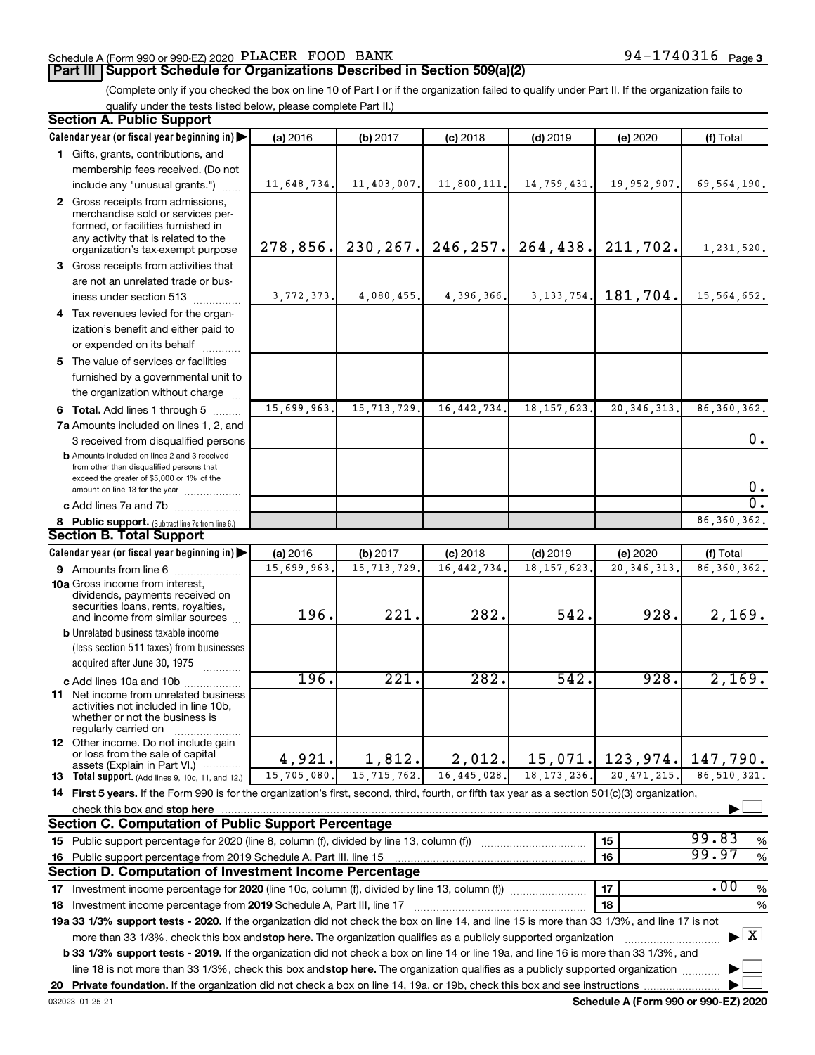Schedule A (Form 990 or 990-EZ) 2020 PLACER FOOD BANK 94-1740316 Page 3

## Part III Support Schedule for Organizations Described in Section 509(a)(2)

(Complete only if you checked the box on line 10 of Part I or if the organization failed to qualify under Part II. If the organization fails to qualify under the tests listed below, please complete Part II.)

### Section A. Public Support

| Calendar year (or fiscal year beginning in) | (a) 2016 | (b) 2017 | (c) 2018 | (d) 2019 | (e) 2020 | (f) Total |
|---|---|---|---|---|---|---|
| **1** Gifts, grants, contributions, and membership fees received. (Do not include any "unusual grants.") | 11,648,734. | 11,403,007. | 11,800,111. | 14,759,431. | 19,952,907. | 69,564,190. |
| **2** Gross receipts from admissions, merchandise sold or services performed, or facilities furnished in any activity that is related to the organization's tax-exempt purpose | 278,856. | 230,267. | 246,257. | 264,438. | 211,702. | 1,231,520. |
| **3** Gross receipts from activities that are not an unrelated trade or business under section 513 | 3,772,373. | 4,080,455. | 4,396,366. | 3,133,754. | 181,704. | 15,564,652. |
| **4** Tax revenues levied for the organization's benefit and either paid to or expended on its behalf | | | | | | |
| **5** The value of services or facilities furnished by a governmental unit to the organization without charge | | | | | | |
| **6 Total.** Add lines 1 through 5 | 15,699,963. | 15,713,729. | 16,442,734. | 18,157,623. | 20,346,313. | 86,360,362. |
| **7a** Amounts included on lines 1, 2, and 3 received from disqualified persons | | | | | | 0. |
| **b** Amounts included on lines 2 and 3 received from other than disqualified persons that exceed the greater of $5,000 or 1% of the amount on line 13 for the year | | | | | | 0. |
| **c** Add lines 7a and 7b | | | | | | 0. |
| **8 Public support.** (Subtract line 7c from line 6.) | | | | | | 86,360,362. |

### Section B. Total Support

| Calendar year (or fiscal year beginning in) | (a) 2016 | (b) 2017 | (c) 2018 | (d) 2019 | (e) 2020 | (f) Total |
|---|---|---|---|---|---|---|
| **9** Amounts from line 6 | 15,699,963. | 15,713,729. | 16,442,734. | 18,157,623. | 20,346,313. | 86,360,362. |
| **10a** Gross income from interest, dividends, payments received on securities loans, rents, royalties, and income from similar sources | 196. | 221. | 282. | 542. | 928. | 2,169. |
| **b** Unrelated business taxable income (less section 511 taxes) from businesses acquired after June 30, 1975 | | | | | | |
| **c** Add lines 10a and 10b | 196. | 221. | 282. | 542. | 928. | 2,169. |
| **11** Net income from unrelated business activities not included in line 10b, whether or not the business is regularly carried on | | | | | | |
| **12** Other income. Do not include gain or loss from the sale of capital assets (Explain in Part VI.) | 4,921. | 1,812. | 2,012. | 15,071. | 123,974. | 147,790. |
| **13 Total support.** (Add lines 9, 10c, 11, and 12.) | 15,705,080. | 15,715,762. | 16,445,028. | 18,173,236. | 20,471,215. | 86,510,321. |

**14 First 5 years.** If the Form 990 is for the organization's first, second, third, fourth, or fifth tax year as a section 501(c)(3) organization, check this box and **stop here** ☐

### Section C. Computation of Public Support Percentage

| | | | |
|---|---|---|---|
| **15** Public support percentage for 2020 (line 8, column (f), divided by line 13, column (f)) | 15 | 99.83 | % |
| **16** Public support percentage from 2019 Schedule A, Part III, line 15 | 16 | 99.97 | % |

### Section D. Computation of Investment Income Percentage

| | | | |
|---|---|---|---|
| **17** Investment income percentage for **2020** (line 10c, column (f), divided by line 13, column (f)) | 17 | .00 | % |
| **18** Investment income percentage from **2019** Schedule A, Part III, line 17 | 18 | | % |

**19a 33 1/3% support tests - 2020.** If the organization did not check the box on line 14, and line 15 is more than 33 1/3%, and line 17 is not more than 33 1/3%, check this box and **stop here.** The organization qualifies as a publicly supported organization ☒

**b 33 1/3% support tests - 2019.** If the organization did not check a box on line 14 or line 19a, and line 16 is more than 33 1/3%, and line 18 is not more than 33 1/3%, check this box and **stop here.** The organization qualifies as a publicly supported organization ☐

**20 Private foundation.** If the organization did not check a box on line 14, 19a, or 19b, check this box and see instructions ☐

032023 01-25-21 **Schedule A (Form 990 or 990-EZ) 2020**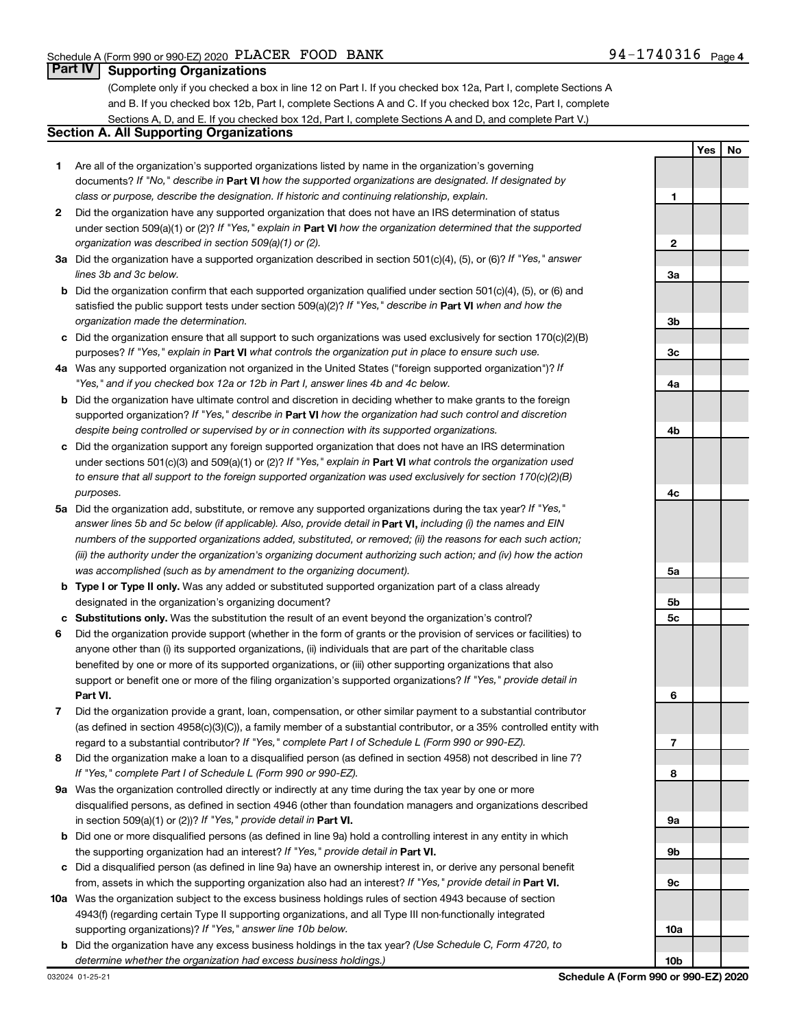Schedule A (Form 990 or 990-EZ) 2020 PLACER FOOD BANK 94-1740316

## Part IV Supporting Organizations

(Complete only if you checked a box in line 12 on Part I. If you checked box 12a, Part I, complete Sections A and B. If you checked box 12b, Part I, complete Sections A and C. If you checked box 12c, Part I, complete Sections A, D, and E. If you checked box 12d, Part I, complete Sections A and D, and complete Part V.)

### Section A. All Supporting Organizations

| | | | Yes | No |
|---|---|---|---|---|
| **1** | Are all of the organization's supported organizations listed by name in the organization's governing documents? *If "No," describe in* **Part VI** *how the supported organizations are designated. If designated by class or purpose, describe the designation. If historic and continuing relationship, explain.* | 1 | | |
| **2** | Did the organization have any supported organization that does not have an IRS determination of status under section 509(a)(1) or (2)? *If "Yes," explain in* **Part VI** *how the organization determined that the supported organization was described in section 509(a)(1) or (2).* | 2 | | |
| **3a** | Did the organization have a supported organization described in section 501(c)(4), (5), or (6)? *If "Yes," answer lines 3b and 3c below.* | 3a | | |
| **b** | Did the organization confirm that each supported organization qualified under section 501(c)(4), (5), or (6) and satisfied the public support tests under section 509(a)(2)? *If "Yes," describe in* **Part VI** *when and how the organization made the determination.* | 3b | | |
| **c** | Did the organization ensure that all support to such organizations was used exclusively for section 170(c)(2)(B) purposes? *If "Yes," explain in* **Part VI** *what controls the organization put in place to ensure such use.* | 3c | | |
| **4a** | Was any supported organization not organized in the United States ("foreign supported organization")? *If "Yes," and if you checked box 12a or 12b in Part I, answer lines 4b and 4c below.* | 4a | | |
| **b** | Did the organization have ultimate control and discretion in deciding whether to make grants to the foreign supported organization? *If "Yes," describe in* **Part VI** *how the organization had such control and discretion despite being controlled or supervised by or in connection with its supported organizations.* | 4b | | |
| **c** | Did the organization support any foreign supported organization that does not have an IRS determination under sections 501(c)(3) and 509(a)(1) or (2)? *If "Yes," explain in* **Part VI** *what controls the organization used to ensure that all support to the foreign supported organization was used exclusively for section 170(c)(2)(B) purposes.* | 4c | | |
| **5a** | Did the organization add, substitute, or remove any supported organizations during the tax year? *If "Yes," answer lines 5b and 5c below (if applicable). Also, provide detail in* **Part VI,** *including (i) the names and EIN numbers of the supported organizations added, substituted, or removed; (ii) the reasons for each such action; (iii) the authority under the organization's organizing document authorizing such action; and (iv) how the action was accomplished (such as by amendment to the organizing document).* | 5a | | |
| **b** | **Type I or Type II only.** Was any added or substituted supported organization part of a class already designated in the organization's organizing document? | 5b | | |
| **c** | **Substitutions only.** Was the substitution the result of an event beyond the organization's control? | 5c | | |
| **6** | Did the organization provide support (whether in the form of grants or the provision of services or facilities) to anyone other than (i) its supported organizations, (ii) individuals that are part of the charitable class benefited by one or more of its supported organizations, or (iii) other supporting organizations that also support or benefit one or more of the filing organization's supported organizations? *If "Yes," provide detail in* **Part VI.** | 6 | | |
| **7** | Did the organization provide a grant, loan, compensation, or other similar payment to a substantial contributor (as defined in section 4958(c)(3)(C)), a family member of a substantial contributor, or a 35% controlled entity with regard to a substantial contributor? *If "Yes," complete Part I of Schedule L (Form 990 or 990-EZ).* | 7 | | |
| **8** | Did the organization make a loan to a disqualified person (as defined in section 4958) not described in line 7? *If "Yes," complete Part I of Schedule L (Form 990 or 990-EZ).* | 8 | | |
| **9a** | Was the organization controlled directly or indirectly at any time during the tax year by one or more disqualified persons, as defined in section 4946 (other than foundation managers and organizations described in section 509(a)(1) or (2))? *If "Yes," provide detail in* **Part VI.** | 9a | | |
| **b** | Did one or more disqualified persons (as defined in line 9a) hold a controlling interest in any entity in which the supporting organization had an interest? *If "Yes," provide detail in* **Part VI.** | 9b | | |
| **c** | Did a disqualified person (as defined in line 9a) have an ownership interest in, or derive any personal benefit from, assets in which the supporting organization also had an interest? *If "Yes," provide detail in* **Part VI.** | 9c | | |
| **10a** | Was the organization subject to the excess business holdings rules of section 4943 because of section 4943(f) (regarding certain Type II supporting organizations, and all Type III non-functionally integrated supporting organizations)? *If "Yes," answer line 10b below.* | 10a | | |
| **b** | Did the organization have any excess business holdings in the tax year? *(Use Schedule C, Form 4720, to determine whether the organization had excess business holdings.)* | 10b | | |

032024 01-25-21 **Schedule A (Form 990 or 990-EZ) 2020**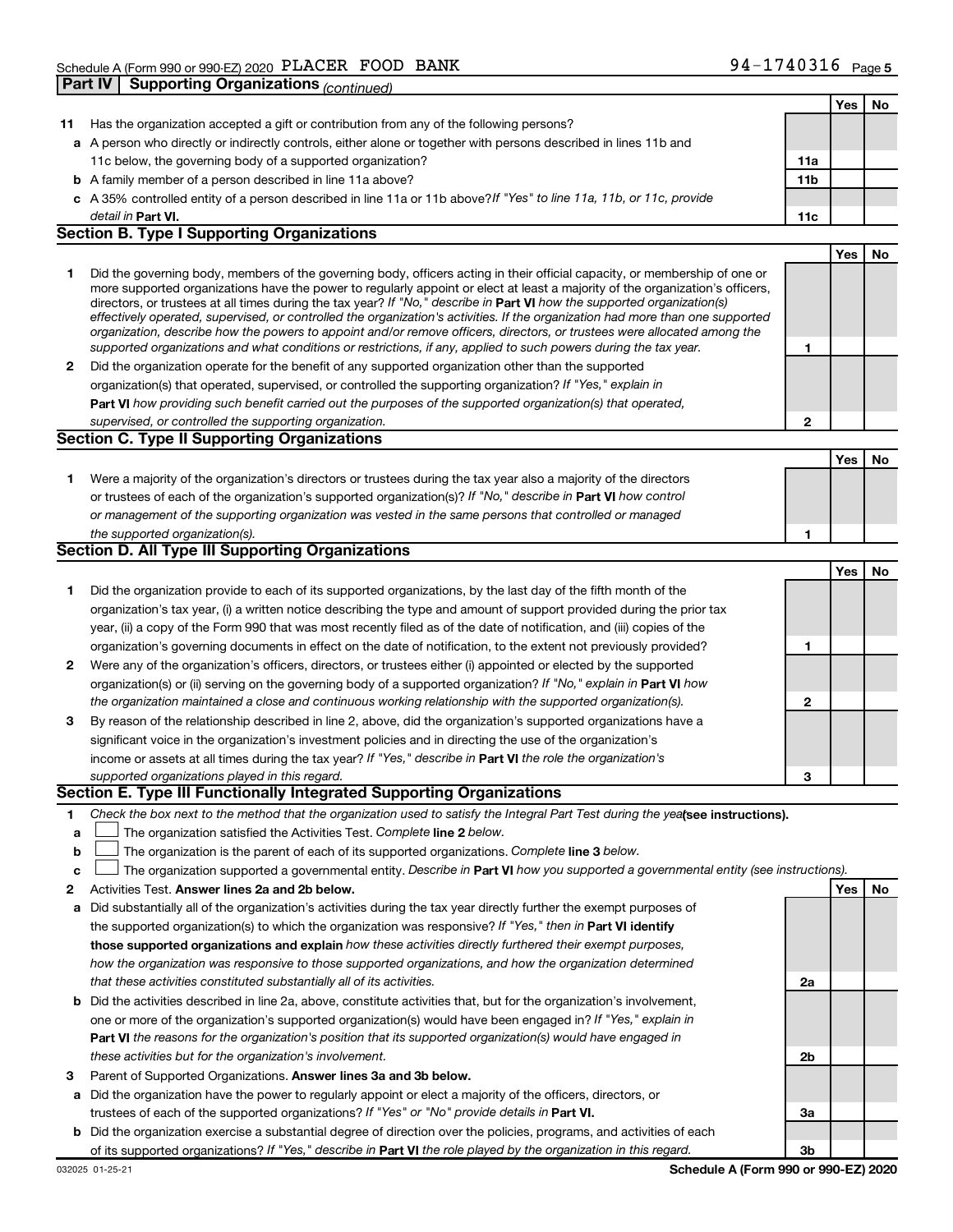Schedule A (Form 990 or 990-EZ) 2020 PLACER FOOD BANK 94-1740316 Page 5

**Part IV | Supporting Organizations** *(continued)*

| | | | Yes | No |
|---|---|---|---|---|
| **11** | Has the organization accepted a gift or contribution from any of the following persons? | | | |
| **a** | A person who directly or indirectly controls, either alone or together with persons described in lines 11b and 11c below, the governing body of a supported organization? | **11a** | | |
| **b** | A family member of a person described in line 11a above? | **11b** | | |
| **c** | A 35% controlled entity of a person described in line 11a or 11b above? *If "Yes" to line 11a, 11b, or 11c, provide detail in* **Part VI.** | **11c** | | |

## Section B. Type I Supporting Organizations

| | | | Yes | No |
|---|---|---|---|---|
| **1** | Did the governing body, members of the governing body, officers acting in their official capacity, or membership of one or more supported organizations have the power to regularly appoint or elect at least a majority of the organization's officers, directors, or trustees at all times during the tax year? *If "No," describe in* **Part VI** *how the supported organization(s) effectively operated, supervised, or controlled the organization's activities. If the organization had more than one supported organization, describe how the powers to appoint and/or remove officers, directors, or trustees were allocated among the supported organizations and what conditions or restrictions, if any, applied to such powers during the tax year.* | **1** | | |
| **2** | Did the organization operate for the benefit of any supported organization other than the supported organization(s) that operated, supervised, or controlled the supporting organization? *If "Yes," explain in* **Part VI** *how providing such benefit carried out the purposes of the supported organization(s) that operated, supervised, or controlled the supporting organization.* | **2** | | |

## Section C. Type II Supporting Organizations

| | | | Yes | No |
|---|---|---|---|---|
| **1** | Were a majority of the organization's directors or trustees during the tax year also a majority of the directors or trustees of each of the organization's supported organization(s)? *If "No," describe in* **Part VI** *how control or management of the supporting organization was vested in the same persons that controlled or managed the supported organization(s).* | **1** | | |

## Section D. All Type III Supporting Organizations

| | | | Yes | No |
|---|---|---|---|---|
| **1** | Did the organization provide to each of its supported organizations, by the last day of the fifth month of the organization's tax year, (i) a written notice describing the type and amount of support provided during the prior tax year, (ii) a copy of the Form 990 that was most recently filed as of the date of notification, and (iii) copies of the organization's governing documents in effect on the date of notification, to the extent not previously provided? | **1** | | |
| **2** | Were any of the organization's officers, directors, or trustees either (i) appointed or elected by the supported organization(s) or (ii) serving on the governing body of a supported organization? *If "No," explain in* **Part VI** *how the organization maintained a close and continuous working relationship with the supported organization(s).* | **2** | | |
| **3** | By reason of the relationship described in line 2, above, did the organization's supported organizations have a significant voice in the organization's investment policies and in directing the use of the organization's income or assets at all times during the tax year? *If "Yes," describe in* **Part VI** *the role the organization's supported organizations played in this regard.* | **3** | | |

## Section E. Type III Functionally Integrated Supporting Organizations

**1** *Check the box next to the method that the organization used to satisfy the Integral Part Test during the year* **(see instructions).**

**a** ☐ The organization satisfied the Activities Test. *Complete* **line 2** *below.*

**b** ☐ The organization is the parent of each of its supported organizations. *Complete* **line 3** *below.*

**c** ☐ The organization supported a governmental entity. *Describe in* **Part VI** *how you supported a governmental entity (see instructions).*

| | | | Yes | No |
|---|---|---|---|---|
| **2** | Activities Test. **Answer lines 2a and 2b below.** | | | |
| **a** | Did substantially all of the organization's activities during the tax year directly further the exempt purposes of the supported organization(s) to which the organization was responsive? *If "Yes," then in* **Part VI identify those supported organizations and explain** *how these activities directly furthered their exempt purposes, how the organization was responsive to those supported organizations, and how the organization determined that these activities constituted substantially all of its activities.* | **2a** | | |
| **b** | Did the activities described in line 2a, above, constitute activities that, but for the organization's involvement, one or more of the organization's supported organization(s) would have been engaged in? *If "Yes," explain in* **Part VI** *the reasons for the organization's position that its supported organization(s) would have engaged in these activities but for the organization's involvement.* | **2b** | | |
| **3** | Parent of Supported Organizations. **Answer lines 3a and 3b below.** | | | |
| **a** | Did the organization have the power to regularly appoint or elect a majority of the officers, directors, or trustees of each of the supported organizations? *If "Yes" or "No" provide details in* **Part VI.** | **3a** | | |
| **b** | Did the organization exercise a substantial degree of direction over the policies, programs, and activities of each of its supported organizations? *If "Yes," describe in* **Part VI** *the role played by the organization in this regard.* | **3b** | | |

032025 01-25-21 **Schedule A (Form 990 or 990-EZ) 2020**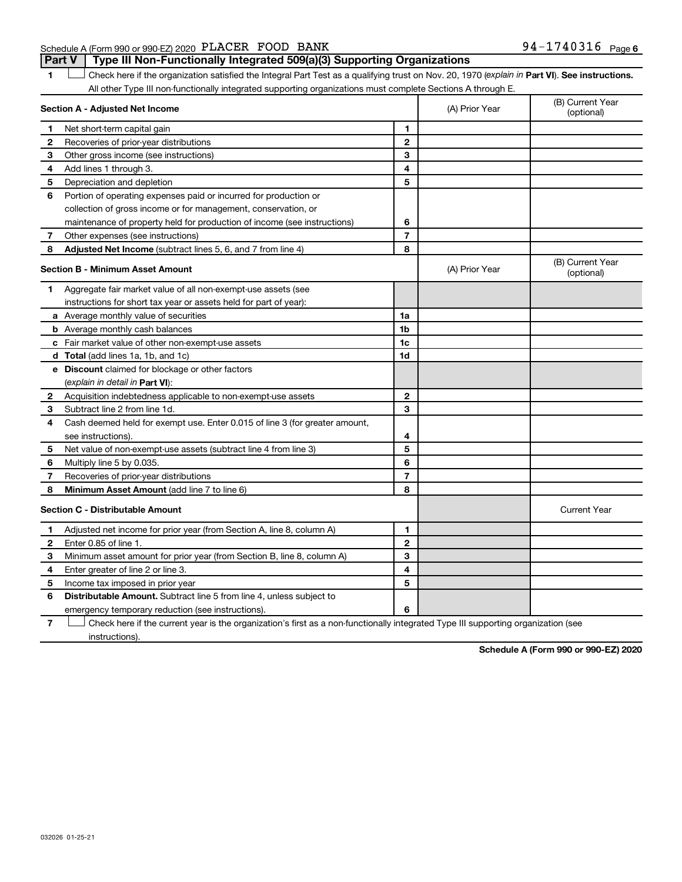Schedule A (Form 990 or 990-EZ) 2020 PLACER FOOD BANK 94-1740316 Page 6

## Part V Type III Non-Functionally Integrated 509(a)(3) Supporting Organizations

1 ☐ Check here if the organization satisfied the Integral Part Test as a qualifying trust on Nov. 20, 1970 (*explain in* **Part VI**). **See instructions.** All other Type III non-functionally integrated supporting organizations must complete Sections A through E.

| **Section A - Adjusted Net Income** | | | (A) Prior Year | (B) Current Year (optional) |
|---|---|---|---|---|
| 1 | Net short-term capital gain | 1 | | |
| 2 | Recoveries of prior-year distributions | 2 | | |
| 3 | Other gross income (see instructions) | 3 | | |
| 4 | Add lines 1 through 3. | 4 | | |
| 5 | Depreciation and depletion | 5 | | |
| 6 | Portion of operating expenses paid or incurred for production or collection of gross income or for management, conservation, or maintenance of property held for production of income (see instructions) | 6 | | |
| 7 | Other expenses (see instructions) | 7 | | |
| 8 | **Adjusted Net Income** (subtract lines 5, 6, and 7 from line 4) | 8 | | |

| **Section B - Minimum Asset Amount** | | | (A) Prior Year | (B) Current Year (optional) |
|---|---|---|---|---|
| 1 | Aggregate fair market value of all non-exempt-use assets (see instructions for short tax year or assets held for part of year): | | | |
| a | Average monthly value of securities | 1a | | |
| b | Average monthly cash balances | 1b | | |
| c | Fair market value of other non-exempt-use assets | 1c | | |
| d | **Total** (add lines 1a, 1b, and 1c) | 1d | | |
| e | **Discount** claimed for blockage or other factors (*explain in detail in* **Part VI**): | | | |
| 2 | Acquisition indebtedness applicable to non-exempt-use assets | 2 | | |
| 3 | Subtract line 2 from line 1d. | 3 | | |
| 4 | Cash deemed held for exempt use. Enter 0.015 of line 3 (for greater amount, see instructions). | 4 | | |
| 5 | Net value of non-exempt-use assets (subtract line 4 from line 3) | 5 | | |
| 6 | Multiply line 5 by 0.035. | 6 | | |
| 7 | Recoveries of prior-year distributions | 7 | | |
| 8 | **Minimum Asset Amount** (add line 7 to line 6) | 8 | | |

| **Section C - Distributable Amount** | | | | Current Year |
|---|---|---|---|---|
| 1 | Adjusted net income for prior year (from Section A, line 8, column A) | 1 | | |
| 2 | Enter 0.85 of line 1. | 2 | | |
| 3 | Minimum asset amount for prior year (from Section B, line 8, column A) | 3 | | |
| 4 | Enter greater of line 2 or line 3. | 4 | | |
| 5 | Income tax imposed in prior year | 5 | | |
| 6 | **Distributable Amount.** Subtract line 5 from line 4, unless subject to emergency temporary reduction (see instructions). | 6 | | |

7 ☐ Check here if the current year is the organization's first as a non-functionally integrated Type III supporting organization (see instructions).

**Schedule A (Form 990 or 990-EZ) 2020**

032026 01-25-21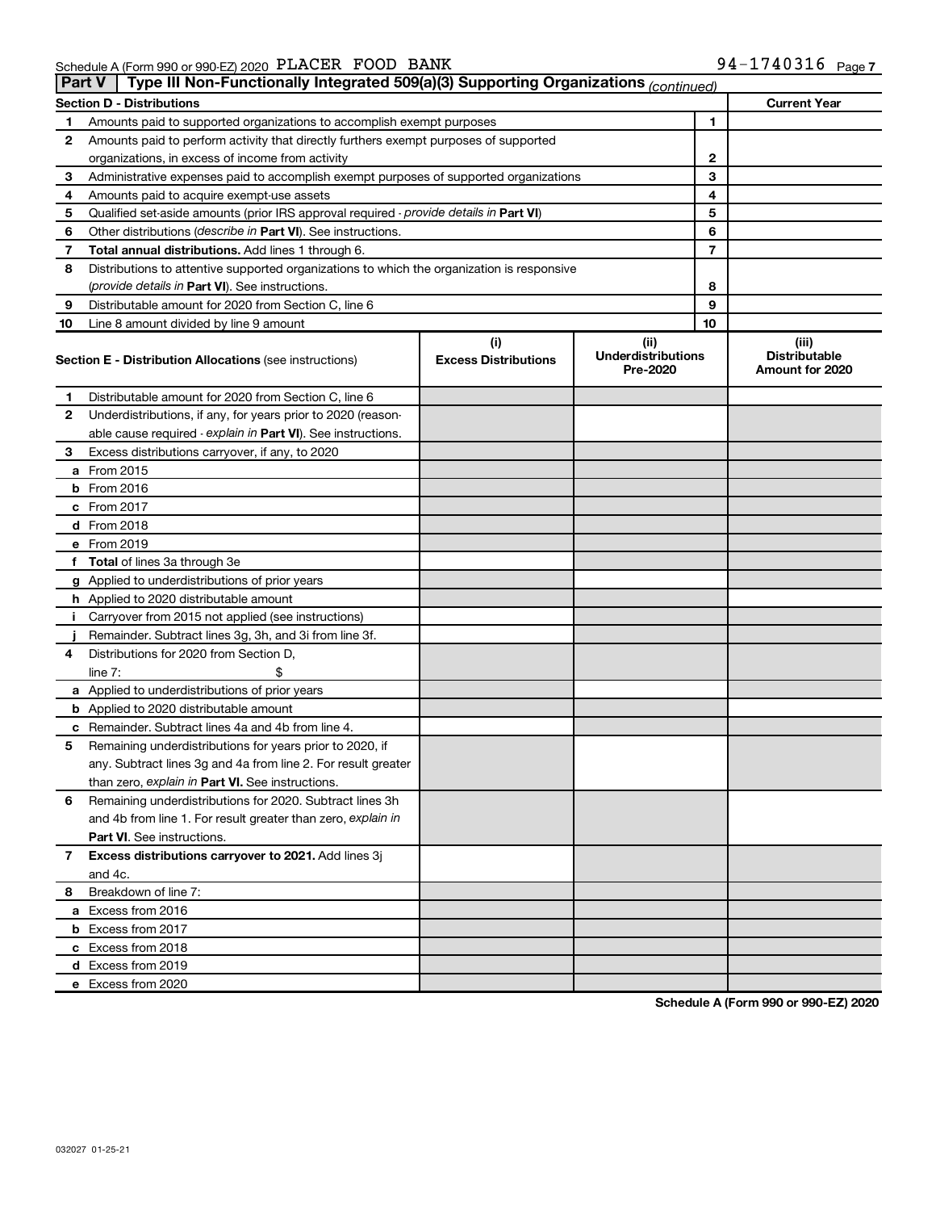Schedule A (Form 990 or 990-EZ) 2020 PLACER FOOD BANK 94-1740316 Page 7

## Part V | Type III Non-Functionally Integrated 509(a)(3) Supporting Organizations *(continued)*

| Section D - Distributions | | | Current Year |
|---|---|---|---|
| 1 | Amounts paid to supported organizations to accomplish exempt purposes | 1 | |
| 2 | Amounts paid to perform activity that directly furthers exempt purposes of supported organizations, in excess of income from activity | 2 | |
| 3 | Administrative expenses paid to accomplish exempt purposes of supported organizations | 3 | |
| 4 | Amounts paid to acquire exempt-use assets | 4 | |
| 5 | Qualified set-aside amounts (prior IRS approval required - *provide details in* **Part VI**) | 5 | |
| 6 | Other distributions (*describe in* **Part VI**). See instructions. | 6 | |
| 7 | **Total annual distributions.** Add lines 1 through 6. | 7 | |
| 8 | Distributions to attentive supported organizations to which the organization is responsive (*provide details in* **Part VI**). See instructions. | 8 | |
| 9 | Distributable amount for 2020 from Section C, line 6 | 9 | |
| 10 | Line 8 amount divided by line 9 amount | 10 | |

| **Section E - Distribution Allocations** (see instructions) | (i) Excess Distributions | (ii) Underdistributions Pre-2020 | (iii) Distributable Amount for 2020 |
|---|---|---|---|
| **1** Distributable amount for 2020 from Section C, line 6 | | | |
| **2** Underdistributions, if any, for years prior to 2020 (reasonable cause required - *explain in* **Part VI**). See instructions. | | | |
| **3** Excess distributions carryover, if any, to 2020 | | | |
| **a** From 2015 | | | |
| **b** From 2016 | | | |
| **c** From 2017 | | | |
| **d** From 2018 | | | |
| **e** From 2019 | | | |
| **f** **Total** of lines 3a through 3e | | | |
| **g** Applied to underdistributions of prior years | | | |
| **h** Applied to 2020 distributable amount | | | |
| **i** Carryover from 2015 not applied (see instructions) | | | |
| **j** Remainder. Subtract lines 3g, 3h, and 3i from line 3f. | | | |
| **4** Distributions for 2020 from Section D, line 7: $ | | | |
| **a** Applied to underdistributions of prior years | | | |
| **b** Applied to 2020 distributable amount | | | |
| **c** Remainder. Subtract lines 4a and 4b from line 4. | | | |
| **5** Remaining underdistributions for years prior to 2020, if any. Subtract lines 3g and 4a from line 2. For result greater than zero, *explain in* **Part VI.** See instructions. | | | |
| **6** Remaining underdistributions for 2020. Subtract lines 3h and 4b from line 1. For result greater than zero, *explain in* **Part VI**. See instructions. | | | |
| **7** **Excess distributions carryover to 2021.** Add lines 3j and 4c. | | | |
| **8** Breakdown of line 7: | | | |
| **a** Excess from 2016 | | | |
| **b** Excess from 2017 | | | |
| **c** Excess from 2018 | | | |
| **d** Excess from 2019 | | | |
| **e** Excess from 2020 | | | |

**Schedule A (Form 990 or 990-EZ) 2020**

032027 01-25-21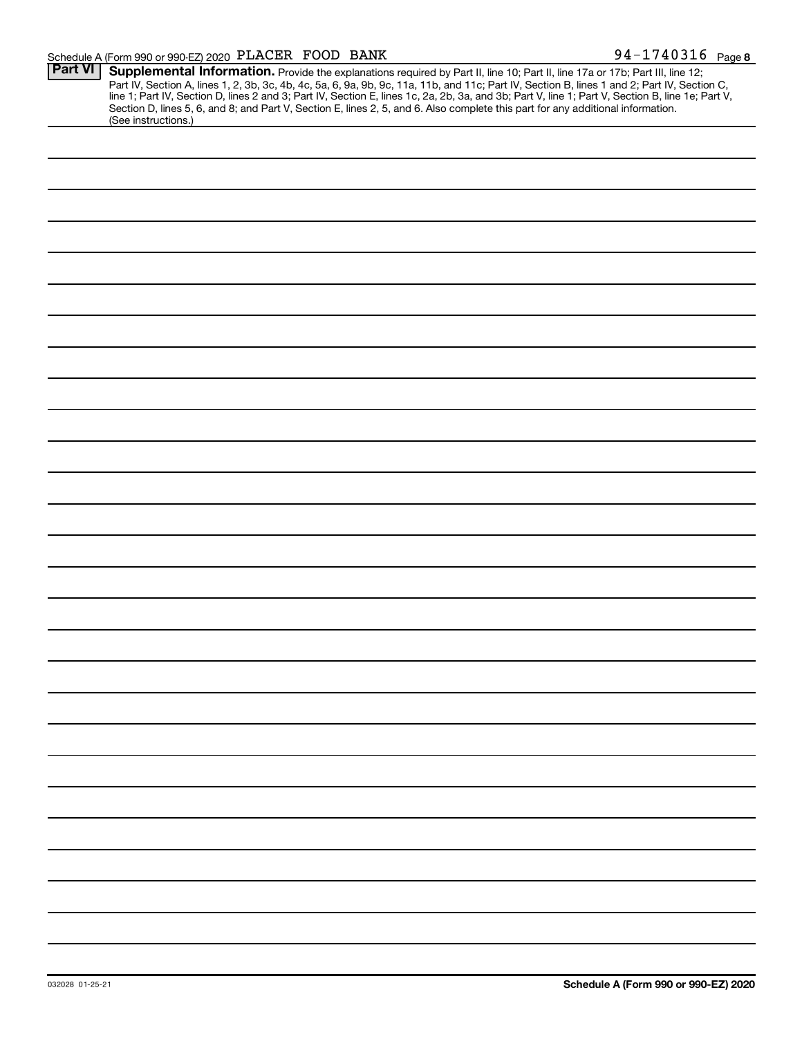Schedule A (Form 990 or 990-EZ) 2020 PLACER FOOD BANK 94-1740316 Page 8

**Part VI** **Supplemental Information.** Provide the explanations required by Part II, line 10; Part II, line 17a or 17b; Part III, line 12; Part IV, Section A, lines 1, 2, 3b, 3c, 4b, 4c, 5a, 6, 9a, 9b, 9c, 11a, 11b, and 11c; Part IV, Section B, lines 1 and 2; Part IV, Section C, line 1; Part IV, Section D, lines 2 and 3; Part IV, Section E, lines 1c, 2a, 2b, 3a, and 3b; Part V, line 1; Part V, Section B, line 1e; Part V, Section D, lines 5, 6, and 8; and Part V, Section E, lines 2, 5, and 6. Also complete this part for any additional information. (See instructions.)

032028 01-25-21 **Schedule A (Form 990 or 990-EZ) 2020**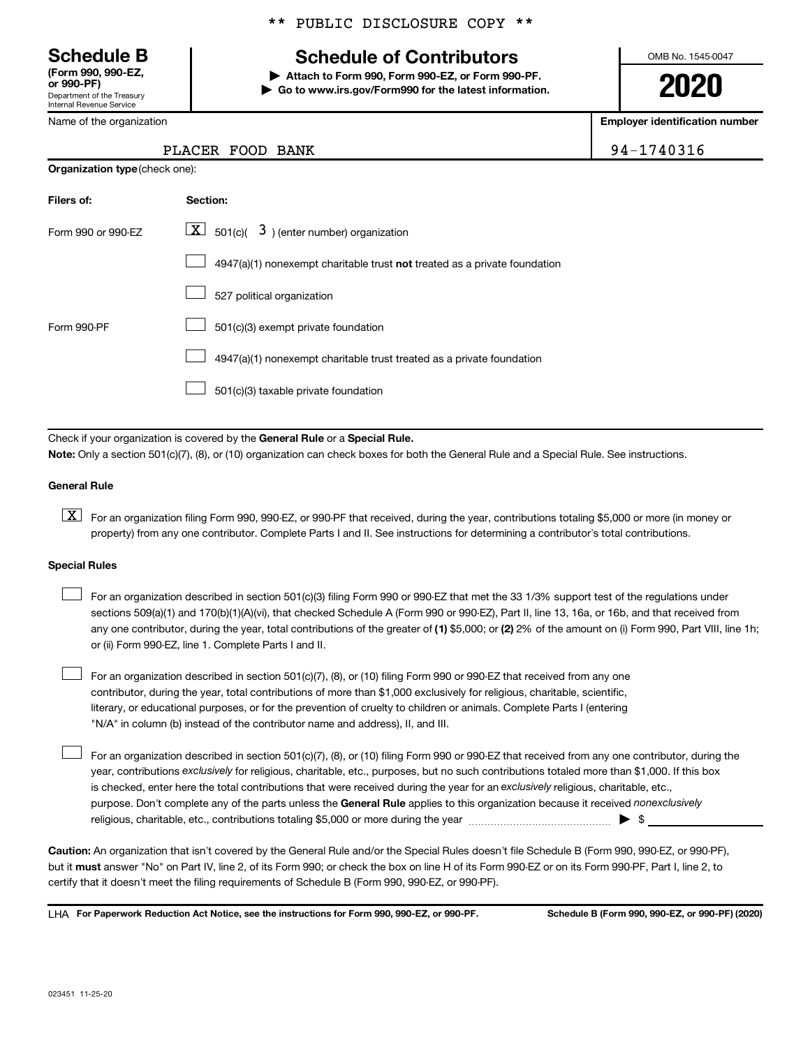** PUBLIC DISCLOSURE COPY **

**Schedule B**
**(Form 990, 990-EZ, or 990-PF)**
Department of the Treasury
Internal Revenue Service

# Schedule of Contributors

▶ **Attach to Form 990, Form 990-EZ, or Form 990-PF.**
▶ **Go to www.irs.gov/Form990 for the latest information.**

OMB No. 1545-0047

**2020**

Name of the organization: PLACER FOOD BANK

**Employer identification number:** 94-1740316

**Organization type** (check one):

| Filers of: | Section: |
|---|---|
| Form 990 or 990-EZ | [X] 501(c)( 3 ) (enter number) organization |
| | [ ] 4947(a)(1) nonexempt charitable trust **not** treated as a private foundation |
| | [ ] 527 political organization |
| Form 990-PF | [ ] 501(c)(3) exempt private foundation |
| | [ ] 4947(a)(1) nonexempt charitable trust treated as a private foundation |
| | [ ] 501(c)(3) taxable private foundation |

Check if your organization is covered by the **General Rule** or a **Special Rule.**

**Note:** Only a section 501(c)(7), (8), or (10) organization can check boxes for both the General Rule and a Special Rule. See instructions.

**General Rule**

[X] For an organization filing Form 990, 990-EZ, or 990-PF that received, during the year, contributions totaling $5,000 or more (in money or property) from any one contributor. Complete Parts I and II. See instructions for determining a contributor's total contributions.

**Special Rules**

[ ] For an organization described in section 501(c)(3) filing Form 990 or 990-EZ that met the 33 1/3% support test of the regulations under sections 509(a)(1) and 170(b)(1)(A)(vi), that checked Schedule A (Form 990 or 990-EZ), Part II, line 13, 16a, or 16b, and that received from any one contributor, during the year, total contributions of the greater of **(1)** $5,000; or **(2)** 2% of the amount on (i) Form 990, Part VIII, line 1h; or (ii) Form 990-EZ, line 1. Complete Parts I and II.

[ ] For an organization described in section 501(c)(7), (8), or (10) filing Form 990 or 990-EZ that received from any one contributor, during the year, total contributions of more than $1,000 exclusively for religious, charitable, scientific, literary, or educational purposes, or for the prevention of cruelty to children or animals. Complete Parts I (entering "N/A" in column (b) instead of the contributor name and address), II, and III.

[ ] For an organization described in section 501(c)(7), (8), or (10) filing Form 990 or 990-EZ that received from any one contributor, during the year, contributions *exclusively* for religious, charitable, etc., purposes, but no such contributions totaled more than $1,000. If this box is checked, enter here the total contributions that were received during the year for an *exclusively* religious, charitable, etc., purpose. Don't complete any of the parts unless the **General Rule** applies to this organization because it received *nonexclusively* religious, charitable, etc., contributions totaling $5,000 or more during the year ▶ $ ______

**Caution:** An organization that isn't covered by the General Rule and/or the Special Rules doesn't file Schedule B (Form 990, 990-EZ, or 990-PF), but it **must** answer "No" on Part IV, line 2, of its Form 990; or check the box on line H of its Form 990-EZ or on its Form 990-PF, Part I, line 2, to certify that it doesn't meet the filing requirements of Schedule B (Form 990, 990-EZ, or 990-PF).

LHA **For Paperwork Reduction Act Notice, see the instructions for Form 990, 990-EZ, or 990-PF.** **Schedule B (Form 990, 990-EZ, or 990-PF) (2020)**

023451 11-25-20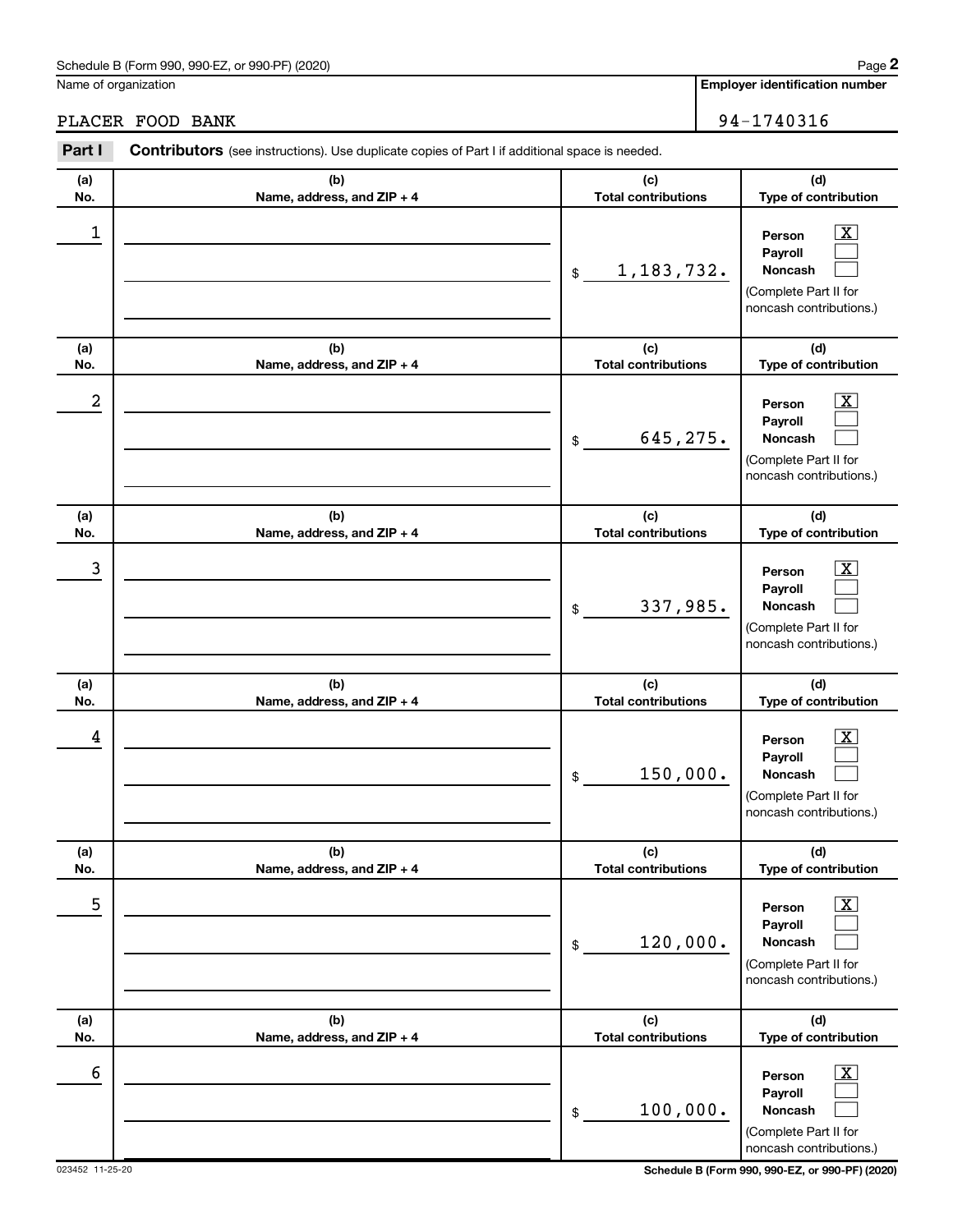Schedule B (Form 990, 990-EZ, or 990-PF) (2020)

Name of organization: PLACER FOOD BANK

Employer identification number: 94-1740316

**Part I** **Contributors** (see instructions). Use duplicate copies of Part I if additional space is needed.

| (a) No. | (b) Name, address, and ZIP + 4 | (c) Total contributions | (d) Type of contribution |
|---|---|---|---|
| 1 | | $ 1,183,732. | Person [X] Payroll [ ] Noncash [ ] (Complete Part II for noncash contributions.) |
| 2 | | $ 645,275. | Person [X] Payroll [ ] Noncash [ ] (Complete Part II for noncash contributions.) |
| 3 | | $ 337,985. | Person [X] Payroll [ ] Noncash [ ] (Complete Part II for noncash contributions.) |
| 4 | | $ 150,000. | Person [X] Payroll [ ] Noncash [ ] (Complete Part II for noncash contributions.) |
| 5 | | $ 120,000. | Person [X] Payroll [ ] Noncash [ ] (Complete Part II for noncash contributions.) |
| 6 | | $ 100,000. | Person [X] Payroll [ ] Noncash [ ] (Complete Part II for noncash contributions.) |

023452 11-25-20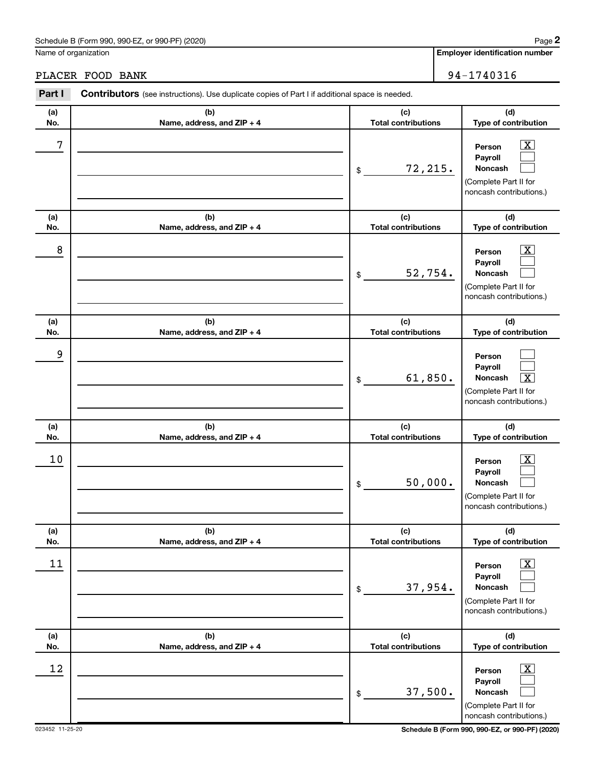Schedule B (Form 990, 990-EZ, or 990-PF) (2020)

Name of organization: PLACER FOOD BANK

Employer identification number: 94-1740316

## Part I Contributors (see instructions). Use duplicate copies of Part I if additional space is needed.

| (a) No. | (b) Name, address, and ZIP + 4 | (c) Total contributions | (d) Type of contribution |
|---|---|---|---|
| 7 | | $ 72,215. | Person [X] Payroll [ ] Noncash [ ] (Complete Part II for noncash contributions.) |
| 8 | | $ 52,754. | Person [X] Payroll [ ] Noncash [ ] (Complete Part II for noncash contributions.) |
| 9 | | $ 61,850. | Person [ ] Payroll [ ] Noncash [X] (Complete Part II for noncash contributions.) |
| 10 | | $ 50,000. | Person [X] Payroll [ ] Noncash [ ] (Complete Part II for noncash contributions.) |
| 11 | | $ 37,954. | Person [X] Payroll [ ] Noncash [ ] (Complete Part II for noncash contributions.) |
| 12 | | $ 37,500. | Person [X] Payroll [ ] Noncash [ ] (Complete Part II for noncash contributions.) |

023452 11-25-20

Schedule B (Form 990, 990-EZ, or 990-PF) (2020)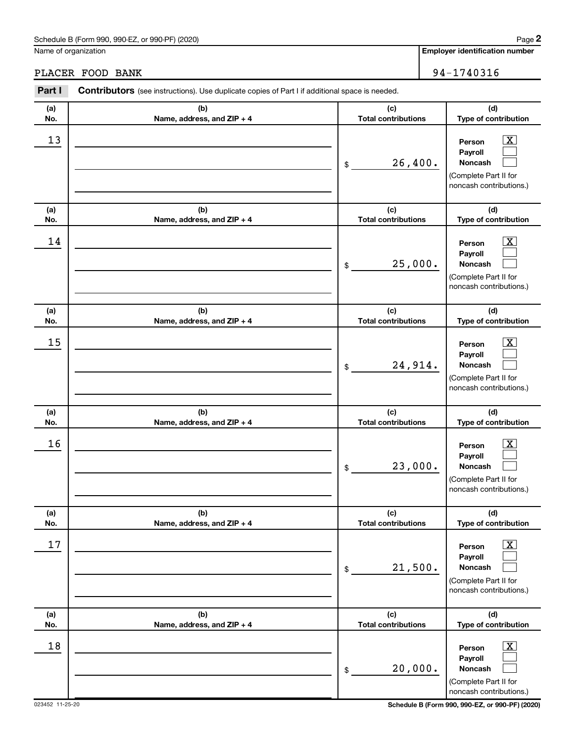Name of organization

PLACER FOOD BANK

**Employer identification number**

94-1740316

**Part I** **Contributors** (see instructions). Use duplicate copies of Part I if additional space is needed.

| (a) No. | (b) Name, address, and ZIP + 4 | (c) Total contributions | (d) Type of contribution |
|---|---|---|---|
| 13 | | $ 26,400. | Person [X] Payroll [ ] Noncash [ ] (Complete Part II for noncash contributions.) |
| 14 | | $ 25,000. | Person [X] Payroll [ ] Noncash [ ] (Complete Part II for noncash contributions.) |
| 15 | | $ 24,914. | Person [X] Payroll [ ] Noncash [ ] (Complete Part II for noncash contributions.) |
| 16 | | $ 23,000. | Person [X] Payroll [ ] Noncash [ ] (Complete Part II for noncash contributions.) |
| 17 | | $ 21,500. | Person [X] Payroll [ ] Noncash [ ] (Complete Part II for noncash contributions.) |
| 18 | | $ 20,000. | Person [X] Payroll [ ] Noncash [ ] (Complete Part II for noncash contributions.) |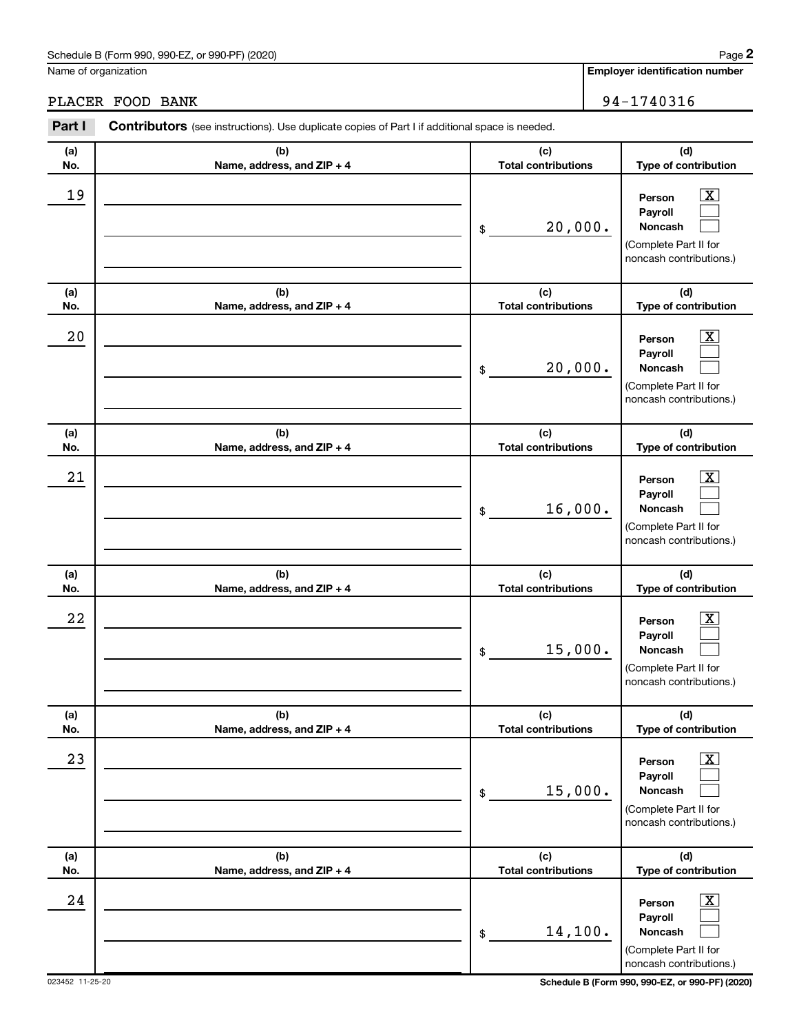Name of organization

PLACER FOOD BANK

**Employer identification number**

94-1740316

**Part I** **Contributors** (see instructions). Use duplicate copies of Part I if additional space is needed.

| (a) No. | (b) Name, address, and ZIP + 4 | (c) Total contributions | (d) Type of contribution |
|---|---|---|---|
| 19 | | $ 20,000. | Person [X] Payroll [ ] Noncash [ ] (Complete Part II for noncash contributions.) |
| 20 | | $ 20,000. | Person [X] Payroll [ ] Noncash [ ] (Complete Part II for noncash contributions.) |
| 21 | | $ 16,000. | Person [X] Payroll [ ] Noncash [ ] (Complete Part II for noncash contributions.) |
| 22 | | $ 15,000. | Person [X] Payroll [ ] Noncash [ ] (Complete Part II for noncash contributions.) |
| 23 | | $ 15,000. | Person [X] Payroll [ ] Noncash [ ] (Complete Part II for noncash contributions.) |
| 24 | | $ 14,100. | Person [X] Payroll [ ] Noncash [ ] (Complete Part II for noncash contributions.) |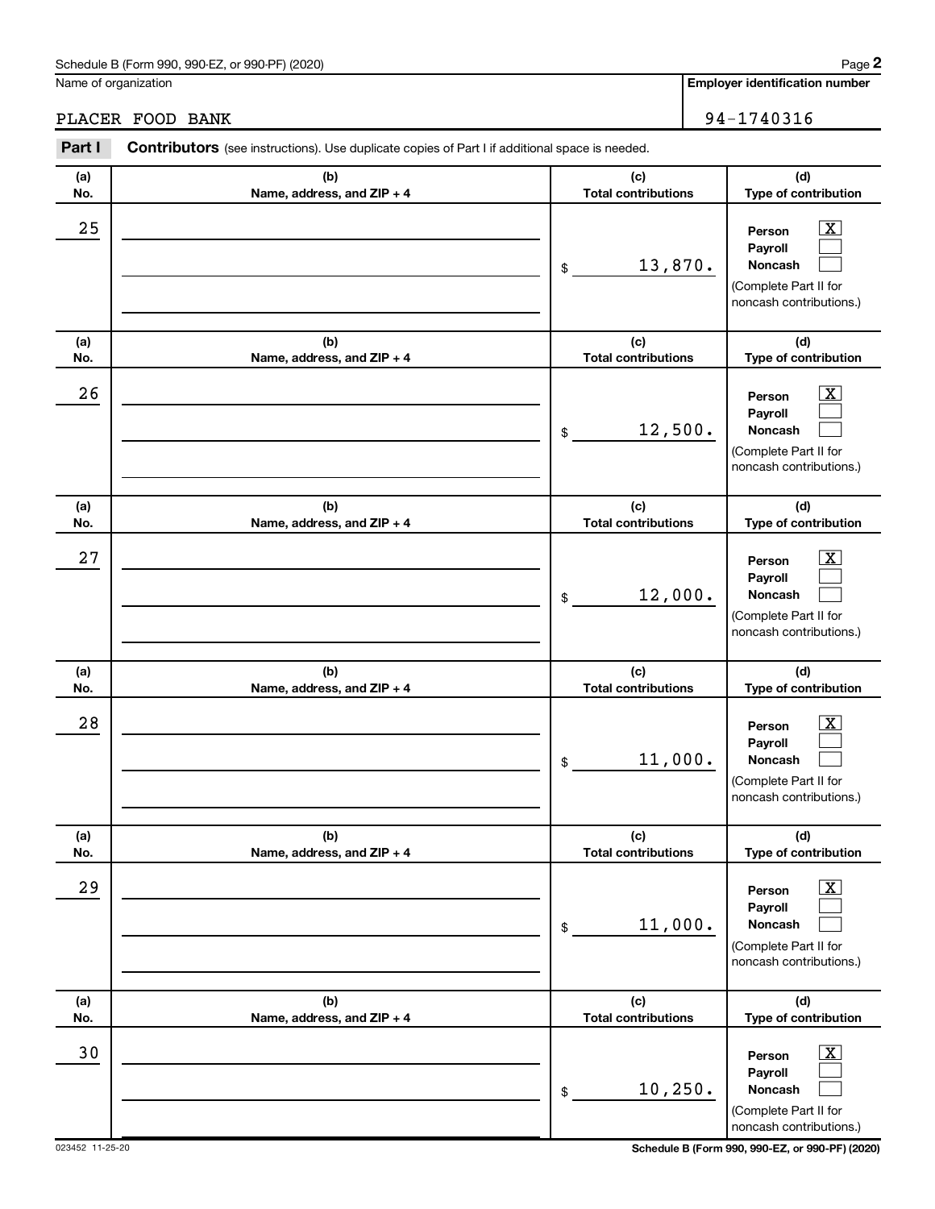Name of organization

**Employer identification number**

PLACER FOOD BANK | 94-1740316

**Part I** **Contributors** (see instructions). Use duplicate copies of Part I if additional space is needed.

| (a) No. | (b) Name, address, and ZIP + 4 | (c) Total contributions | (d) Type of contribution |
|---|---|---|---|
| 25 | | $ 13,870. | Person [X] Payroll [ ] Noncash [ ] (Complete Part II for noncash contributions.) |
| 26 | | $ 12,500. | Person [X] Payroll [ ] Noncash [ ] (Complete Part II for noncash contributions.) |
| 27 | | $ 12,000. | Person [X] Payroll [ ] Noncash [ ] (Complete Part II for noncash contributions.) |
| 28 | | $ 11,000. | Person [X] Payroll [ ] Noncash [ ] (Complete Part II for noncash contributions.) |
| 29 | | $ 11,000. | Person [X] Payroll [ ] Noncash [ ] (Complete Part II for noncash contributions.) |
| 30 | | $ 10,250. | Person [X] Payroll [ ] Noncash [ ] (Complete Part II for noncash contributions.) |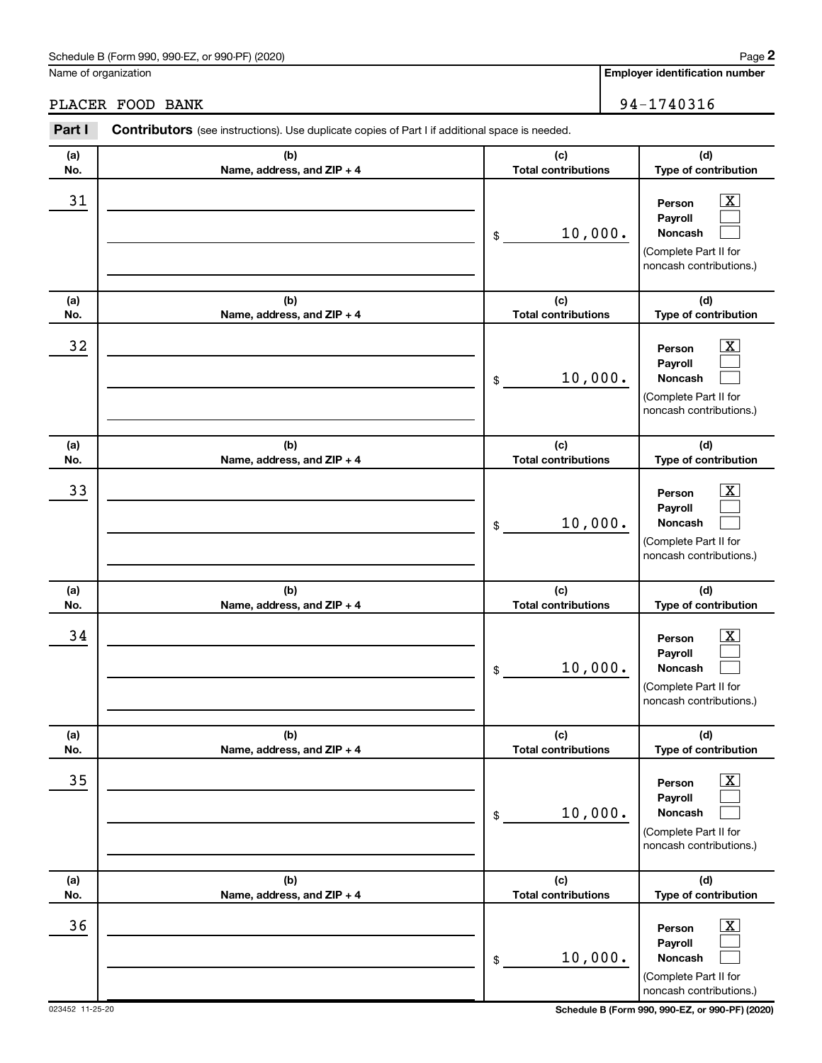Schedule B (Form 990, 990-EZ, or 990-PF) (2020)

Name of organization

PLACER FOOD BANK

**Employer identification number**

94-1740316

**Part I** **Contributors** (see instructions). Use duplicate copies of Part I if additional space is needed.

| (a) No. | (b) Name, address, and ZIP + 4 | (c) Total contributions | (d) Type of contribution |
|---|---|---|---|
| 31 | | $ 10,000. | Person [X] Payroll [ ] Noncash [ ] (Complete Part II for noncash contributions.) |
| 32 | | $ 10,000. | Person [X] Payroll [ ] Noncash [ ] (Complete Part II for noncash contributions.) |
| 33 | | $ 10,000. | Person [X] Payroll [ ] Noncash [ ] (Complete Part II for noncash contributions.) |
| 34 | | $ 10,000. | Person [X] Payroll [ ] Noncash [ ] (Complete Part II for noncash contributions.) |
| 35 | | $ 10,000. | Person [X] Payroll [ ] Noncash [ ] (Complete Part II for noncash contributions.) |
| 36 | | $ 10,000. | Person [X] Payroll [ ] Noncash [ ] (Complete Part II for noncash contributions.) |

023452 11-25-20

**Schedule B (Form 990, 990-EZ, or 990-PF) (2020)**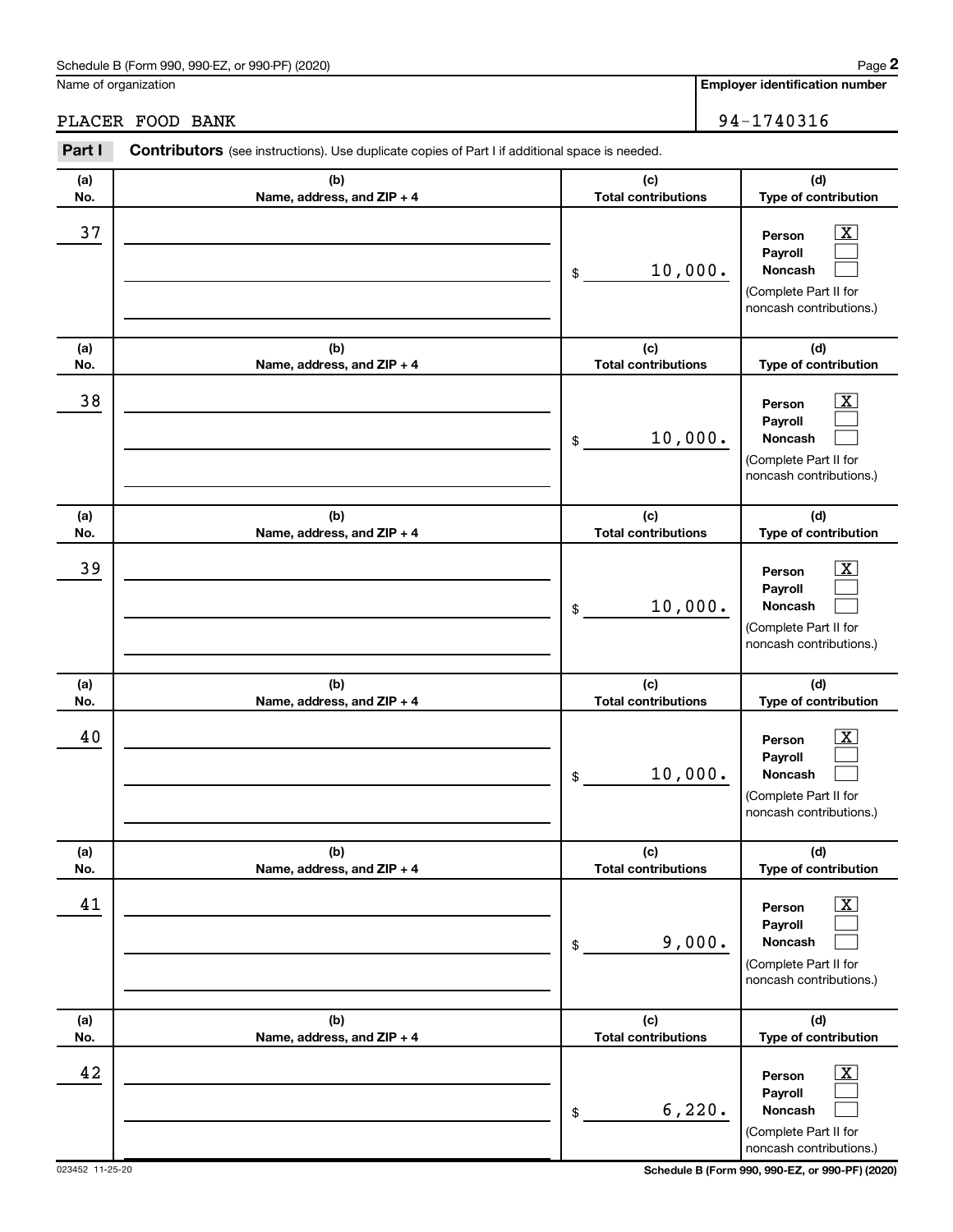Schedule B (Form 990, 990-EZ, or 990-PF) (2020)

Name of organization: PLACER FOOD BANK

**Employer identification number**: 94-1740316

**Part I** **Contributors** (see instructions). Use duplicate copies of Part I if additional space is needed.

| (a) No. | (b) Name, address, and ZIP + 4 | (c) Total contributions | (d) Type of contribution |
|---|---|---|---|
| 37 | | $ 10,000. | Person [X] Payroll [ ] Noncash [ ] (Complete Part II for noncash contributions.) |
| 38 | | $ 10,000. | Person [X] Payroll [ ] Noncash [ ] (Complete Part II for noncash contributions.) |
| 39 | | $ 10,000. | Person [X] Payroll [ ] Noncash [ ] (Complete Part II for noncash contributions.) |
| 40 | | $ 10,000. | Person [X] Payroll [ ] Noncash [ ] (Complete Part II for noncash contributions.) |
| 41 | | $ 9,000. | Person [X] Payroll [ ] Noncash [ ] (Complete Part II for noncash contributions.) |
| 42 | | $ 6,220. | Person [X] Payroll [ ] Noncash [ ] (Complete Part II for noncash contributions.) |

023452 11-25-20

Schedule B (Form 990, 990-EZ, or 990-PF) (2020)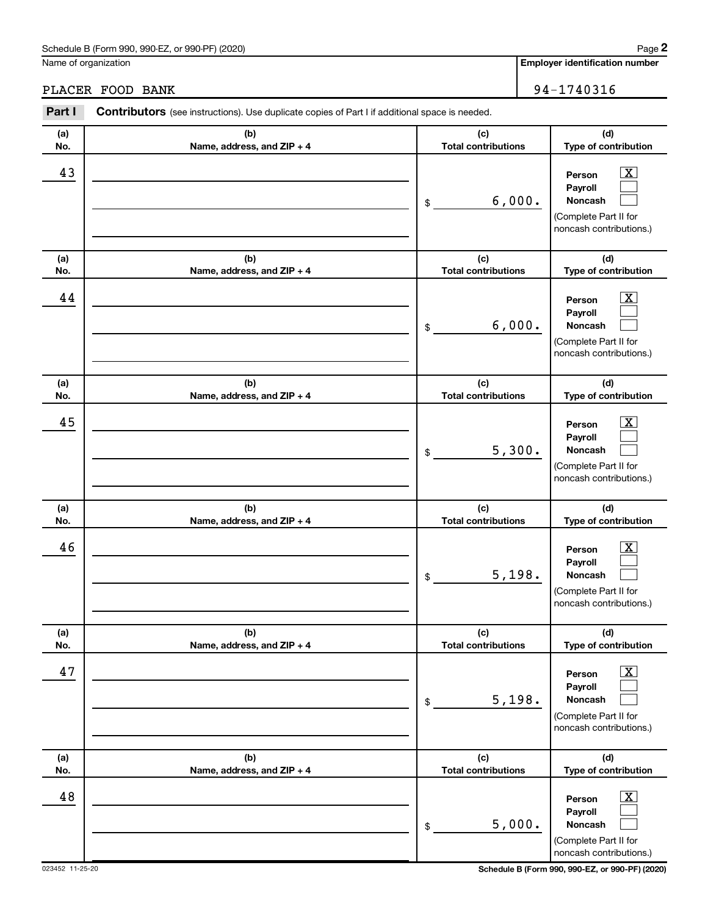Schedule B (Form 990, 990-EZ, or 990-PF) (2020)

Name of organization: PLACER FOOD BANK

Employer identification number: 94-1740316

**Part I** **Contributors** (see instructions). Use duplicate copies of Part I if additional space is needed.

| (a) No. | (b) Name, address, and ZIP + 4 | (c) Total contributions | (d) Type of contribution |
|---|---|---|---|
| 43 | | $ 6,000. | Person [X] Payroll [ ] Noncash [ ] (Complete Part II for noncash contributions.) |
| 44 | | $ 6,000. | Person [X] Payroll [ ] Noncash [ ] (Complete Part II for noncash contributions.) |
| 45 | | $ 5,300. | Person [X] Payroll [ ] Noncash [ ] (Complete Part II for noncash contributions.) |
| 46 | | $ 5,198. | Person [X] Payroll [ ] Noncash [ ] (Complete Part II for noncash contributions.) |
| 47 | | $ 5,198. | Person [X] Payroll [ ] Noncash [ ] (Complete Part II for noncash contributions.) |
| 48 | | $ 5,000. | Person [X] Payroll [ ] Noncash [ ] (Complete Part II for noncash contributions.) |

023452 11-25-20

Schedule B (Form 990, 990-EZ, or 990-PF) (2020)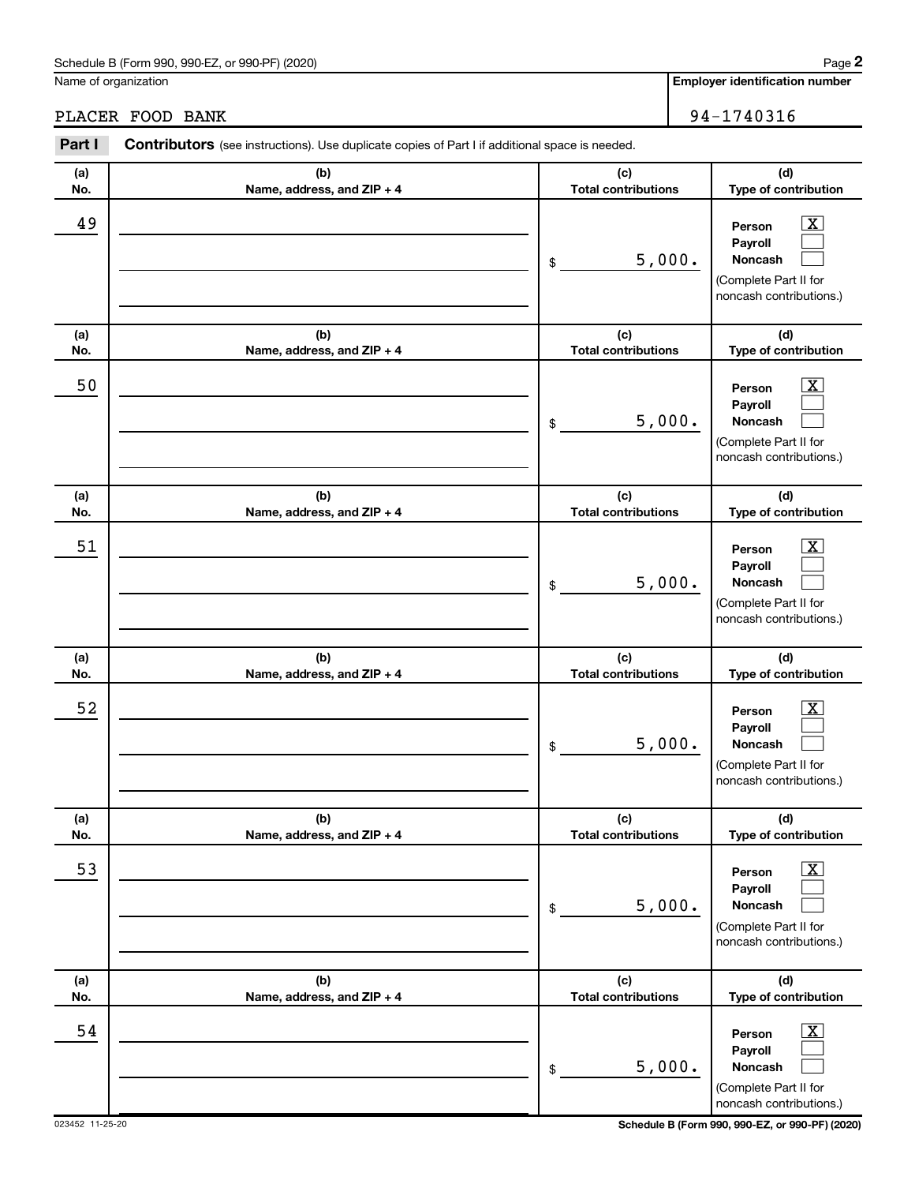Schedule B (Form 990, 990-EZ, or 990-PF) (2020)

Name of organization: PLACER FOOD BANK

Employer identification number: 94-1740316

**Part I** **Contributors** (see instructions). Use duplicate copies of Part I if additional space is needed.

| (a) No. | (b) Name, address, and ZIP + 4 | (c) Total contributions | (d) Type of contribution |
|---|---|---|---|
| 49 | | $ 5,000. | Person [X] Payroll [ ] Noncash [ ] (Complete Part II for noncash contributions.) |
| 50 | | $ 5,000. | Person [X] Payroll [ ] Noncash [ ] (Complete Part II for noncash contributions.) |
| 51 | | $ 5,000. | Person [X] Payroll [ ] Noncash [ ] (Complete Part II for noncash contributions.) |
| 52 | | $ 5,000. | Person [X] Payroll [ ] Noncash [ ] (Complete Part II for noncash contributions.) |
| 53 | | $ 5,000. | Person [X] Payroll [ ] Noncash [ ] (Complete Part II for noncash contributions.) |
| 54 | | $ 5,000. | Person [X] Payroll [ ] Noncash [ ] (Complete Part II for noncash contributions.) |

023452 11-25-20

Schedule B (Form 990, 990-EZ, or 990-PF) (2020)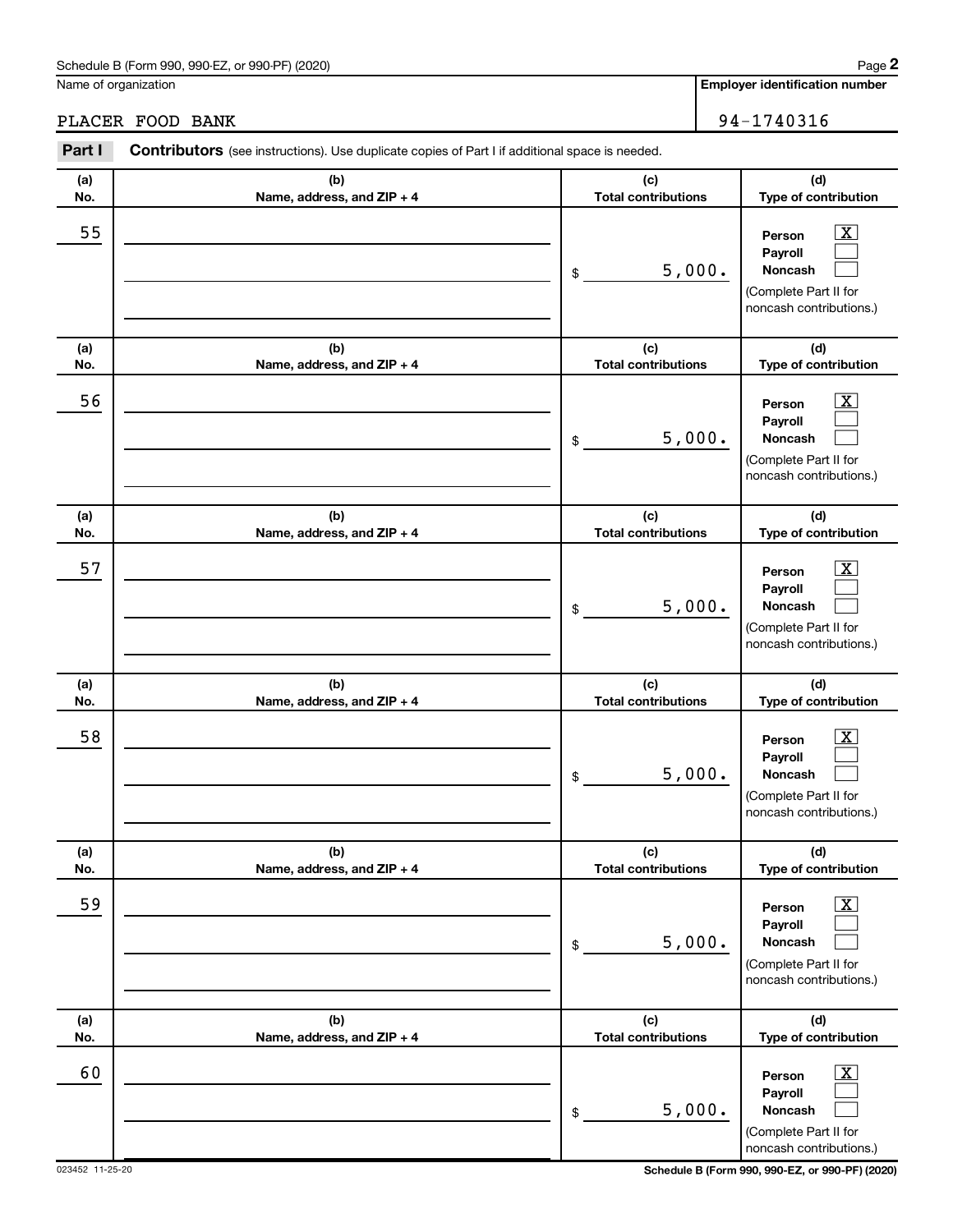Name of organization

PLACER FOOD BANK

**Employer identification number**

94-1740316

**Part I** **Contributors** (see instructions). Use duplicate copies of Part I if additional space is needed.

| (a) No. | (b) Name, address, and ZIP + 4 | (c) Total contributions | (d) Type of contribution |
|---|---|---|---|
| 55 | | $ 5,000. | Person [X] Payroll [ ] Noncash [ ] (Complete Part II for noncash contributions.) |
| 56 | | $ 5,000. | Person [X] Payroll [ ] Noncash [ ] (Complete Part II for noncash contributions.) |
| 57 | | $ 5,000. | Person [X] Payroll [ ] Noncash [ ] (Complete Part II for noncash contributions.) |
| 58 | | $ 5,000. | Person [X] Payroll [ ] Noncash [ ] (Complete Part II for noncash contributions.) |
| 59 | | $ 5,000. | Person [X] Payroll [ ] Noncash [ ] (Complete Part II for noncash contributions.) |
| 60 | | $ 5,000. | Person [X] Payroll [ ] Noncash [ ] (Complete Part II for noncash contributions.) |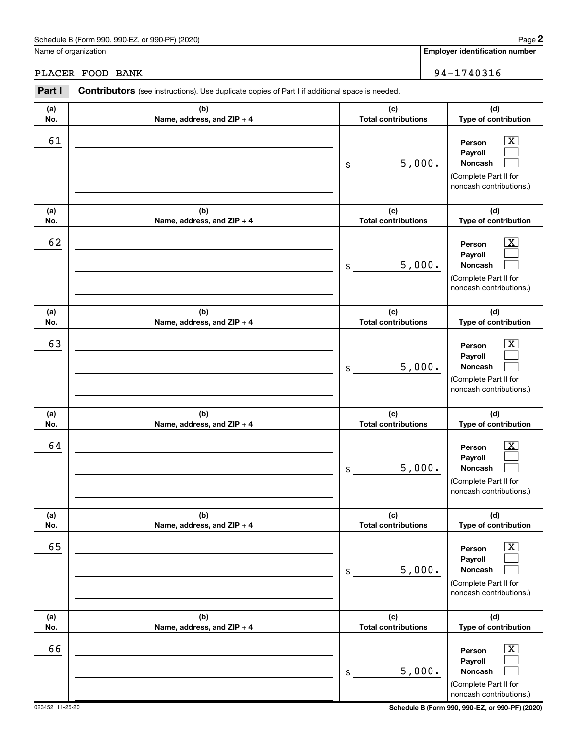Schedule B (Form 990, 990-EZ, or 990-PF) (2020)

Name of organization: PLACER FOOD BANK

Employer identification number: 94-1740316

**Part I** **Contributors** (see instructions). Use duplicate copies of Part I if additional space is needed.

| (a) No. | (b) Name, address, and ZIP + 4 | (c) Total contributions | (d) Type of contribution |
|---|---|---|---|
| 61 | | $ 5,000. | Person [X] Payroll [ ] Noncash [ ] (Complete Part II for noncash contributions.) |
| 62 | | $ 5,000. | Person [X] Payroll [ ] Noncash [ ] (Complete Part II for noncash contributions.) |
| 63 | | $ 5,000. | Person [X] Payroll [ ] Noncash [ ] (Complete Part II for noncash contributions.) |
| 64 | | $ 5,000. | Person [X] Payroll [ ] Noncash [ ] (Complete Part II for noncash contributions.) |
| 65 | | $ 5,000. | Person [X] Payroll [ ] Noncash [ ] (Complete Part II for noncash contributions.) |
| 66 | | $ 5,000. | Person [X] Payroll [ ] Noncash [ ] (Complete Part II for noncash contributions.) |

023452 11-25-20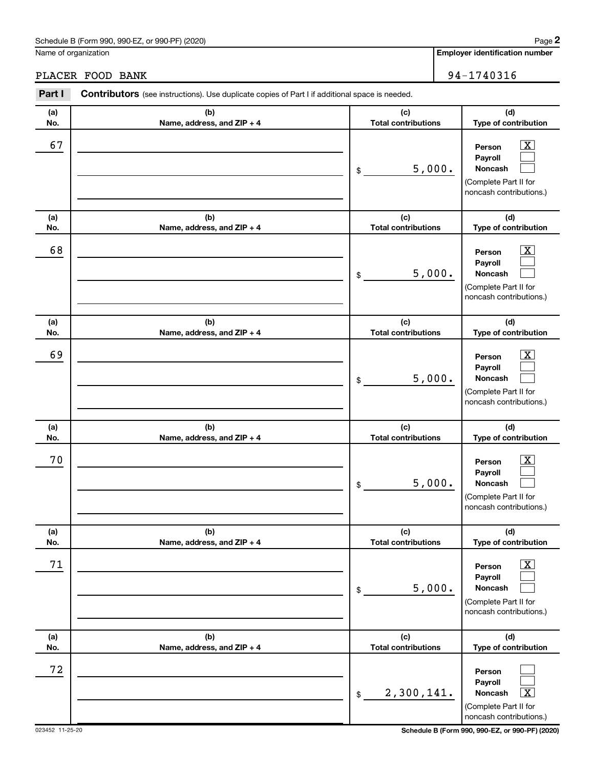Schedule B (Form 990, 990-EZ, or 990-PF) (2020)

Name of organization: PLACER FOOD BANK

Employer identification number: 94-1740316

**Part I** **Contributors** (see instructions). Use duplicate copies of Part I if additional space is needed.

| (a) No. | (b) Name, address, and ZIP + 4 | (c) Total contributions | (d) Type of contribution |
|---|---|---|---|
| 67 | | $ 5,000. | Person [X] Payroll [ ] Noncash [ ] (Complete Part II for noncash contributions.) |
| 68 | | $ 5,000. | Person [X] Payroll [ ] Noncash [ ] (Complete Part II for noncash contributions.) |
| 69 | | $ 5,000. | Person [X] Payroll [ ] Noncash [ ] (Complete Part II for noncash contributions.) |
| 70 | | $ 5,000. | Person [X] Payroll [ ] Noncash [ ] (Complete Part II for noncash contributions.) |
| 71 | | $ 5,000. | Person [X] Payroll [ ] Noncash [ ] (Complete Part II for noncash contributions.) |
| 72 | | $ 2,300,141. | Person [ ] Payroll [ ] Noncash [X] (Complete Part II for noncash contributions.) |

023452 11-25-20

Schedule B (Form 990, 990-EZ, or 990-PF) (2020)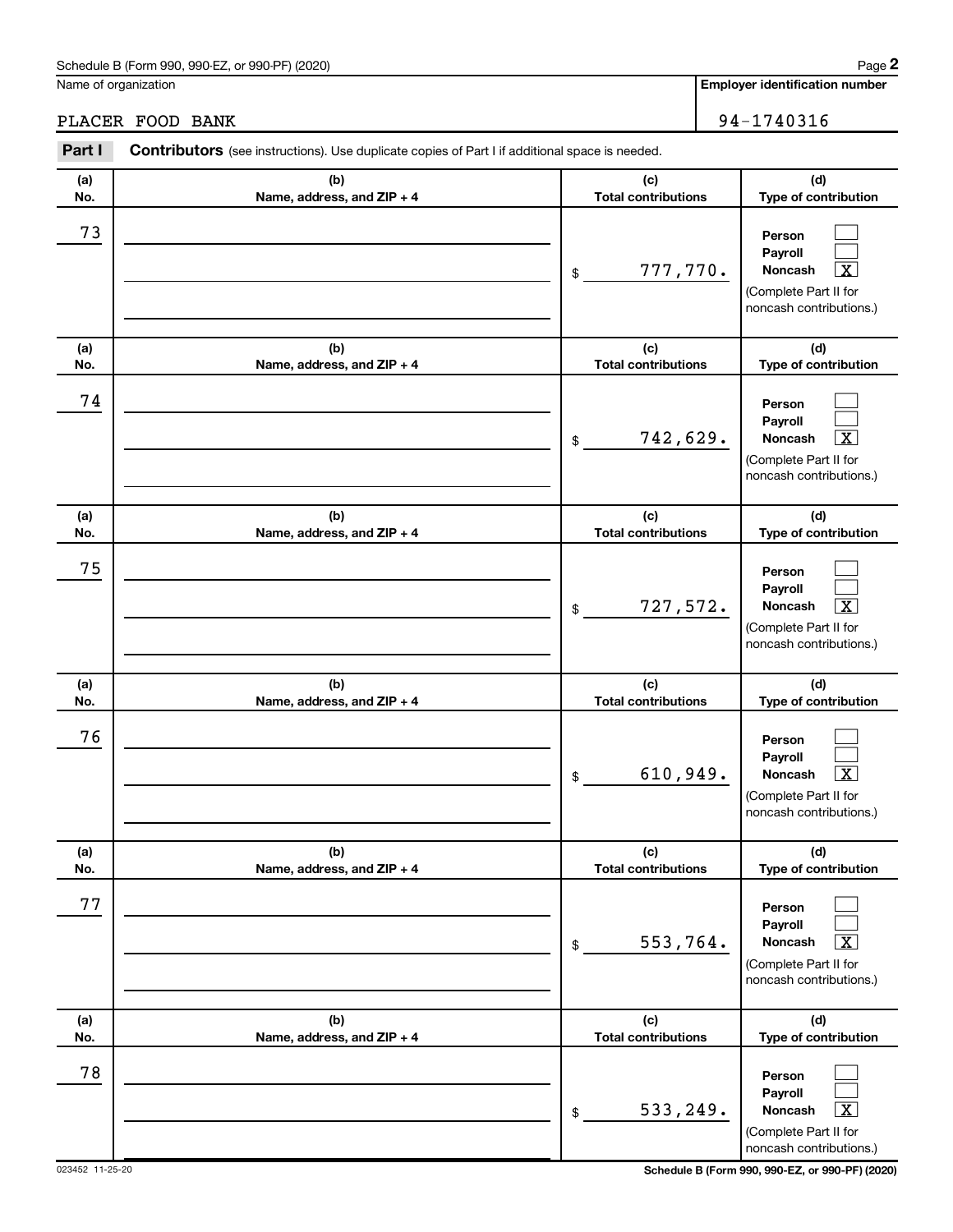Schedule B (Form 990, 990-EZ, or 990-PF) (2020) Page **2**

Name of organization: PLACER FOOD BANK

**Employer identification number**: 94-1740316

**Part I** **Contributors** (see instructions). Use duplicate copies of Part I if additional space is needed.

| (a) No. | (b) Name, address, and ZIP + 4 | (c) Total contributions | (d) Type of contribution |
|---|---|---|---|
| 73 | | $ 777,770. | Person [ ] Payroll [ ] Noncash [X] (Complete Part II for noncash contributions.) |
| 74 | | $ 742,629. | Person [ ] Payroll [ ] Noncash [X] (Complete Part II for noncash contributions.) |
| 75 | | $ 727,572. | Person [ ] Payroll [ ] Noncash [X] (Complete Part II for noncash contributions.) |
| 76 | | $ 610,949. | Person [ ] Payroll [ ] Noncash [X] (Complete Part II for noncash contributions.) |
| 77 | | $ 553,764. | Person [ ] Payroll [ ] Noncash [X] (Complete Part II for noncash contributions.) |
| 78 | | $ 533,249. | Person [ ] Payroll [ ] Noncash [X] (Complete Part II for noncash contributions.) |

023452 11-25-20

**Schedule B (Form 990, 990-EZ, or 990-PF) (2020)**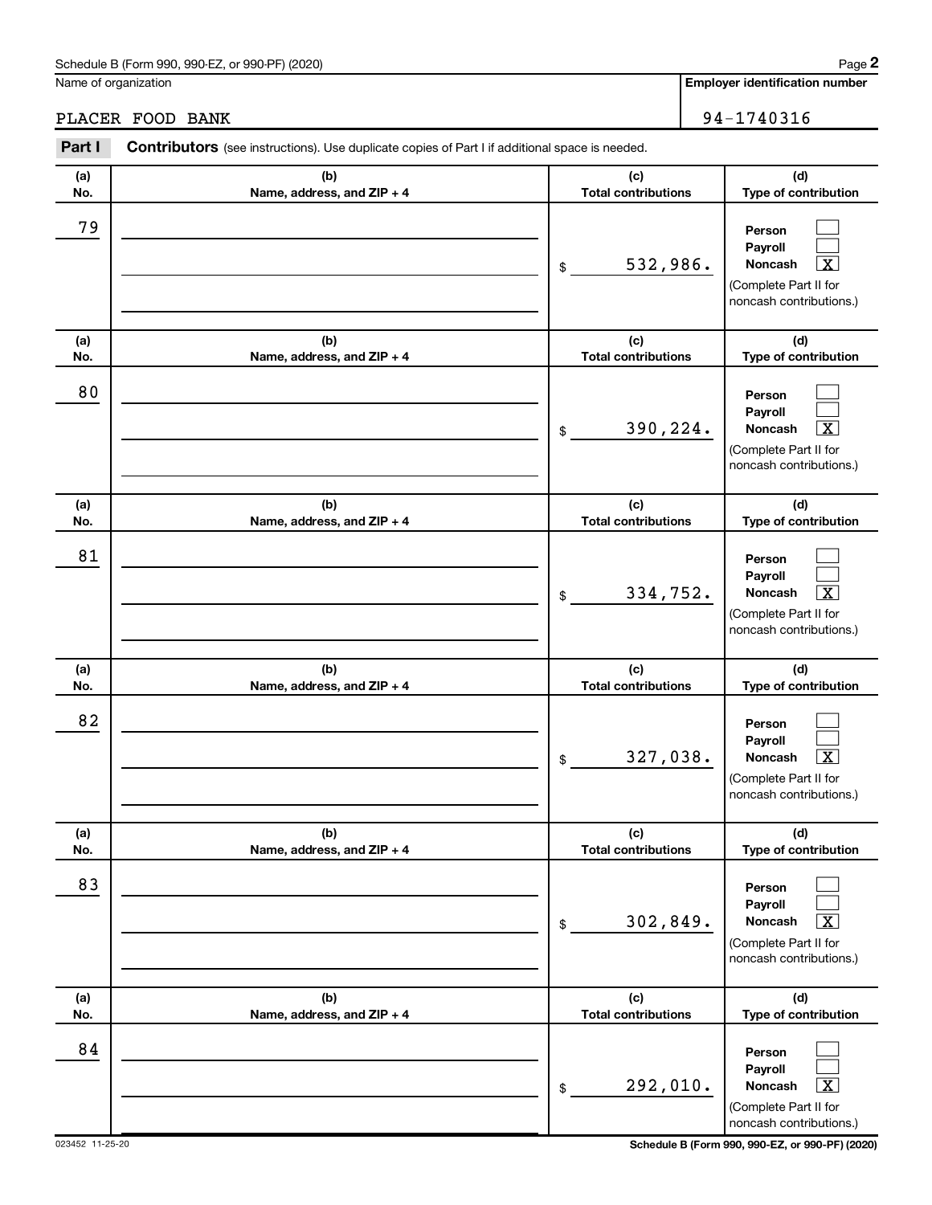Schedule B (Form 990, 990-EZ, or 990-PF) (2020)

Name of organization: PLACER FOOD BANK

Employer identification number: 94-1740316

## Part I Contributors (see instructions). Use duplicate copies of Part I if additional space is needed.

| (a) No. | (b) Name, address, and ZIP + 4 | (c) Total contributions | (d) Type of contribution |
|---|---|---|---|
| 79 | | $ 532,986. | Person [ ] Payroll [ ] Noncash [X] (Complete Part II for noncash contributions.) |
| 80 | | $ 390,224. | Person [ ] Payroll [ ] Noncash [X] (Complete Part II for noncash contributions.) |
| 81 | | $ 334,752. | Person [ ] Payroll [ ] Noncash [X] (Complete Part II for noncash contributions.) |
| 82 | | $ 327,038. | Person [ ] Payroll [ ] Noncash [X] (Complete Part II for noncash contributions.) |
| 83 | | $ 302,849. | Person [ ] Payroll [ ] Noncash [X] (Complete Part II for noncash contributions.) |
| 84 | | $ 292,010. | Person [ ] Payroll [ ] Noncash [X] (Complete Part II for noncash contributions.) |

023452 11-25-20

Schedule B (Form 990, 990-EZ, or 990-PF) (2020)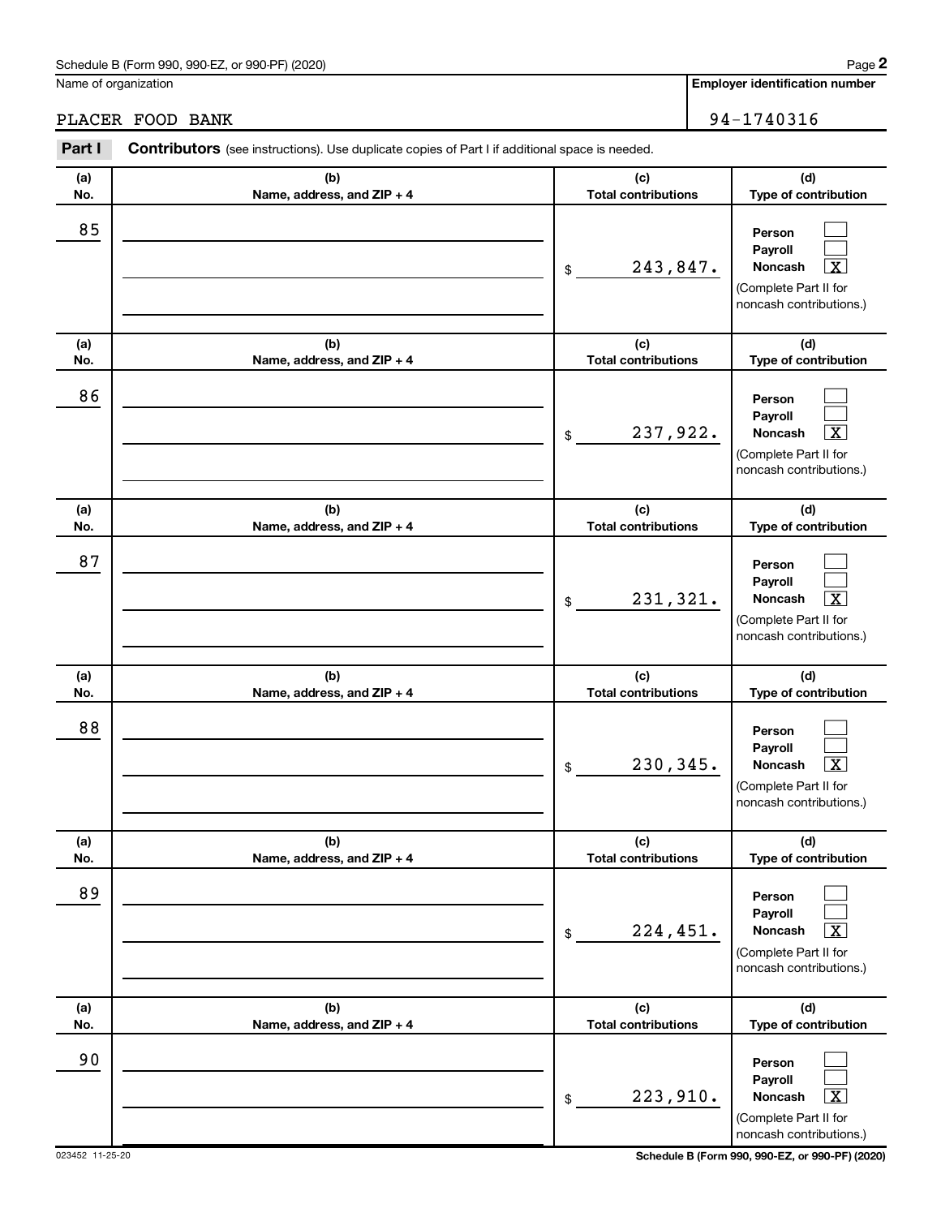Schedule B (Form 990, 990-EZ, or 990-PF) (2020)

Name of organization: PLACER FOOD BANK

Employer identification number: 94-1740316

**Part I** **Contributors** (see instructions). Use duplicate copies of Part I if additional space is needed.

| (a) No. | (b) Name, address, and ZIP + 4 | (c) Total contributions | (d) Type of contribution |
|---|---|---|---|
| 85 | | $ 243,847. | Person [ ] Payroll [ ] Noncash [X] (Complete Part II for noncash contributions.) |
| 86 | | $ 237,922. | Person [ ] Payroll [ ] Noncash [X] (Complete Part II for noncash contributions.) |
| 87 | | $ 231,321. | Person [ ] Payroll [ ] Noncash [X] (Complete Part II for noncash contributions.) |
| 88 | | $ 230,345. | Person [ ] Payroll [ ] Noncash [X] (Complete Part II for noncash contributions.) |
| 89 | | $ 224,451. | Person [ ] Payroll [ ] Noncash [X] (Complete Part II for noncash contributions.) |
| 90 | | $ 223,910. | Person [ ] Payroll [ ] Noncash [X] (Complete Part II for noncash contributions.) |

023452 11-25-20

Schedule B (Form 990, 990-EZ, or 990-PF) (2020)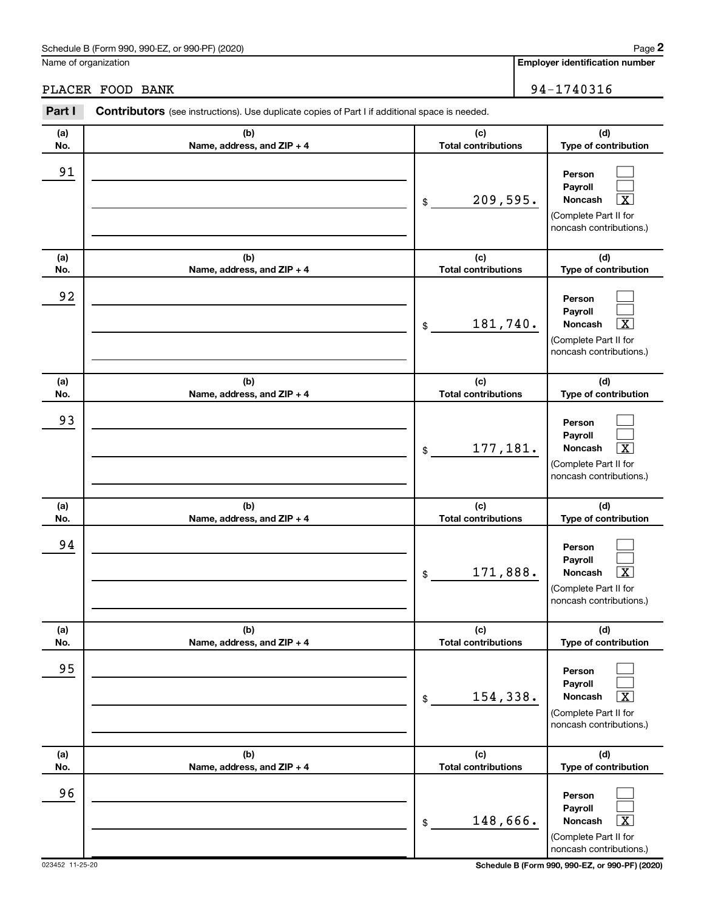Schedule B (Form 990, 990-EZ, or 990-PF) (2020)

Name of organization: PLACER FOOD BANK

Employer identification number: 94-1740316

## Part I Contributors (see instructions). Use duplicate copies of Part I if additional space is needed.

| (a) No. | (b) Name, address, and ZIP + 4 | (c) Total contributions | (d) Type of contribution |
|---|---|---|---|
| 91 | | $ 209,595. | Person [ ] Payroll [ ] Noncash [X] (Complete Part II for noncash contributions.) |
| 92 | | $ 181,740. | Person [ ] Payroll [ ] Noncash [X] (Complete Part II for noncash contributions.) |
| 93 | | $ 177,181. | Person [ ] Payroll [ ] Noncash [X] (Complete Part II for noncash contributions.) |
| 94 | | $ 171,888. | Person [ ] Payroll [ ] Noncash [X] (Complete Part II for noncash contributions.) |
| 95 | | $ 154,338. | Person [ ] Payroll [ ] Noncash [X] (Complete Part II for noncash contributions.) |
| 96 | | $ 148,666. | Person [ ] Payroll [ ] Noncash [X] (Complete Part II for noncash contributions.) |

023452 11-25-20

Schedule B (Form 990, 990-EZ, or 990-PF) (2020)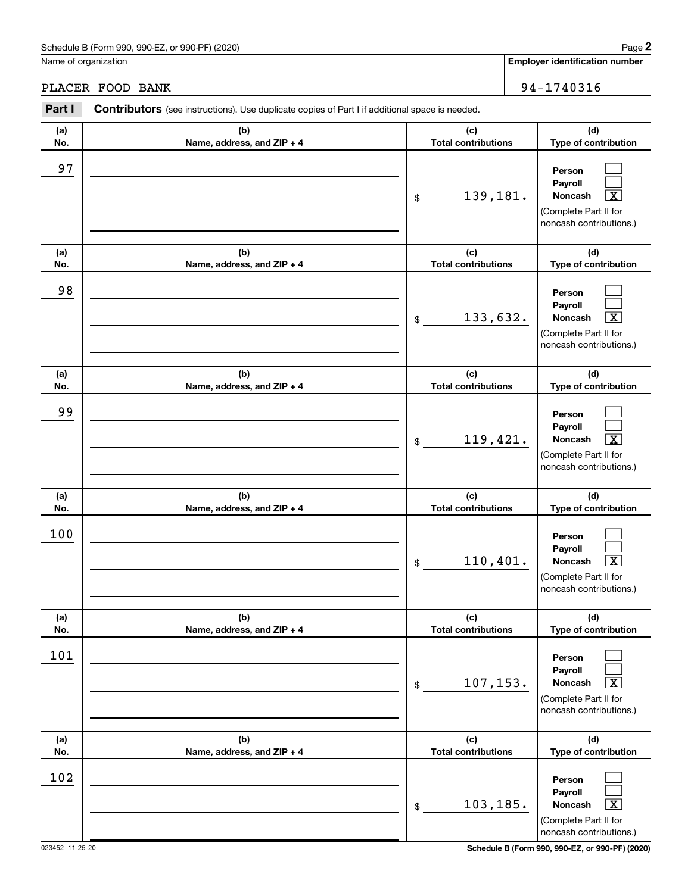Schedule B (Form 990, 990-EZ, or 990-PF) (2020)

Name of organization: PLACER FOOD BANK

Employer identification number: 94-1740316

**Part I** **Contributors** (see instructions). Use duplicate copies of Part I if additional space is needed.

| (a) No. | (b) Name, address, and ZIP + 4 | (c) Total contributions | (d) Type of contribution |
|---|---|---|---|
| 97 | | $ 139,181. | Person [ ] Payroll [ ] Noncash [X] (Complete Part II for noncash contributions.) |
| 98 | | $ 133,632. | Person [ ] Payroll [ ] Noncash [X] (Complete Part II for noncash contributions.) |
| 99 | | $ 119,421. | Person [ ] Payroll [ ] Noncash [X] (Complete Part II for noncash contributions.) |
| 100 | | $ 110,401. | Person [ ] Payroll [ ] Noncash [X] (Complete Part II for noncash contributions.) |
| 101 | | $ 107,153. | Person [ ] Payroll [ ] Noncash [X] (Complete Part II for noncash contributions.) |
| 102 | | $ 103,185. | Person [ ] Payroll [ ] Noncash [X] (Complete Part II for noncash contributions.) |

023452 11-25-20

Schedule B (Form 990, 990-EZ, or 990-PF) (2020)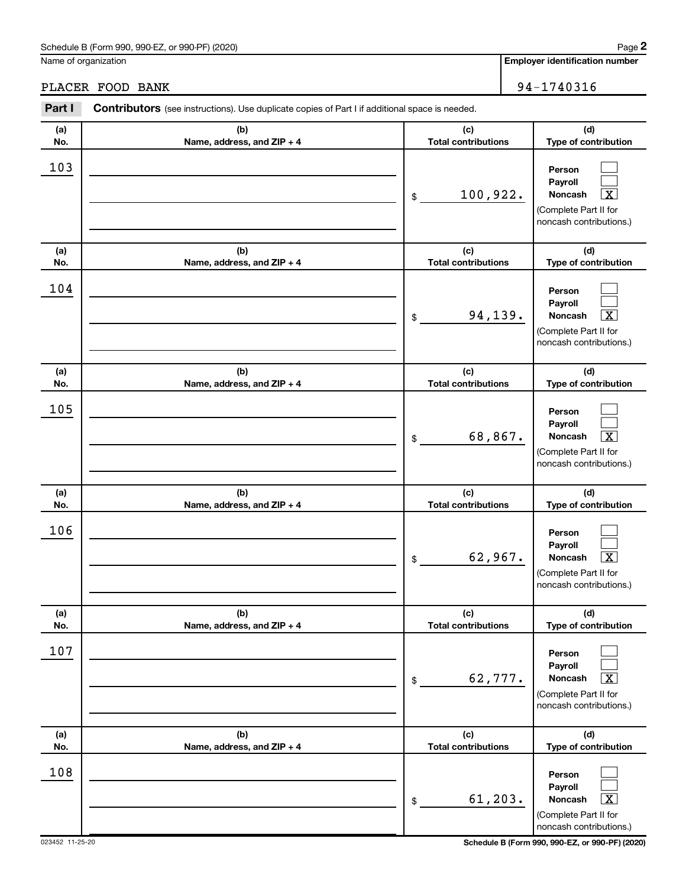Schedule B (Form 990, 990-EZ, or 990-PF) (2020)

Name of organization: PLACER FOOD BANK

Employer identification number: 94-1740316

**Part I** **Contributors** (see instructions). Use duplicate copies of Part I if additional space is needed.

| (a) No. | (b) Name, address, and ZIP + 4 | (c) Total contributions | (d) Type of contribution |
|---|---|---|---|
| 103 | | $ 100,922. | Person [ ] Payroll [ ] Noncash [X] (Complete Part II for noncash contributions.) |
| 104 | | $ 94,139. | Person [ ] Payroll [ ] Noncash [X] (Complete Part II for noncash contributions.) |
| 105 | | $ 68,867. | Person [ ] Payroll [ ] Noncash [X] (Complete Part II for noncash contributions.) |
| 106 | | $ 62,967. | Person [ ] Payroll [ ] Noncash [X] (Complete Part II for noncash contributions.) |
| 107 | | $ 62,777. | Person [ ] Payroll [ ] Noncash [X] (Complete Part II for noncash contributions.) |
| 108 | | $ 61,203. | Person [ ] Payroll [ ] Noncash [X] (Complete Part II for noncash contributions.) |

023452 11-25-20

Schedule B (Form 990, 990-EZ, or 990-PF) (2020)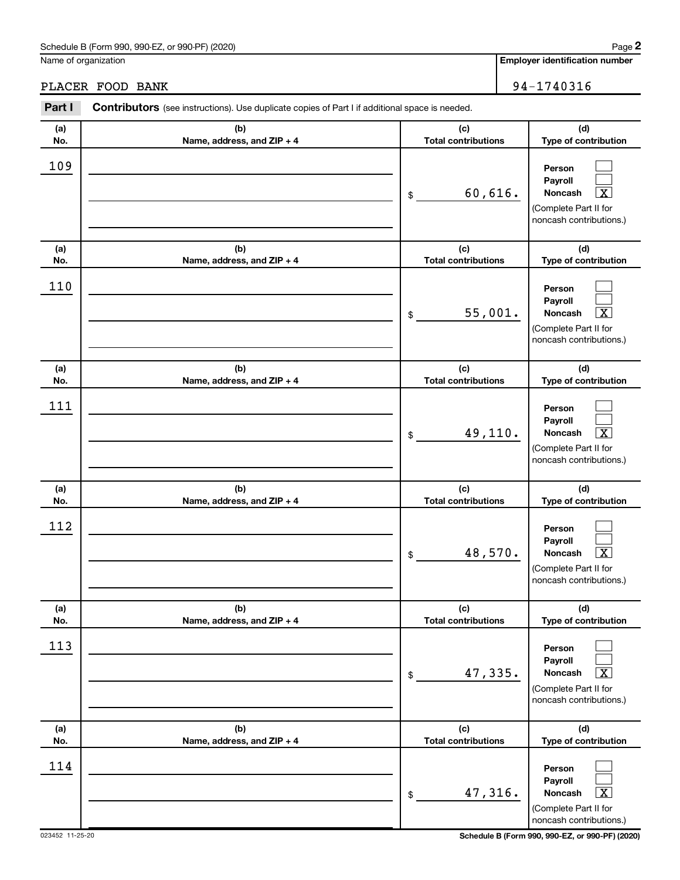Schedule B (Form 990, 990-EZ, or 990-PF) (2020)

Name of organization

PLACER FOOD BANK

**Employer identification number**

94-1740316

**Part I** **Contributors** (see instructions). Use duplicate copies of Part I if additional space is needed.

| (a) No. | (b) Name, address, and ZIP + 4 | (c) Total contributions | (d) Type of contribution |
|---|---|---|---|
| 109 | | $ 60,616. | Person [ ] Payroll [ ] Noncash [X] (Complete Part II for noncash contributions.) |
| 110 | | $ 55,001. | Person [ ] Payroll [ ] Noncash [X] (Complete Part II for noncash contributions.) |
| 111 | | $ 49,110. | Person [ ] Payroll [ ] Noncash [X] (Complete Part II for noncash contributions.) |
| 112 | | $ 48,570. | Person [ ] Payroll [ ] Noncash [X] (Complete Part II for noncash contributions.) |
| 113 | | $ 47,335. | Person [ ] Payroll [ ] Noncash [X] (Complete Part II for noncash contributions.) |
| 114 | | $ 47,316. | Person [ ] Payroll [ ] Noncash [X] (Complete Part II for noncash contributions.) |

023452 11-25-20

**Schedule B (Form 990, 990-EZ, or 990-PF) (2020)**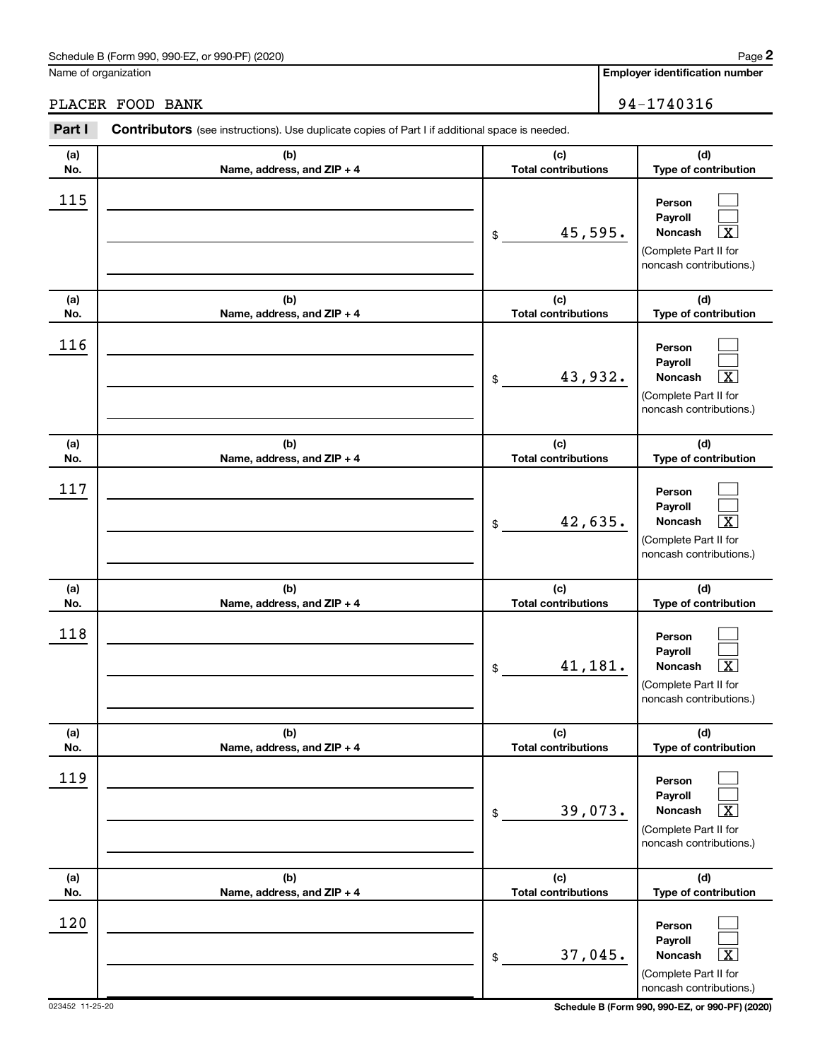Name of organization

PLACER FOOD BANK

**Employer identification number**

94-1740316

**Part I** **Contributors** (see instructions). Use duplicate copies of Part I if additional space is needed.

| (a) No. | (b) Name, address, and ZIP + 4 | (c) Total contributions | (d) Type of contribution |
|---|---|---|---|
| 115 | | $ 45,595. | Person [ ] Payroll [ ] Noncash [X] (Complete Part II for noncash contributions.) |
| 116 | | $ 43,932. | Person [ ] Payroll [ ] Noncash [X] (Complete Part II for noncash contributions.) |
| 117 | | $ 42,635. | Person [ ] Payroll [ ] Noncash [X] (Complete Part II for noncash contributions.) |
| 118 | | $ 41,181. | Person [ ] Payroll [ ] Noncash [X] (Complete Part II for noncash contributions.) |
| 119 | | $ 39,073. | Person [ ] Payroll [ ] Noncash [X] (Complete Part II for noncash contributions.) |
| 120 | | $ 37,045. | Person [ ] Payroll [ ] Noncash [X] (Complete Part II for noncash contributions.) |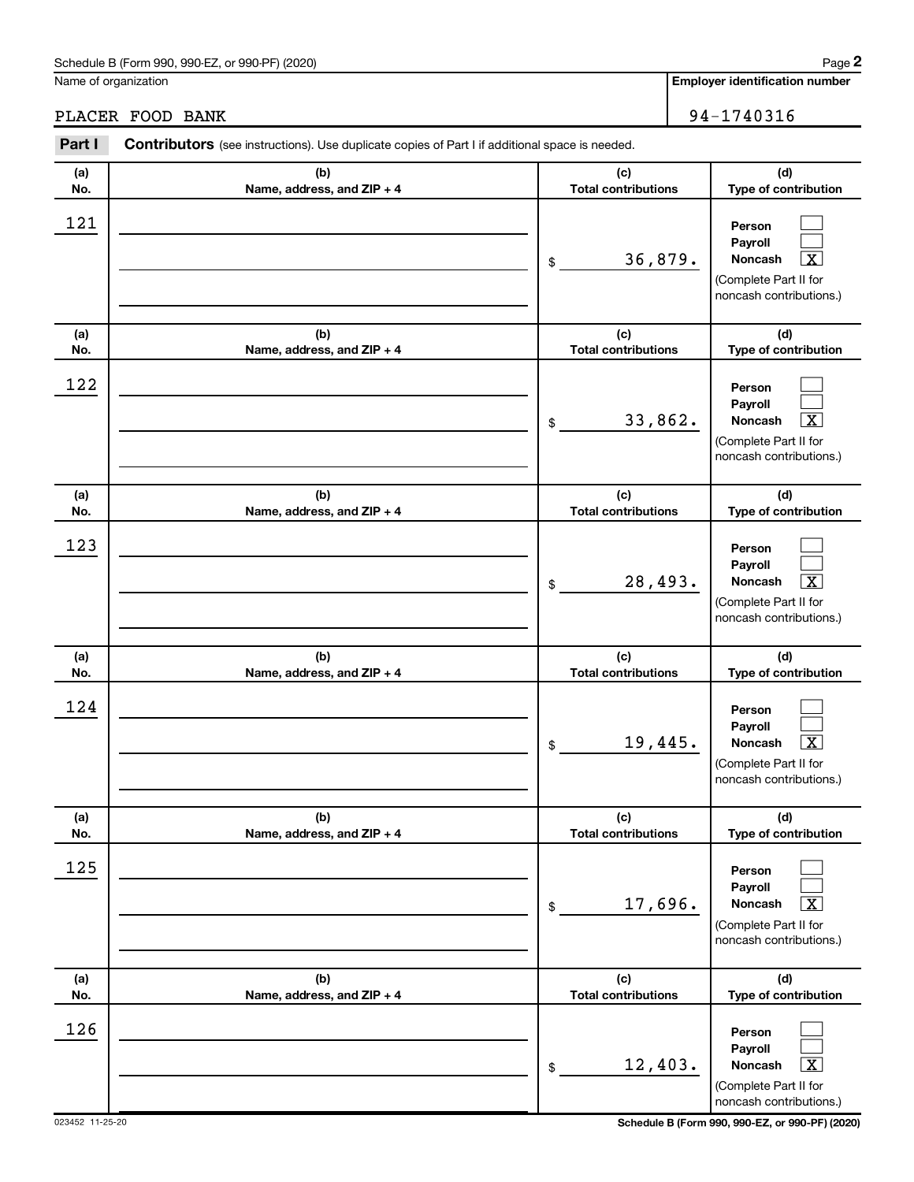Schedule B (Form 990, 990-EZ, or 990-PF) (2020)

Name of organization: PLACER FOOD BANK

**Employer identification number:** 94-1740316

**Part I — Contributors** (see instructions). Use duplicate copies of Part I if additional space is needed.

| (a) No. | (b) Name, address, and ZIP + 4 | (c) Total contributions | (d) Type of contribution |
|---|---|---|---|
| 121 | | $ 36,879. | Person [ ] Payroll [ ] Noncash [X] (Complete Part II for noncash contributions.) |
| 122 | | $ 33,862. | Person [ ] Payroll [ ] Noncash [X] (Complete Part II for noncash contributions.) |
| 123 | | $ 28,493. | Person [ ] Payroll [ ] Noncash [X] (Complete Part II for noncash contributions.) |
| 124 | | $ 19,445. | Person [ ] Payroll [ ] Noncash [X] (Complete Part II for noncash contributions.) |
| 125 | | $ 17,696. | Person [ ] Payroll [ ] Noncash [X] (Complete Part II for noncash contributions.) |
| 126 | | $ 12,403. | Person [ ] Payroll [ ] Noncash [X] (Complete Part II for noncash contributions.) |

023452 11-25-20

Schedule B (Form 990, 990-EZ, or 990-PF) (2020)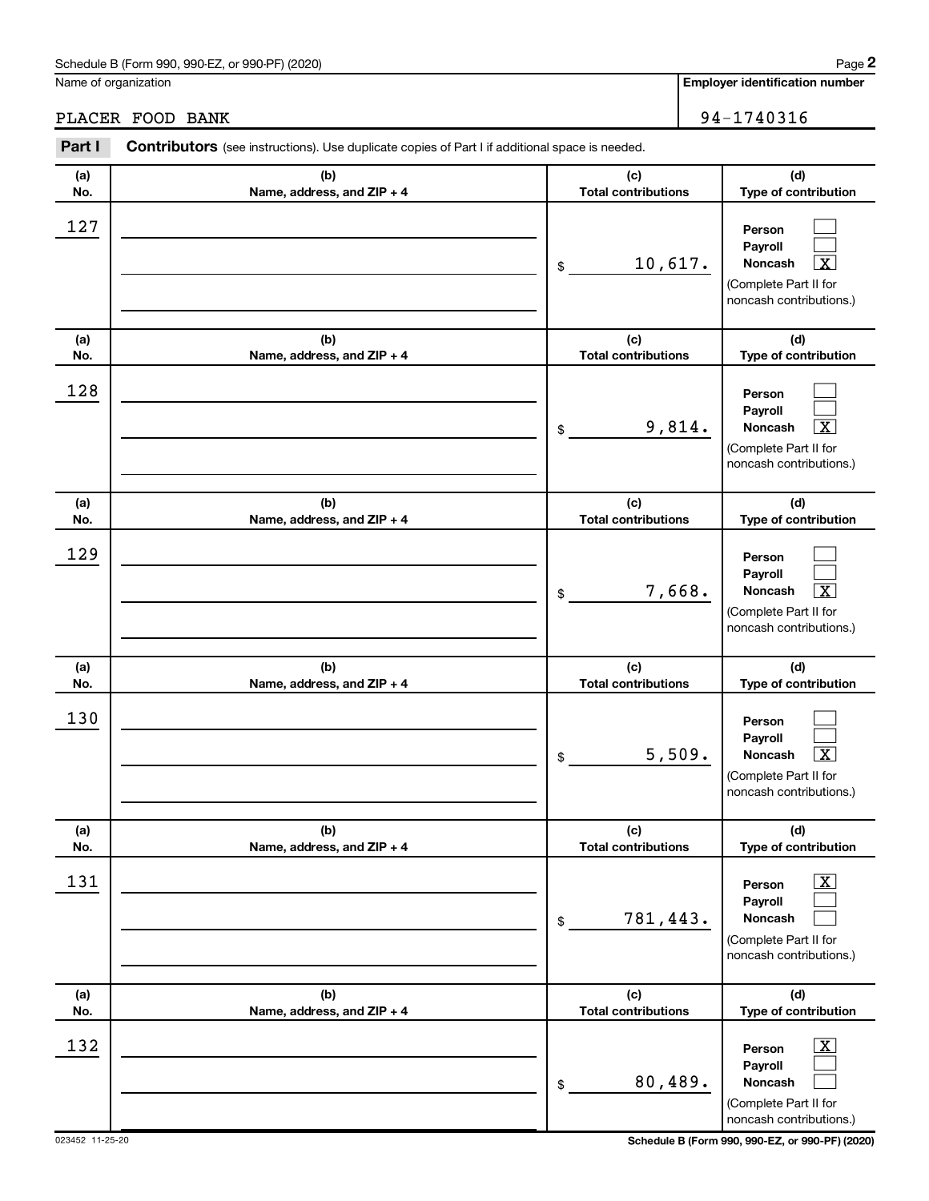Schedule B (Form 990, 990-EZ, or 990-PF) (2020)

Name of organization: PLACER FOOD BANK

Employer identification number: 94-1740316

**Part I** **Contributors** (see instructions). Use duplicate copies of Part I if additional space is needed.

| (a) No. | (b) Name, address, and ZIP + 4 | (c) Total contributions | (d) Type of contribution |
|---|---|---|---|
| 127 | | $ 10,617. | Person [ ] Payroll [ ] Noncash [X] (Complete Part II for noncash contributions.) |
| 128 | | $ 9,814. | Person [ ] Payroll [ ] Noncash [X] (Complete Part II for noncash contributions.) |
| 129 | | $ 7,668. | Person [ ] Payroll [ ] Noncash [X] (Complete Part II for noncash contributions.) |
| 130 | | $ 5,509. | Person [ ] Payroll [ ] Noncash [X] (Complete Part II for noncash contributions.) |
| 131 | | $ 781,443. | Person [X] Payroll [ ] Noncash [ ] (Complete Part II for noncash contributions.) |
| 132 | | $ 80,489. | Person [X] Payroll [ ] Noncash [ ] (Complete Part II for noncash contributions.) |

023452 11-25-20

Schedule B (Form 990, 990-EZ, or 990-PF) (2020)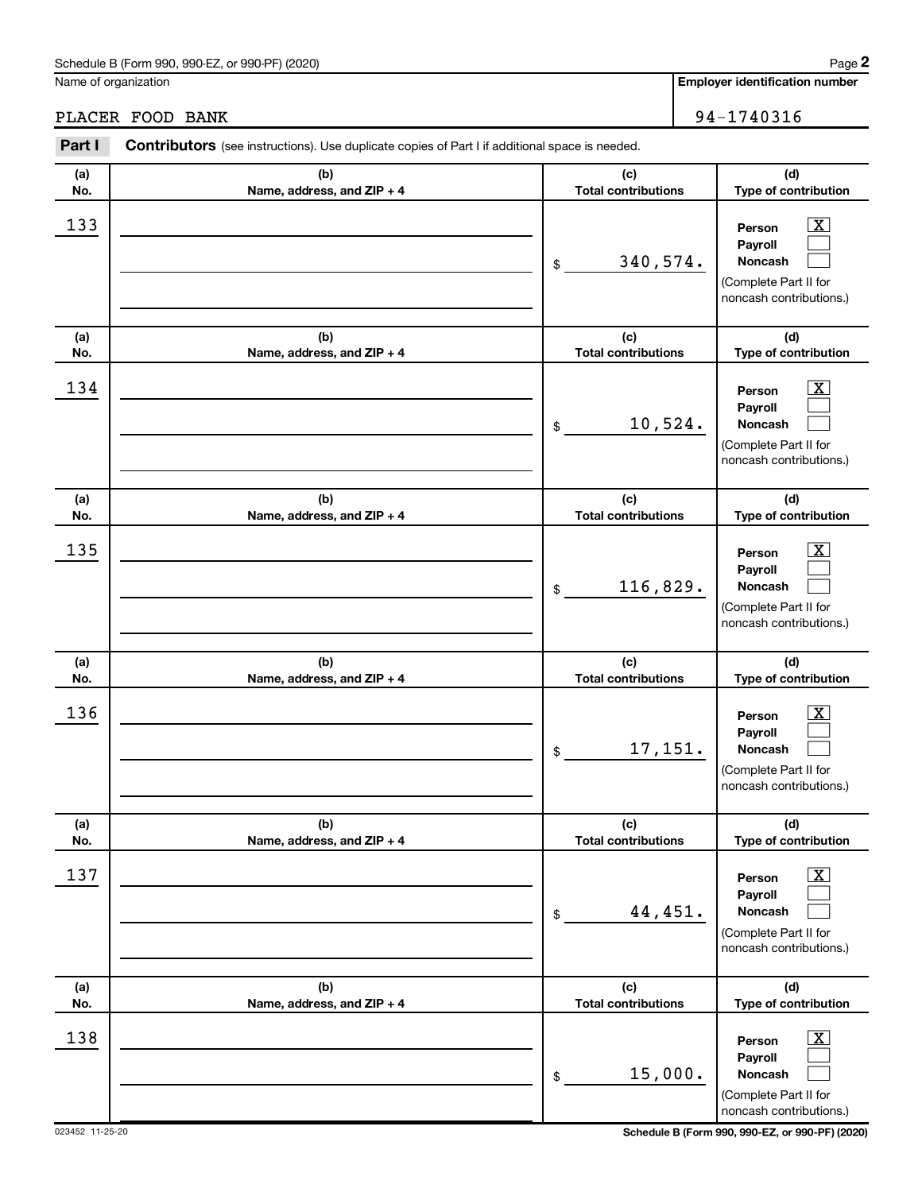Name of organization

**Employer identification number**

PLACER FOOD BANK

94-1740316

**Part I** **Contributors** (see instructions). Use duplicate copies of Part I if additional space is needed.

| (a) No. | (b) Name, address, and ZIP + 4 | (c) Total contributions | (d) Type of contribution |
|---|---|---|---|
| 133 | | $ 340,574. | Person [X] Payroll [ ] Noncash [ ] (Complete Part II for noncash contributions.) |
| 134 | | $ 10,524. | Person [X] Payroll [ ] Noncash [ ] (Complete Part II for noncash contributions.) |
| 135 | | $ 116,829. | Person [X] Payroll [ ] Noncash [ ] (Complete Part II for noncash contributions.) |
| 136 | | $ 17,151. | Person [X] Payroll [ ] Noncash [ ] (Complete Part II for noncash contributions.) |
| 137 | | $ 44,451. | Person [X] Payroll [ ] Noncash [ ] (Complete Part II for noncash contributions.) |
| 138 | | $ 15,000. | Person [X] Payroll [ ] Noncash [ ] (Complete Part II for noncash contributions.) |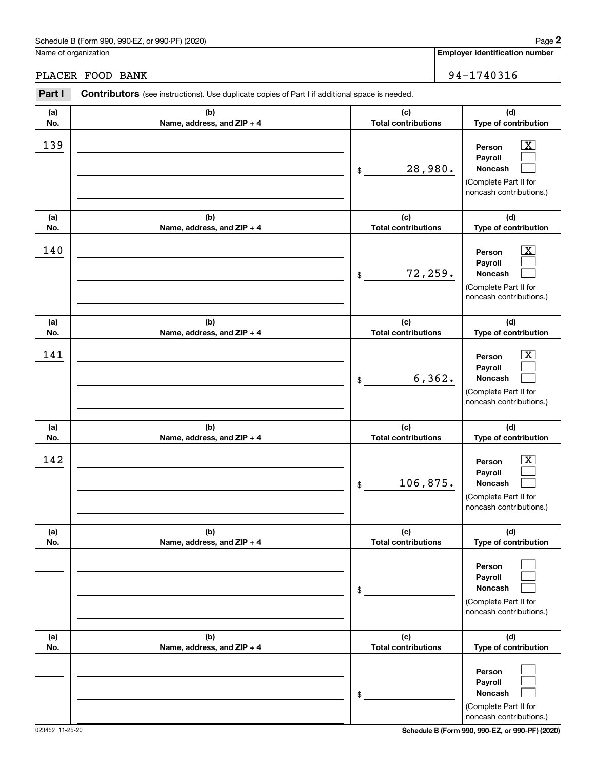Schedule B (Form 990, 990-EZ, or 990-PF) (2020)

Name of organization: PLACER FOOD BANK

Employer identification number: 94-1740316

**Part I** **Contributors** (see instructions). Use duplicate copies of Part I if additional space is needed.

| (a) No. | (b) Name, address, and ZIP + 4 | (c) Total contributions | (d) Type of contribution |
|---|---|---|---|
| 139 | | $ 28,980. | Person [X] Payroll [ ] Noncash [ ] (Complete Part II for noncash contributions.) |
| 140 | | $ 72,259. | Person [X] Payroll [ ] Noncash [ ] (Complete Part II for noncash contributions.) |
| 141 | | $ 6,362. | Person [X] Payroll [ ] Noncash [ ] (Complete Part II for noncash contributions.) |
| 142 | | $ 106,875. | Person [X] Payroll [ ] Noncash [ ] (Complete Part II for noncash contributions.) |
| | | $ | Person [ ] Payroll [ ] Noncash [ ] (Complete Part II for noncash contributions.) |
| | | $ | Person [ ] Payroll [ ] Noncash [ ] (Complete Part II for noncash contributions.) |

023452 11-25-20

Schedule B (Form 990, 990-EZ, or 990-PF) (2020)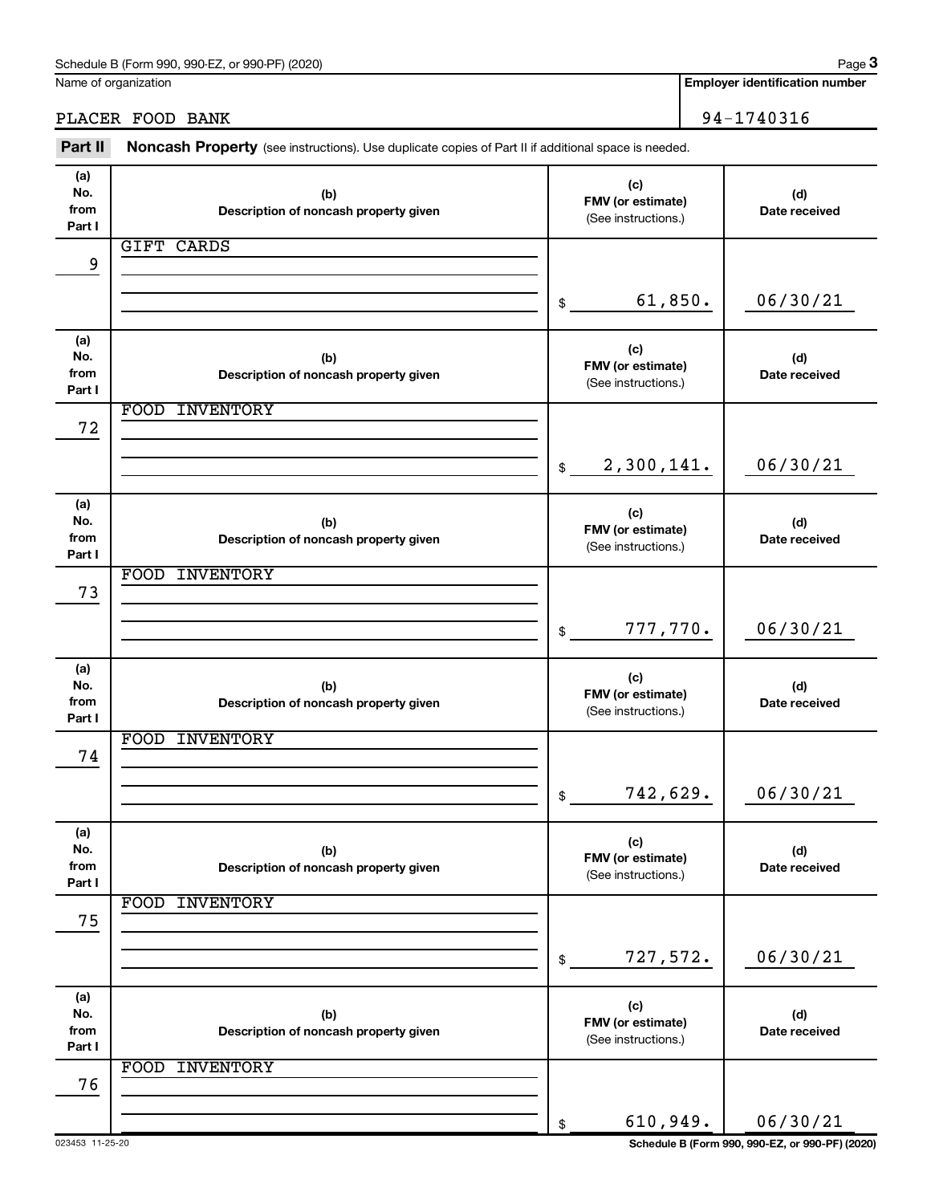Schedule B (Form 990, 990-EZ, or 990-PF) (2020)

Name of organization: PLACER FOOD BANK

**Employer identification number:** 94-1740316

**Part II** **Noncash Property** (see instructions). Use duplicate copies of Part II if additional space is needed.

| (a) No. from Part I | (b) Description of noncash property given | (c) FMV (or estimate) (See instructions.) | (d) Date received |
|---|---|---|---|
| 9 | GIFT CARDS | $ 61,850. | 06/30/21 |
| 72 | FOOD INVENTORY | $ 2,300,141. | 06/30/21 |
| 73 | FOOD INVENTORY | $ 777,770. | 06/30/21 |
| 74 | FOOD INVENTORY | $ 742,629. | 06/30/21 |
| 75 | FOOD INVENTORY | $ 727,572. | 06/30/21 |
| 76 | FOOD INVENTORY | $ 610,949. | 06/30/21 |

023453 11-25-20

Schedule B (Form 990, 990-EZ, or 990-PF) (2020)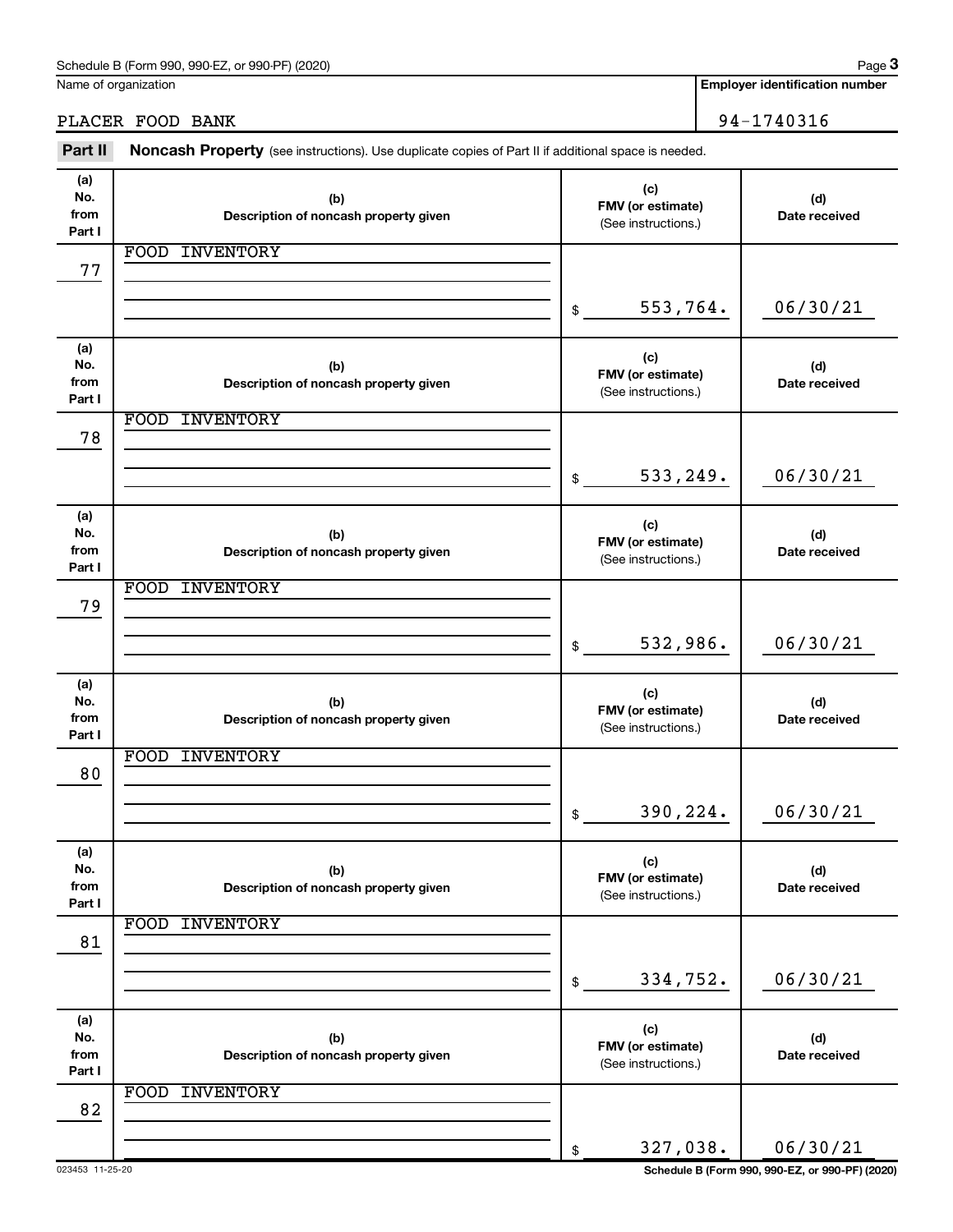Schedule B (Form 990, 990-EZ, or 990-PF) (2020)

Name of organization: PLACER FOOD BANK

Employer identification number: 94-1740316

## Part II Noncash Property (see instructions). Use duplicate copies of Part II if additional space is needed.

| (a) No. from Part I | (b) Description of noncash property given | (c) FMV (or estimate) (See instructions.) | (d) Date received |
|---|---|---|---|
| 77 | FOOD INVENTORY | $ 553,764. | 06/30/21 |
| 78 | FOOD INVENTORY | $ 533,249. | 06/30/21 |
| 79 | FOOD INVENTORY | $ 532,986. | 06/30/21 |
| 80 | FOOD INVENTORY | $ 390,224. | 06/30/21 |
| 81 | FOOD INVENTORY | $ 334,752. | 06/30/21 |
| 82 | FOOD INVENTORY | $ 327,038. | 06/30/21 |

023453 11-25-20

Schedule B (Form 990, 990-EZ, or 990-PF) (2020)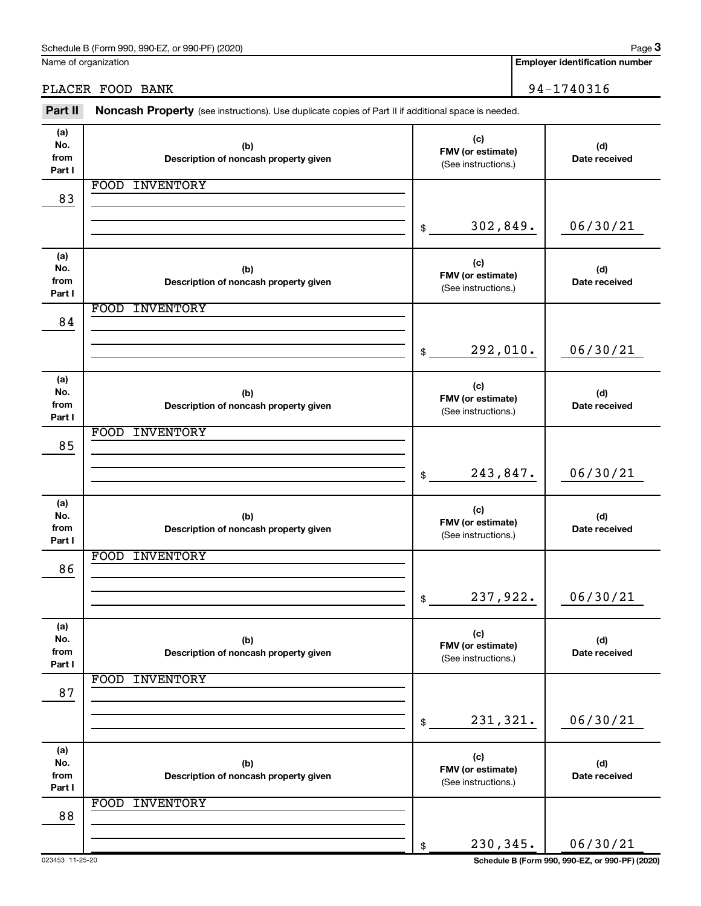Name of organization

PLACER FOOD BANK

**Employer identification number**

94-1740316

## Part II Noncash Property (see instructions). Use duplicate copies of Part II if additional space is needed.

| (a) No. from Part I | (b) Description of noncash property given | (c) FMV (or estimate) (See instructions.) | (d) Date received |
|---|---|---|---|
| 83 | FOOD INVENTORY | $ 302,849. | 06/30/21 |
| 84 | FOOD INVENTORY | $ 292,010. | 06/30/21 |
| 85 | FOOD INVENTORY | $ 243,847. | 06/30/21 |
| 86 | FOOD INVENTORY | $ 237,922. | 06/30/21 |
| 87 | FOOD INVENTORY | $ 231,321. | 06/30/21 |
| 88 | FOOD INVENTORY | $ 230,345. | 06/30/21 |

023453 11-25-20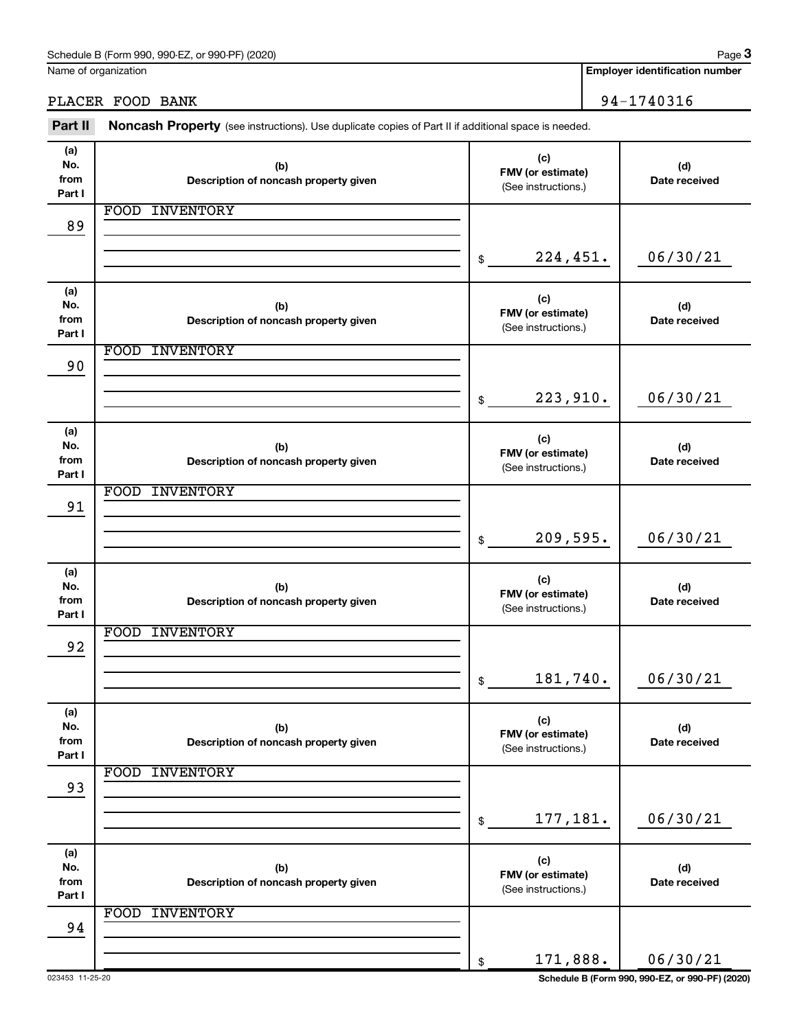Schedule B (Form 990, 990-EZ, or 990-PF) (2020)

Name of organization: PLACER FOOD BANK

**Employer identification number:** 94-1740316

**Part II — Noncash Property** (see instructions). Use duplicate copies of Part II if additional space is needed.

| (a) No. from Part I | (b) Description of noncash property given | (c) FMV (or estimate) (See instructions.) | (d) Date received |
|---|---|---|---|
| 89 | FOOD INVENTORY | $ 224,451. | 06/30/21 |
| 90 | FOOD INVENTORY | $ 223,910. | 06/30/21 |
| 91 | FOOD INVENTORY | $ 209,595. | 06/30/21 |
| 92 | FOOD INVENTORY | $ 181,740. | 06/30/21 |
| 93 | FOOD INVENTORY | $ 177,181. | 06/30/21 |
| 94 | FOOD INVENTORY | $ 171,888. | 06/30/21 |

023453 11-25-20

Schedule B (Form 990, 990-EZ, or 990-PF) (2020)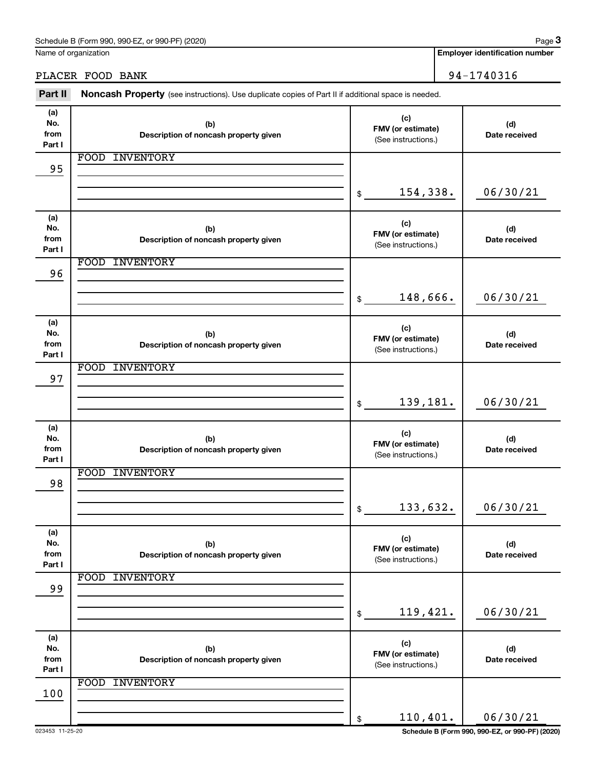Schedule B (Form 990, 990-EZ, or 990-PF) (2020)

Name of organization: PLACER FOOD BANK

**Employer identification number:** 94-1740316

**Part II** **Noncash Property** (see instructions). Use duplicate copies of Part II if additional space is needed.

| (a) No. from Part I | (b) Description of noncash property given | (c) FMV (or estimate) (See instructions.) | (d) Date received |
|---|---|---|---|
| 95 | FOOD INVENTORY | $ 154,338. | 06/30/21 |
| 96 | FOOD INVENTORY | $ 148,666. | 06/30/21 |
| 97 | FOOD INVENTORY | $ 139,181. | 06/30/21 |
| 98 | FOOD INVENTORY | $ 133,632. | 06/30/21 |
| 99 | FOOD INVENTORY | $ 119,421. | 06/30/21 |
| 100 | FOOD INVENTORY | $ 110,401. | 06/30/21 |

023453 11-25-20

Schedule B (Form 990, 990-EZ, or 990-PF) (2020)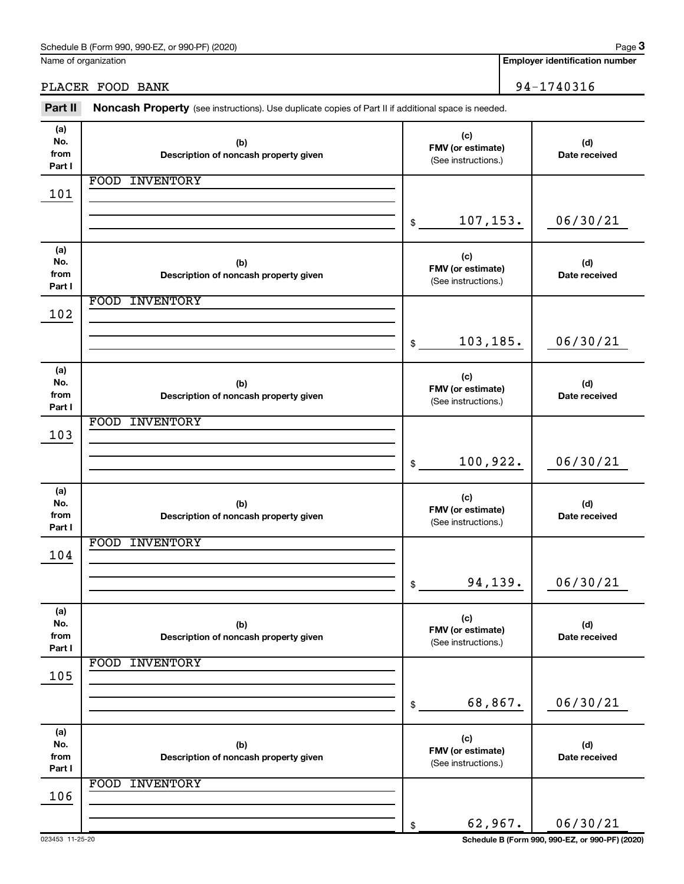Name of organization

PLACER FOOD BANK

**Employer identification number**

94-1740316

**Part II** **Noncash Property** (see instructions). Use duplicate copies of Part II if additional space is needed.

| (a) No. from Part I | (b) Description of noncash property given | (c) FMV (or estimate) (See instructions.) | (d) Date received |
|---|---|---|---|
| 101 | FOOD INVENTORY | $ 107,153. | 06/30/21 |
| 102 | FOOD INVENTORY | $ 103,185. | 06/30/21 |
| 103 | FOOD INVENTORY | $ 100,922. | 06/30/21 |
| 104 | FOOD INVENTORY | $ 94,139. | 06/30/21 |
| 105 | FOOD INVENTORY | $ 68,867. | 06/30/21 |
| 106 | FOOD INVENTORY | $ 62,967. | 06/30/21 |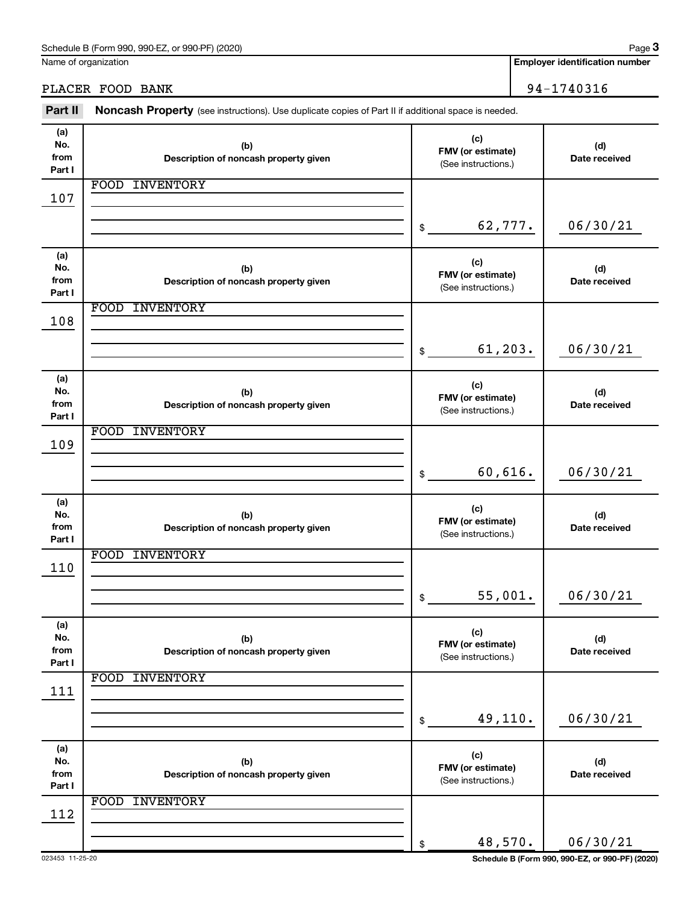Schedule B (Form 990, 990-EZ, or 990-PF) (2020)

Name of organization: PLACER FOOD BANK

**Employer identification number:** 94-1740316

**Part II** **Noncash Property** (see instructions). Use duplicate copies of Part II if additional space is needed.

| (a) No. from Part I | (b) Description of noncash property given | (c) FMV (or estimate) (See instructions.) | (d) Date received |
|---|---|---|---|
| 107 | FOOD INVENTORY | $ 62,777. | 06/30/21 |
| 108 | FOOD INVENTORY | $ 61,203. | 06/30/21 |
| 109 | FOOD INVENTORY | $ 60,616. | 06/30/21 |
| 110 | FOOD INVENTORY | $ 55,001. | 06/30/21 |
| 111 | FOOD INVENTORY | $ 49,110. | 06/30/21 |
| 112 | FOOD INVENTORY | $ 48,570. | 06/30/21 |

023453 11-25-20

Schedule B (Form 990, 990-EZ, or 990-PF) (2020)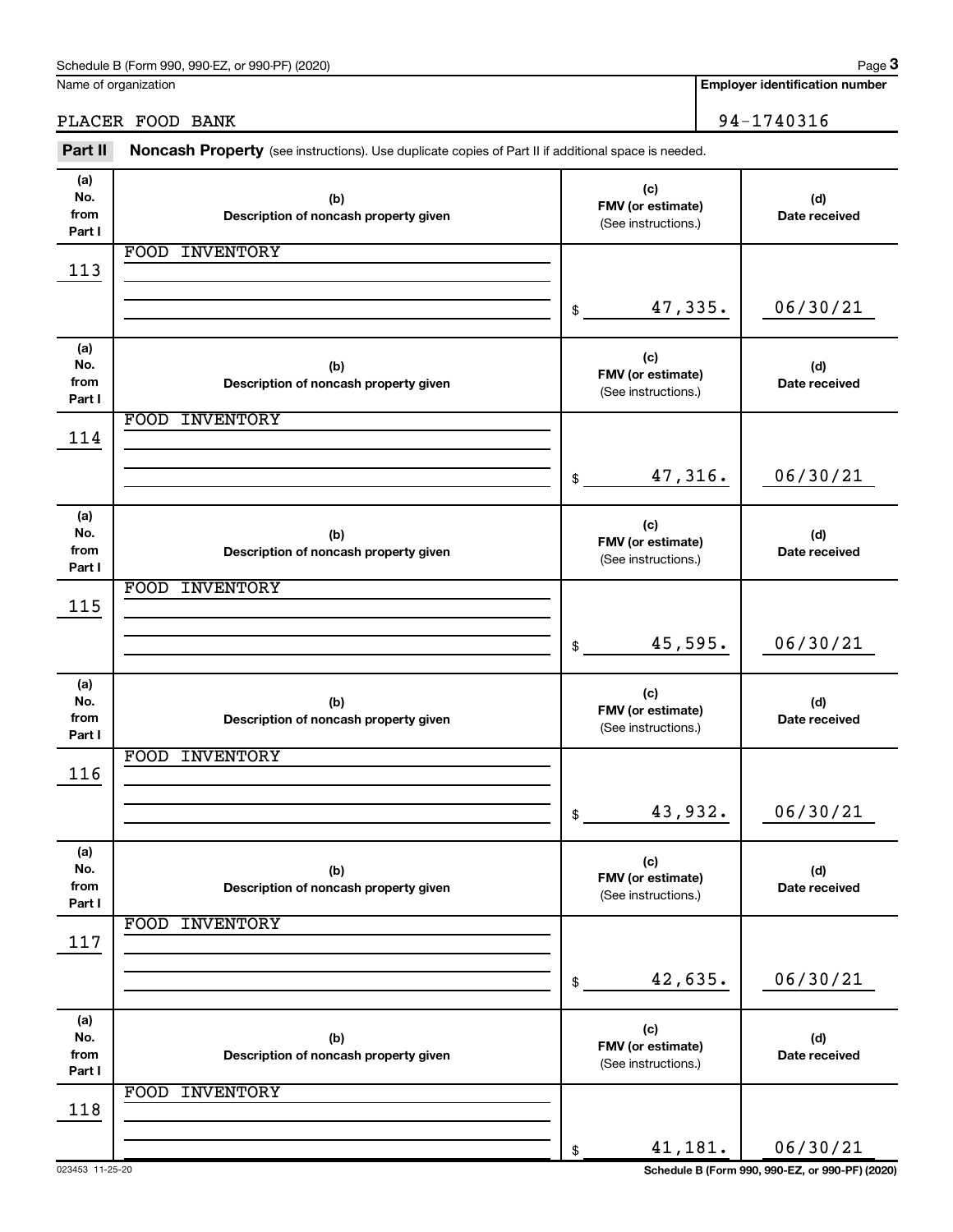Schedule B (Form 990, 990-EZ, or 990-PF) (2020)

Name of organization: PLACER FOOD BANK

Employer identification number: 94-1740316

**Part II** **Noncash Property** (see instructions). Use duplicate copies of Part II if additional space is needed.

| (a) No. from Part I | (b) Description of noncash property given | (c) FMV (or estimate) (See instructions.) | (d) Date received |
|---|---|---|---|
| 113 | FOOD INVENTORY | $ 47,335. | 06/30/21 |
| 114 | FOOD INVENTORY | $ 47,316. | 06/30/21 |
| 115 | FOOD INVENTORY | $ 45,595. | 06/30/21 |
| 116 | FOOD INVENTORY | $ 43,932. | 06/30/21 |
| 117 | FOOD INVENTORY | $ 42,635. | 06/30/21 |
| 118 | FOOD INVENTORY | $ 41,181. | 06/30/21 |

023453 11-25-20

Schedule B (Form 990, 990-EZ, or 990-PF) (2020)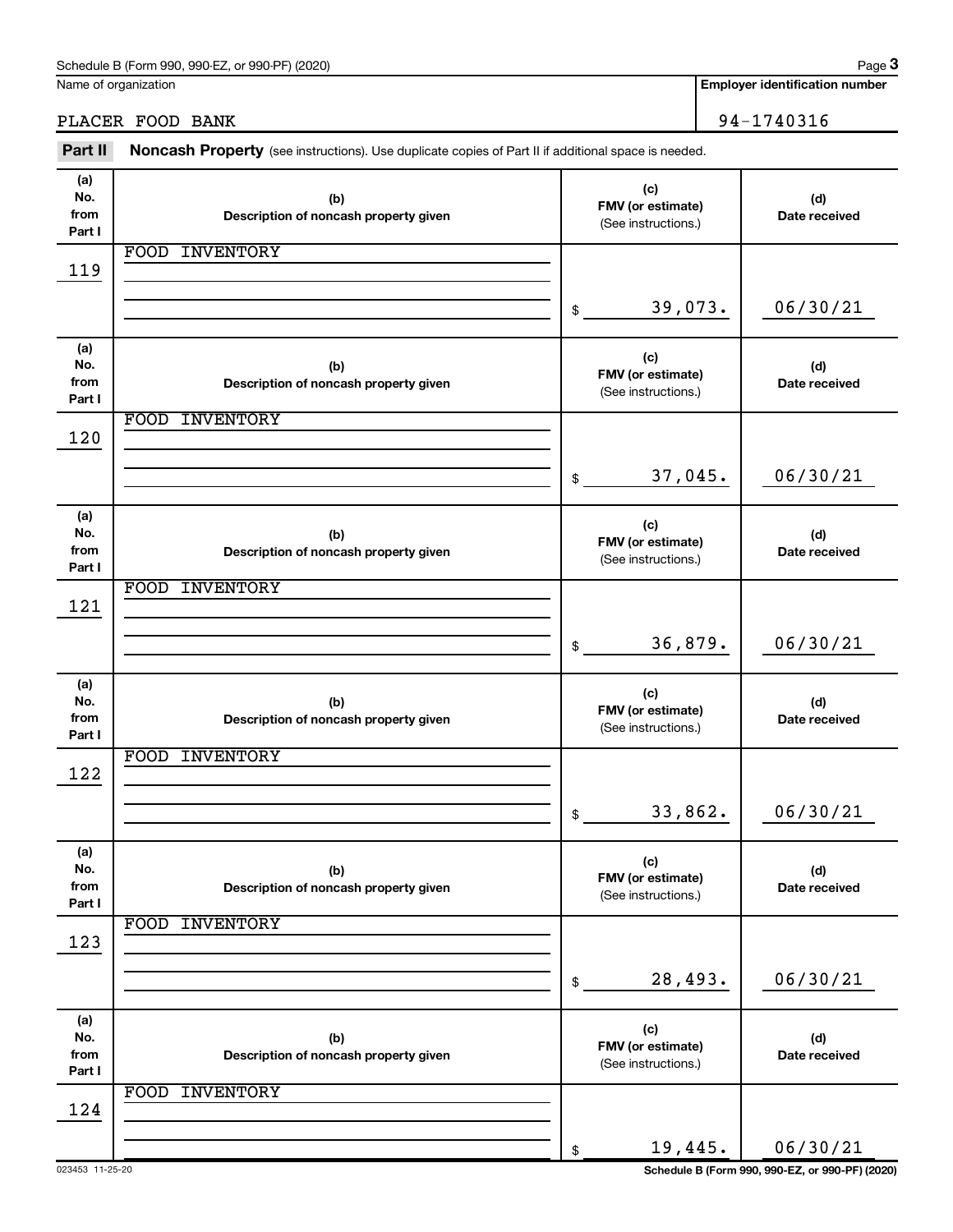Schedule B (Form 990, 990-EZ, or 990-PF) (2020)

Name of organization: PLACER FOOD BANK

Employer identification number: 94-1740316

## Part II Noncash Property (see instructions). Use duplicate copies of Part II if additional space is needed.

| (a) No. from Part I | (b) Description of noncash property given | (c) FMV (or estimate) (See instructions.) | (d) Date received |
|---|---|---|---|
| 119 | FOOD INVENTORY | $ 39,073. | 06/30/21 |
| 120 | FOOD INVENTORY | $ 37,045. | 06/30/21 |
| 121 | FOOD INVENTORY | $ 36,879. | 06/30/21 |
| 122 | FOOD INVENTORY | $ 33,862. | 06/30/21 |
| 123 | FOOD INVENTORY | $ 28,493. | 06/30/21 |
| 124 | FOOD INVENTORY | $ 19,445. | 06/30/21 |

023453 11-25-20

Schedule B (Form 990, 990-EZ, or 990-PF) (2020)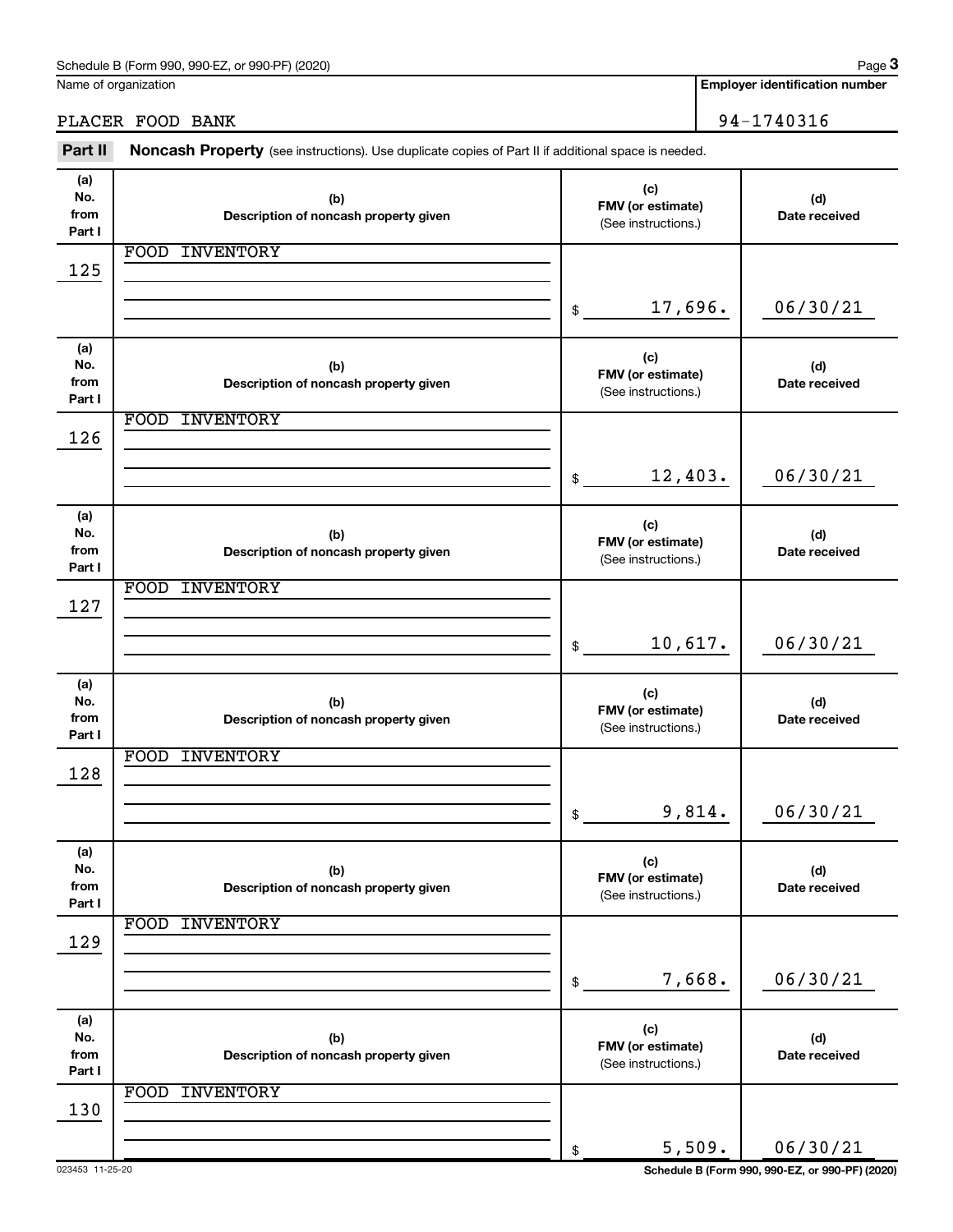Name of organization

PLACER FOOD BANK

**Employer identification number**

94-1740316

**Part II** **Noncash Property** (see instructions). Use duplicate copies of Part II if additional space is needed.

| (a) No. from Part I | (b) Description of noncash property given | (c) FMV (or estimate) (See instructions.) | (d) Date received |
|---|---|---|---|
| 125 | FOOD INVENTORY | $ 17,696. | 06/30/21 |
| 126 | FOOD INVENTORY | $ 12,403. | 06/30/21 |
| 127 | FOOD INVENTORY | $ 10,617. | 06/30/21 |
| 128 | FOOD INVENTORY | $ 9,814. | 06/30/21 |
| 129 | FOOD INVENTORY | $ 7,668. | 06/30/21 |
| 130 | FOOD INVENTORY | $ 5,509. | 06/30/21 |

023453 11-25-20

**Schedule B (Form 990, 990-EZ, or 990-PF) (2020)**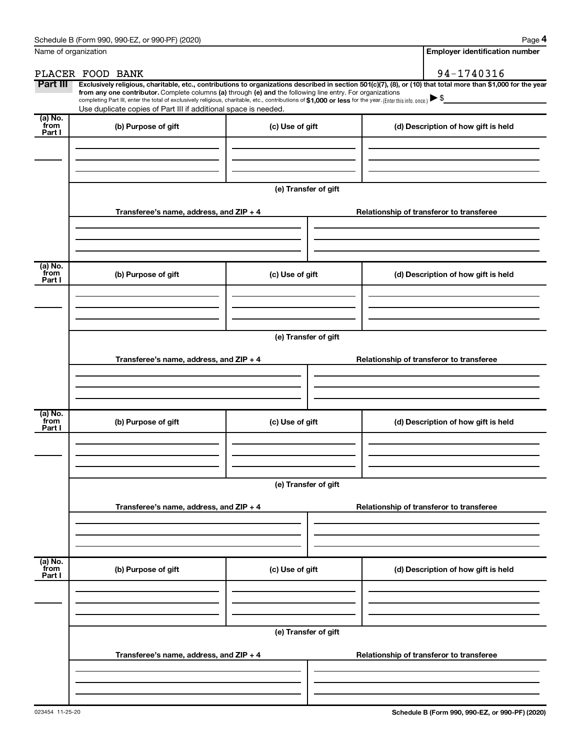Name of organization

PLACER FOOD BANK

**Employer identification number**

94-1740316

**Part III** **Exclusively religious, charitable, etc., contributions to organizations described in section 501(c)(7), (8), or (10) that total more than $1,000 for the year from any one contributor.** Complete columns **(a)** through **(e) and** the following line entry. For organizations completing Part III, enter the total of exclusively religious, charitable, etc., contributions of **$1,000 or less** for the year. (Enter this info. once.) ▶ $

Use duplicate copies of Part III if additional space is needed.

| (a) No. from Part I | (b) Purpose of gift | (c) Use of gift | (d) Description of how gift is held |
| --- | --- | --- | --- |
| | | | |

**(e) Transfer of gift**

| Transferee's name, address, and ZIP + 4 | Relationship of transferor to transferee |
| --- | --- |
| | |

| (a) No. from Part I | (b) Purpose of gift | (c) Use of gift | (d) Description of how gift is held |
| --- | --- | --- | --- |
| | | | |

**(e) Transfer of gift**

| Transferee's name, address, and ZIP + 4 | Relationship of transferor to transferee |
| --- | --- |
| | |

| (a) No. from Part I | (b) Purpose of gift | (c) Use of gift | (d) Description of how gift is held |
| --- | --- | --- | --- |
| | | | |

**(e) Transfer of gift**

| Transferee's name, address, and ZIP + 4 | Relationship of transferor to transferee |
| --- | --- |
| | |

| (a) No. from Part I | (b) Purpose of gift | (c) Use of gift | (d) Description of how gift is held |
| --- | --- | --- | --- |
| | | | |

**(e) Transfer of gift**

| Transferee's name, address, and ZIP + 4 | Relationship of transferor to transferee |
| --- | --- |
| | |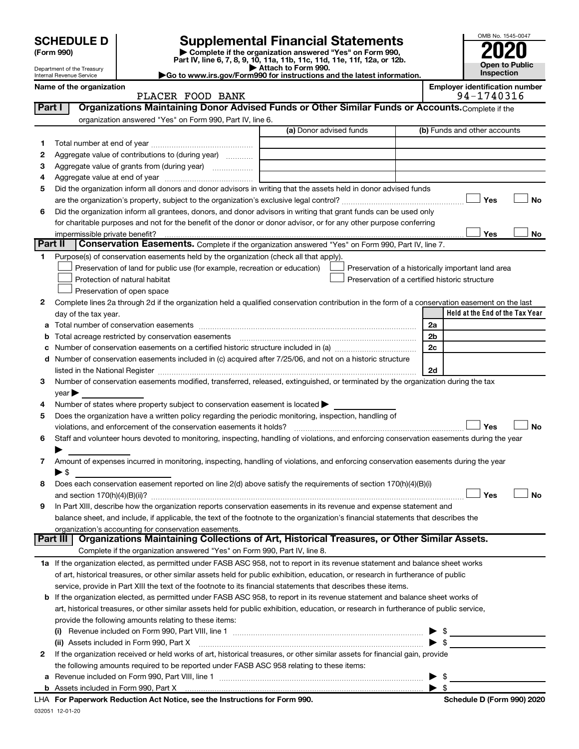# SCHEDULE D (Form 990)

Department of the Treasury
Internal Revenue Service

## Supplemental Financial Statements

▶ Complete if the organization answered "Yes" on Form 990, Part IV, line 6, 7, 8, 9, 10, 11a, 11b, 11c, 11d, 11e, 11f, 12a, or 12b.
▶ Attach to Form 990.
▶Go to www.irs.gov/Form990 for instructions and the latest information.

OMB No. 1545-0047

**2020**

**Open to Public Inspection**

**Name of the organization:** PLACER FOOD BANK

**Employer identification number:** 94-1740316

### Part I — Organizations Maintaining Donor Advised Funds or Other Similar Funds or Accounts.

Complete if the organization answered "Yes" on Form 990, Part IV, line 6.

| | | (a) Donor advised funds | (b) Funds and other accounts |
|---|---|---|---|
| 1 | Total number at end of year | | |
| 2 | Aggregate value of contributions to (during year) | | |
| 3 | Aggregate value of grants from (during year) | | |
| 4 | Aggregate value at end of year | | |

5 Did the organization inform all donors and donor advisors in writing that the assets held in donor advised funds are the organization's property, subject to the organization's exclusive legal control? ☐ Yes ☐ No

6 Did the organization inform all grantees, donors, and donor advisors in writing that grant funds can be used only for charitable purposes and not for the benefit of the donor or donor advisor, or for any other purpose conferring impermissible private benefit? ☐ Yes ☐ No

### Part II — Conservation Easements.

Complete if the organization answered "Yes" on Form 990, Part IV, line 7.

1 Purpose(s) of conservation easements held by the organization (check all that apply).

- ☐ Preservation of land for public use (for example, recreation or education)
- ☐ Protection of natural habitat
- ☐ Preservation of open space
- ☐ Preservation of a historically important land area
- ☐ Preservation of a certified historic structure

2 Complete lines 2a through 2d if the organization held a qualified conservation contribution in the form of a conservation easement on the last day of the tax year.

| | | | Held at the End of the Tax Year |
|---|---|---|---|
| a | Total number of conservation easements | 2a | |
| b | Total acreage restricted by conservation easements | 2b | |
| c | Number of conservation easements on a certified historic structure included in (a) | 2c | |
| d | Number of conservation easements included in (c) acquired after 7/25/06, and not on a historic structure listed in the National Register | 2d | |

3 Number of conservation easements modified, transferred, released, extinguished, or terminated by the organization during the tax year ▶

4 Number of states where property subject to conservation easement is located ▶

5 Does the organization have a written policy regarding the periodic monitoring, inspection, handling of violations, and enforcement of the conservation easements it holds? ☐ Yes ☐ No

6 Staff and volunteer hours devoted to monitoring, inspecting, handling of violations, and enforcing conservation easements during the year ▶

7 Amount of expenses incurred in monitoring, inspecting, handling of violations, and enforcing conservation easements during the year ▶ $

8 Does each conservation easement reported on line 2(d) above satisfy the requirements of section 170(h)(4)(B)(i) and section 170(h)(4)(B)(ii)? ☐ Yes ☐ No

9 In Part XIII, describe how the organization reports conservation easements in its revenue and expense statement and balance sheet, and include, if applicable, the text of the footnote to the organization's financial statements that describes the organization's accounting for conservation easements.

### Part III — Organizations Maintaining Collections of Art, Historical Treasures, or Other Similar Assets.

Complete if the organization answered "Yes" on Form 990, Part IV, line 8.

1a If the organization elected, as permitted under FASB ASC 958, not to report in its revenue statement and balance sheet works of art, historical treasures, or other similar assets held for public exhibition, education, or research in furtherance of public service, provide in Part XIII the text of the footnote to its financial statements that describes these items.

b If the organization elected, as permitted under FASB ASC 958, to report in its revenue statement and balance sheet works of art, historical treasures, or other similar assets held for public exhibition, education, or research in furtherance of public service, provide the following amounts relating to these items:

(i) Revenue included on Form 990, Part VIII, line 1 ▶ $

(ii) Assets included in Form 990, Part X ▶ $

2 If the organization received or held works of art, historical treasures, or other similar assets for financial gain, provide the following amounts required to be reported under FASB ASC 958 relating to these items:

a Revenue included on Form 990, Part VIII, line 1 ▶ $

b Assets included in Form 990, Part X ▶ $

LHA For Paperwork Reduction Act Notice, see the Instructions for Form 990. Schedule D (Form 990) 2020

032051 12-01-20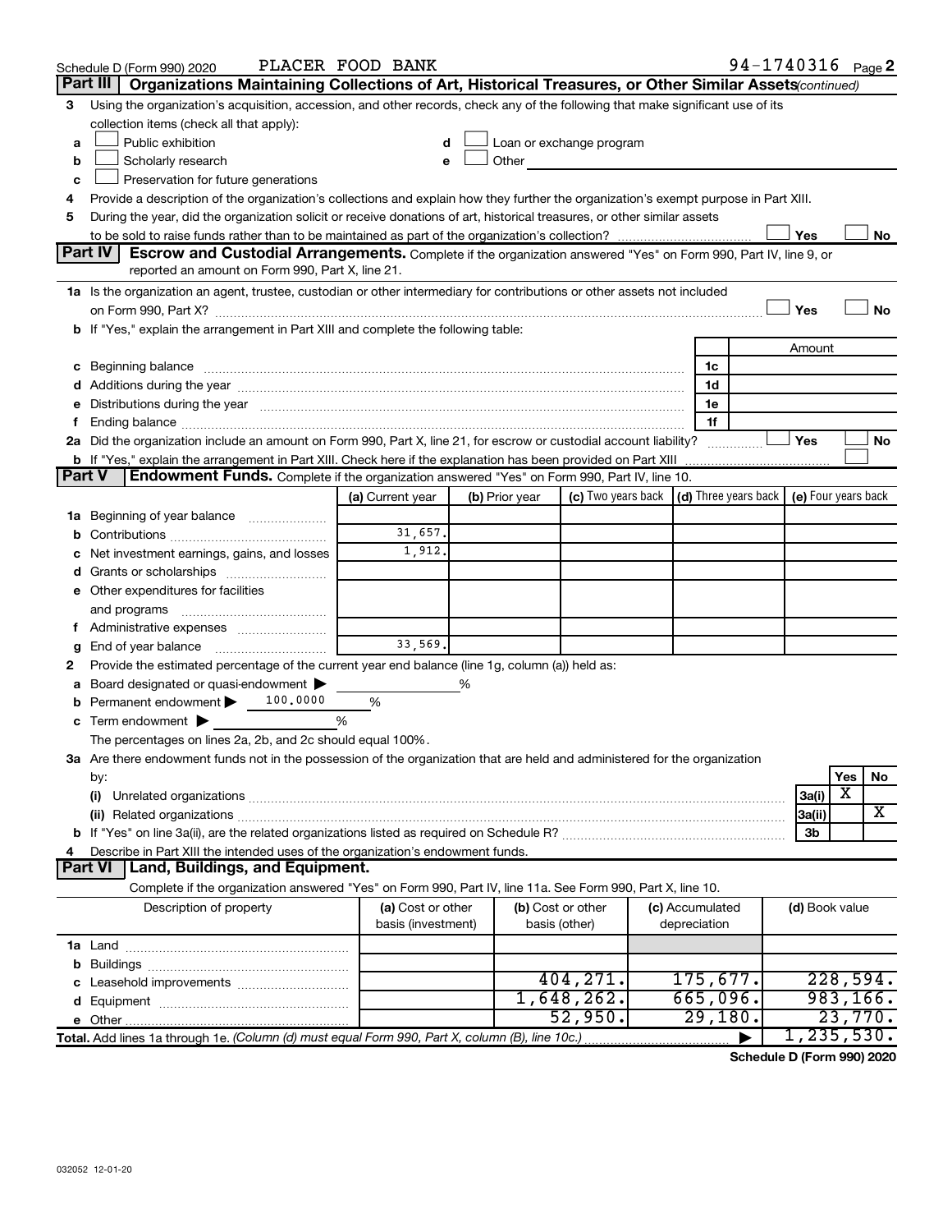Schedule D (Form 990) 2020 PLACER FOOD BANK 94-1740316 Page 2

## Part III Organizations Maintaining Collections of Art, Historical Treasures, or Other Similar Assets *(continued)*

**3** Using the organization's acquisition, accession, and other records, check any of the following that make significant use of its collection items (check all that apply):

- **a** ☐ Public exhibition
- **b** ☐ Scholarly research
- **c** ☐ Preservation for future generations
- **d** ☐ Loan or exchange program
- **e** ☐ Other

**4** Provide a description of the organization's collections and explain how they further the organization's exempt purpose in Part XIII.

**5** During the year, did the organization solicit or receive donations of art, historical treasures, or other similar assets to be sold to raise funds rather than to be maintained as part of the organization's collection? ☐ Yes ☐ No

## Part IV Escrow and Custodial Arrangements.

Complete if the organization answered "Yes" on Form 990, Part IV, line 9, or reported an amount on Form 990, Part X, line 21.

**1a** Is the organization an agent, trustee, custodian or other intermediary for contributions or other assets not included on Form 990, Part X? ☐ Yes ☐ No

**b** If "Yes," explain the arrangement in Part XIII and complete the following table:

| | | Amount |
|---|---|---|
| **c** Beginning balance | 1c | |
| **d** Additions during the year | 1d | |
| **e** Distributions during the year | 1e | |
| **f** Ending balance | 1f | |

**2a** Did the organization include an amount on Form 990, Part X, line 21, for escrow or custodial account liability? ☐ Yes ☐ No

**b** If "Yes," explain the arrangement in Part XIII. Check here if the explanation has been provided on Part XIII ☐

## Part V Endowment Funds.

Complete if the organization answered "Yes" on Form 990, Part IV, line 10.

| | (a) Current year | (b) Prior year | (c) Two years back | (d) Three years back | (e) Four years back |
|---|---|---|---|---|---|
| **1a** Beginning of year balance | | | | | |
| **b** Contributions | 31,657. | | | | |
| **c** Net investment earnings, gains, and losses | 1,912. | | | | |
| **d** Grants or scholarships | | | | | |
| **e** Other expenditures for facilities and programs | | | | | |
| **f** Administrative expenses | | | | | |
| **g** End of year balance | 33,569. | | | | |

**2** Provide the estimated percentage of the current year end balance (line 1g, column (a)) held as:

- **a** Board designated or quasi-endowment ▶ ______ %
- **b** Permanent endowment ▶ 100.0000 %
- **c** Term endowment ▶ ______ %

The percentages on lines 2a, 2b, and 2c should equal 100%.

**3a** Are there endowment funds not in the possession of the organization that are held and administered for the organization by:

| | | Yes | No |
|---|---|---|---|
| **(i)** Unrelated organizations | 3a(i) | X | |
| **(ii)** Related organizations | 3a(ii) | | X |
| **b** If "Yes" on line 3a(ii), are the related organizations listed as required on Schedule R? | 3b | | |

**4** Describe in Part XIII the intended uses of the organization's endowment funds.

## Part VI Land, Buildings, and Equipment.

Complete if the organization answered "Yes" on Form 990, Part IV, line 11a. See Form 990, Part X, line 10.

| Description of property | (a) Cost or other basis (investment) | (b) Cost or other basis (other) | (c) Accumulated depreciation | (d) Book value |
|---|---|---|---|---|
| **1a** Land | | | | |
| **b** Buildings | | | | |
| **c** Leasehold improvements | | 404,271. | 175,677. | 228,594. |
| **d** Equipment | | 1,648,262. | 665,096. | 983,166. |
| **e** Other | | 52,950. | 29,180. | 23,770. |
| **Total.** Add lines 1a through 1e. *(Column (d) must equal Form 990, Part X, column (B), line 10c.)* | | | ▶ | 1,235,530. |

**Schedule D (Form 990) 2020**

032052 12-01-20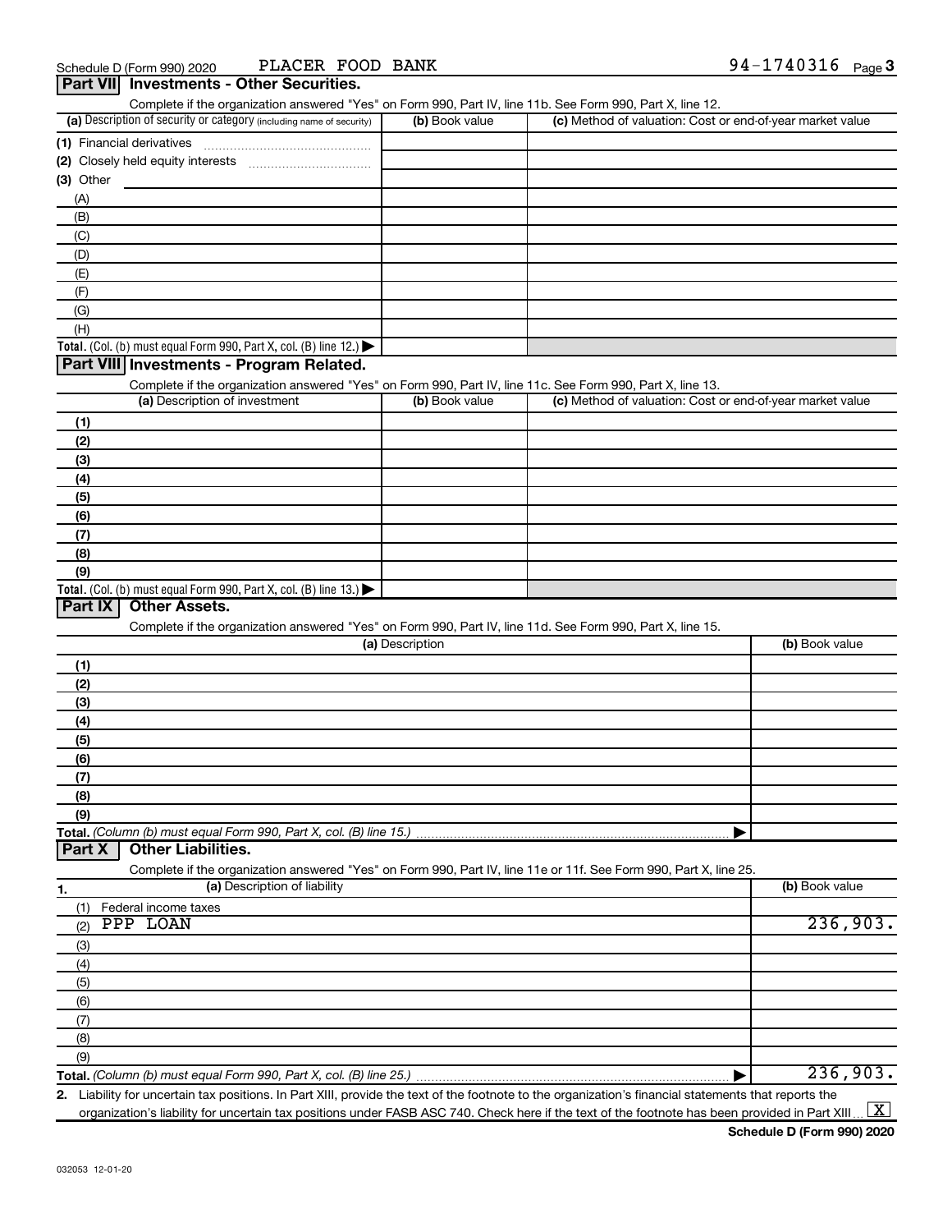Schedule D (Form 990) 2020 PLACER FOOD BANK 94-1740316

## Part VII Investments - Other Securities.

Complete if the organization answered "Yes" on Form 990, Part IV, line 11b. See Form 990, Part X, line 12.

| (a) Description of security or category (including name of security) | (b) Book value | (c) Method of valuation: Cost or end-of-year market value |
|---|---|---|
| (1) Financial derivatives | | |
| (2) Closely held equity interests | | |
| (3) Other | | |
| (A) | | |
| (B) | | |
| (C) | | |
| (D) | | |
| (E) | | |
| (F) | | |
| (G) | | |
| (H) | | |
| **Total.** (Col. (b) must equal Form 990, Part X, col. (B) line 12.) | | |

## Part VIII Investments - Program Related.

Complete if the organization answered "Yes" on Form 990, Part IV, line 11c. See Form 990, Part X, line 13.

| (a) Description of investment | (b) Book value | (c) Method of valuation: Cost or end-of-year market value |
|---|---|---|
| (1) | | |
| (2) | | |
| (3) | | |
| (4) | | |
| (5) | | |
| (6) | | |
| (7) | | |
| (8) | | |
| (9) | | |
| **Total.** (Col. (b) must equal Form 990, Part X, col. (B) line 13.) | | |

## Part IX Other Assets.

Complete if the organization answered "Yes" on Form 990, Part IV, line 11d. See Form 990, Part X, line 15.

| (a) Description | (b) Book value |
|---|---|
| (1) | |
| (2) | |
| (3) | |
| (4) | |
| (5) | |
| (6) | |
| (7) | |
| (8) | |
| (9) | |
| **Total.** *(Column (b) must equal Form 990, Part X, col. (B) line 15.)* | |

## Part X Other Liabilities.

Complete if the organization answered "Yes" on Form 990, Part IV, line 11e or 11f. See Form 990, Part X, line 25.

| 1. (a) Description of liability | (b) Book value |
|---|---|
| (1) Federal income taxes | |
| (2) PPP LOAN | 236,903. |
| (3) | |
| (4) | |
| (5) | |
| (6) | |
| (7) | |
| (8) | |
| (9) | |
| **Total.** *(Column (b) must equal Form 990, Part X, col. (B) line 25.)* | 236,903. |

**2.** Liability for uncertain tax positions. In Part XIII, provide the text of the footnote to the organization's financial statements that reports the organization's liability for uncertain tax positions under FASB ASC 740. Check here if the text of the footnote has been provided in Part XIII [X]

**Schedule D (Form 990) 2020**

032053 12-01-20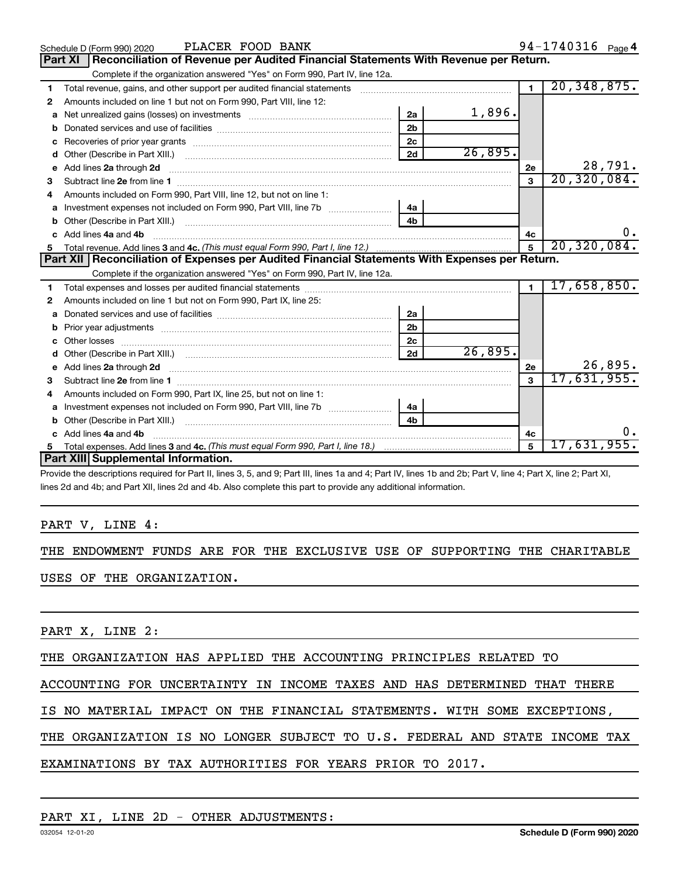Schedule D (Form 990) 2020 PLACER FOOD BANK 94-1740316

## Part XI Reconciliation of Revenue per Audited Financial Statements With Revenue per Return.

Complete if the organization answered "Yes" on Form 990, Part IV, line 12a.

| | | | | | |
|---|---|---|---|---|---|
| 1 | Total revenue, gains, and other support per audited financial statements | | | 1 | 20,348,875. |
| 2 | Amounts included on line 1 but not on Form 990, Part VIII, line 12: | | | | |
| a | Net unrealized gains (losses) on investments | 2a | 1,896. | | |
| b | Donated services and use of facilities | 2b | | | |
| c | Recoveries of prior year grants | 2c | | | |
| d | Other (Describe in Part XIII.) | 2d | 26,895. | | |
| e | Add lines 2a through 2d | | | 2e | 28,791. |
| 3 | Subtract line 2e from line 1 | | | 3 | 20,320,084. |
| 4 | Amounts included on Form 990, Part VIII, line 12, but not on line 1: | | | | |
| a | Investment expenses not included on Form 990, Part VIII, line 7b | 4a | | | |
| b | Other (Describe in Part XIII.) | 4b | | | |
| c | Add lines 4a and 4b | | | 4c | 0. |
| 5 | Total revenue. Add lines 3 and 4c. *(This must equal Form 990, Part I, line 12.)* | | | 5 | 20,320,084. |

## Part XII Reconciliation of Expenses per Audited Financial Statements With Expenses per Return.

Complete if the organization answered "Yes" on Form 990, Part IV, line 12a.

| | | | | | |
|---|---|---|---|---|---|
| 1 | Total expenses and losses per audited financial statements | | | 1 | 17,658,850. |
| 2 | Amounts included on line 1 but not on Form 990, Part IX, line 25: | | | | |
| a | Donated services and use of facilities | 2a | | | |
| b | Prior year adjustments | 2b | | | |
| c | Other losses | 2c | | | |
| d | Other (Describe in Part XIII.) | 2d | 26,895. | | |
| e | Add lines 2a through 2d | | | 2e | 26,895. |
| 3 | Subtract line 2e from line 1 | | | 3 | 17,631,955. |
| 4 | Amounts included on Form 990, Part IX, line 25, but not on line 1: | | | | |
| a | Investment expenses not included on Form 990, Part VIII, line 7b | 4a | | | |
| b | Other (Describe in Part XIII.) | 4b | | | |
| c | Add lines 4a and 4b | | | 4c | 0. |
| 5 | Total expenses. Add lines 3 and 4c. *(This must equal Form 990, Part I, line 18.)* | | | 5 | 17,631,955. |

## Part XIII Supplemental Information.

Provide the descriptions required for Part II, lines 3, 5, and 9; Part III, lines 1a and 4; Part IV, lines 1b and 2b; Part V, line 4; Part X, line 2; Part XI, lines 2d and 4b; and Part XII, lines 2d and 4b. Also complete this part to provide any additional information.

PART V, LINE 4:

THE ENDOWMENT FUNDS ARE FOR THE EXCLUSIVE USE OF SUPPORTING THE CHARITABLE USES OF THE ORGANIZATION.

PART X, LINE 2:

THE ORGANIZATION HAS APPLIED THE ACCOUNTING PRINCIPLES RELATED TO ACCOUNTING FOR UNCERTAINTY IN INCOME TAXES AND HAS DETERMINED THAT THERE IS NO MATERIAL IMPACT ON THE FINANCIAL STATEMENTS. WITH SOME EXCEPTIONS, THE ORGANIZATION IS NO LONGER SUBJECT TO U.S. FEDERAL AND STATE INCOME TAX EXAMINATIONS BY TAX AUTHORITIES FOR YEARS PRIOR TO 2017.

PART XI, LINE 2D - OTHER ADJUSTMENTS:

032054 12-01-20 Schedule D (Form 990) 2020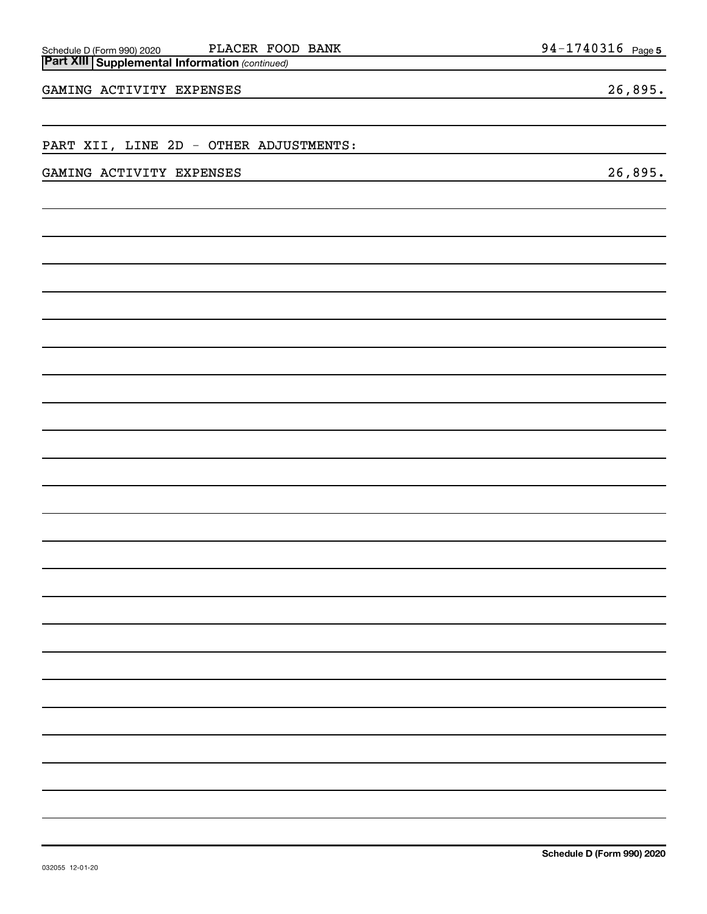Schedule D (Form 990) 2020 PLACER FOOD BANK 94-1740316

**Part XIII Supplemental Information** *(continued)*

| | |
|---|---|
| GAMING ACTIVITY EXPENSES | 26,895. |
| PART XII, LINE 2D - OTHER ADJUSTMENTS: | |
| GAMING ACTIVITY EXPENSES | 26,895. |

Schedule D (Form 990) 2020

032055 12-01-20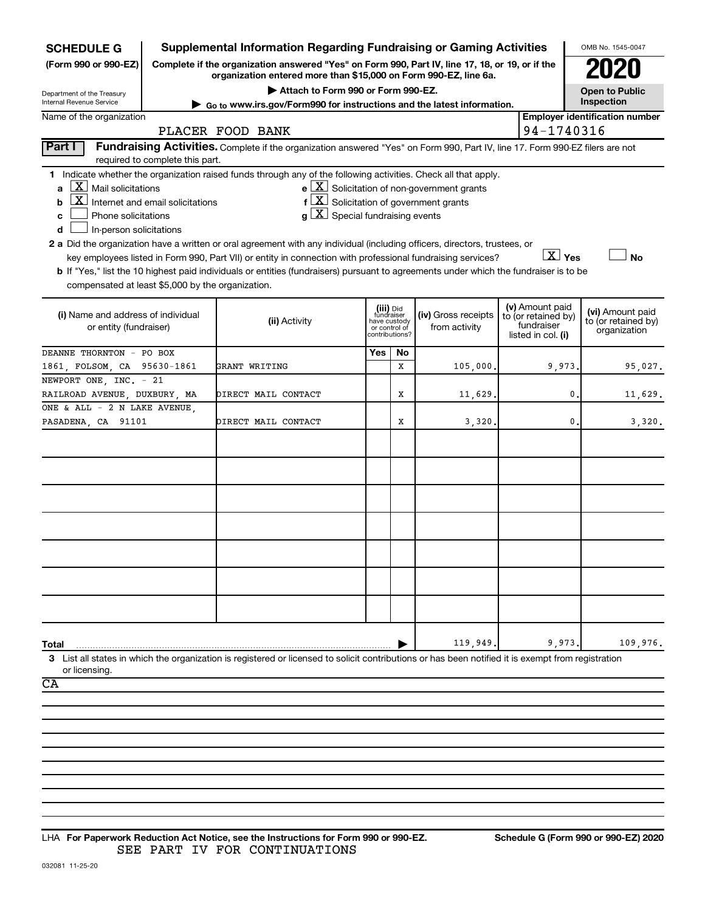**SCHEDULE G**
**(Form 990 or 990-EZ)**

Department of the Treasury
Internal Revenue Service

# Supplemental Information Regarding Fundraising or Gaming Activities

**Complete if the organization answered "Yes" on Form 990, Part IV, line 17, 18, or 19, or if the organization entered more than $15,000 on Form 990-EZ, line 6a.**

▶ Attach to Form 990 or Form 990-EZ.

▶ Go to www.irs.gov/Form990 for instructions and the latest information.

OMB No. 1545-0047

**2020**

**Open to Public Inspection**

Name of the organization: PLACER FOOD BANK

**Employer identification number**: 94-1740316

**Part I** **Fundraising Activities.** Complete if the organization answered "Yes" on Form 990, Part IV, line 17. Form 990-EZ filers are not required to complete this part.

**1** Indicate whether the organization raised funds through any of the following activities. Check all that apply.

- **a** [X] Mail solicitations
- **b** [X] Internet and email solicitations
- **c** [ ] Phone solicitations
- **d** [ ] In-person solicitations
- **e** [X] Solicitation of non-government grants
- **f** [X] Solicitation of government grants
- **g** [X] Special fundraising events

**2 a** Did the organization have a written or oral agreement with any individual (including officers, directors, trustees, or key employees listed in Form 990, Part VII) or entity in connection with professional fundraising services? [X] Yes [ ] No

**b** If "Yes," list the 10 highest paid individuals or entities (fundraisers) pursuant to agreements under which the fundraiser is to be compensated at least $5,000 by the organization.

| (i) Name and address of individual or entity (fundraiser) | (ii) Activity | (iii) Did fundraiser have custody or control of contributions? Yes | No | (iv) Gross receipts from activity | (v) Amount paid to (or retained by) fundraiser listed in col. (i) | (vi) Amount paid to (or retained by) organization |
|---|---|---|---|---|---|---|
| DEANNE THORNTON - PO BOX 1861, FOLSOM, CA 95630-1861 | GRANT WRITING | | X | 105,000. | 9,973. | 95,027. |
| NEWPORT ONE, INC. - 21 RAILROAD AVENUE, DUXBURY, MA | DIRECT MAIL CONTACT | | X | 11,629. | 0. | 11,629. |
| ONE & ALL - 2 N LAKE AVENUE, PASADENA, CA 91101 | DIRECT MAIL CONTACT | | X | 3,320. | 0. | 3,320. |
| | | | | | | |
| | | | | | | |
| | | | | | | |
| | | | | | | |
| | | | | | | |
| | | | | | | |
| | | | | | | |
| **Total** | | | | 119,949. | 9,973. | 109,976. |

**3** List all states in which the organization is registered or licensed to solicit contributions or has been notified it is exempt from registration or licensing.

CA

LHA **For Paperwork Reduction Act Notice, see the Instructions for Form 990 or 990-EZ.** **Schedule G (Form 990 or 990-EZ) 2020**

SEE PART IV FOR CONTINUATIONS

032081 11-25-20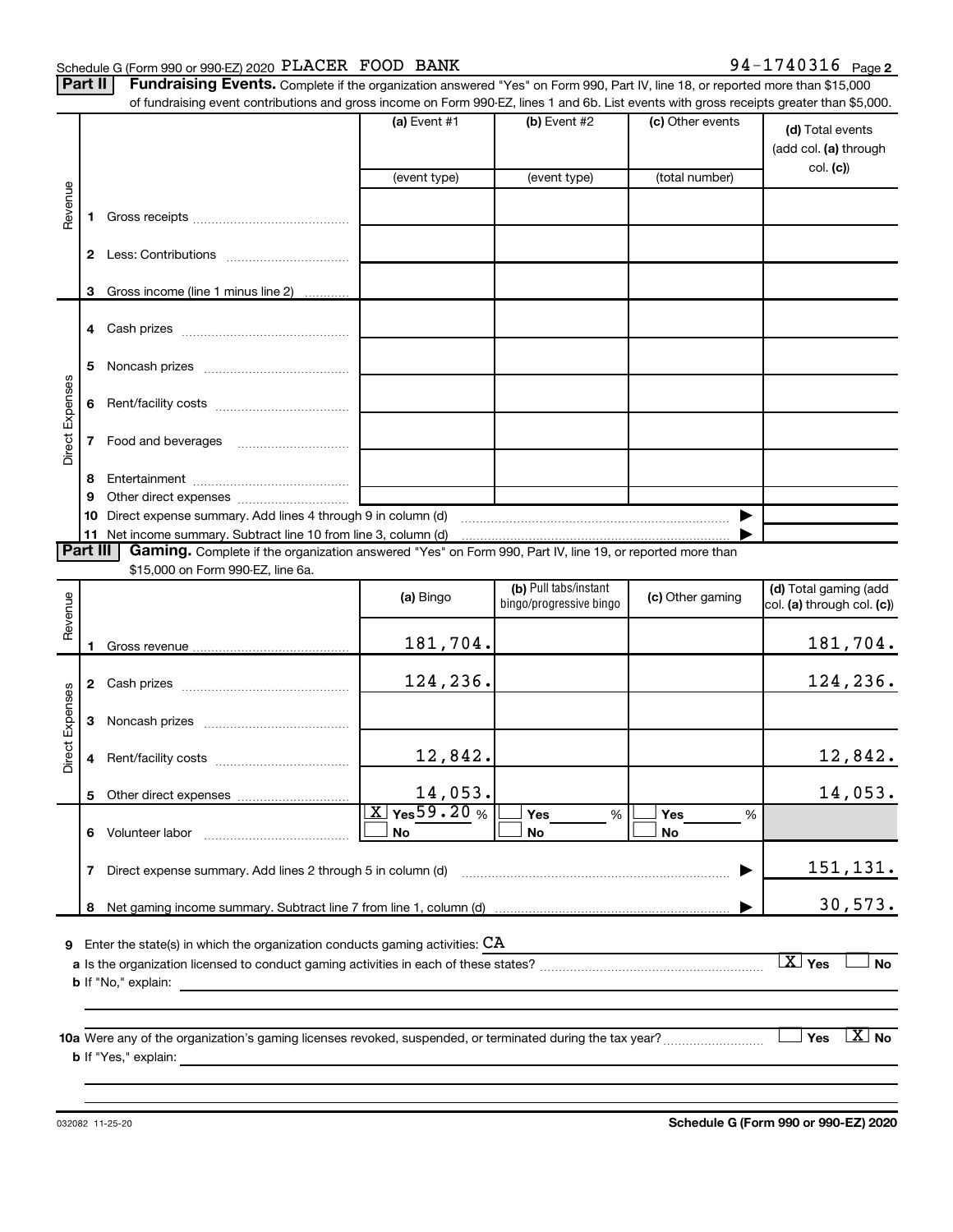Schedule G (Form 990 or 990-EZ) 2020 PLACER FOOD BANK 94-1740316 Page 2

**Part II** **Fundraising Events.** Complete if the organization answered "Yes" on Form 990, Part IV, line 18, or reported more than $15,000 of fundraising event contributions and gross income on Form 990-EZ, lines 1 and 6b. List events with gross receipts greater than $5,000.

| | | (a) Event #1 | (b) Event #2 | (c) Other events | (d) Total events (add col. (a) through col. (c)) |
|---|---|---|---|---|---|
| | | (event type) | (event type) | (total number) | |
| Revenue | 1 Gross receipts | | | | |
| | 2 Less: Contributions | | | | |
| | 3 Gross income (line 1 minus line 2) | | | | |
| Direct Expenses | 4 Cash prizes | | | | |
| | 5 Noncash prizes | | | | |
| | 6 Rent/facility costs | | | | |
| | 7 Food and beverages | | | | |
| | 8 Entertainment | | | | |
| | 9 Other direct expenses | | | | |
| | 10 Direct expense summary. Add lines 4 through 9 in column (d) | | | ▶ | |
| | 11 Net income summary. Subtract line 10 from line 3, column (d) | | | ▶ | |

**Part III** **Gaming.** Complete if the organization answered "Yes" on Form 990, Part IV, line 19, or reported more than $15,000 on Form 990-EZ, line 6a.

| | | (a) Bingo | (b) Pull tabs/instant bingo/progressive bingo | (c) Other gaming | (d) Total gaming (add col. (a) through col. (c)) |
|---|---|---|---|---|---|
| Revenue | 1 Gross revenue | 181,704. | | | 181,704. |
| Direct Expenses | 2 Cash prizes | 124,236. | | | 124,236. |
| | 3 Noncash prizes | | | | |
| | 4 Rent/facility costs | 12,842. | | | 12,842. |
| | 5 Other direct expenses | 14,053. | | | 14,053. |
| | 6 Volunteer labor | [X] Yes 59.20 % [ ] No | [ ] Yes ___ % [ ] No | [ ] Yes ___ % [ ] No | |
| | 7 Direct expense summary. Add lines 2 through 5 in column (d) | | | ▶ | 151,131. |
| | 8 Net gaming income summary. Subtract line 7 from line 1, column (d) | | | ▶ | 30,573. |

9 Enter the state(s) in which the organization conducts gaming activities: CA

a Is the organization licensed to conduct gaming activities in each of these states? [X] Yes [ ] No

b If "No," explain:

10a Were any of the organization's gaming licenses revoked, suspended, or terminated during the tax year? [ ] Yes [X] No

b If "Yes," explain:

032082 11-25-20 **Schedule G (Form 990 or 990-EZ) 2020**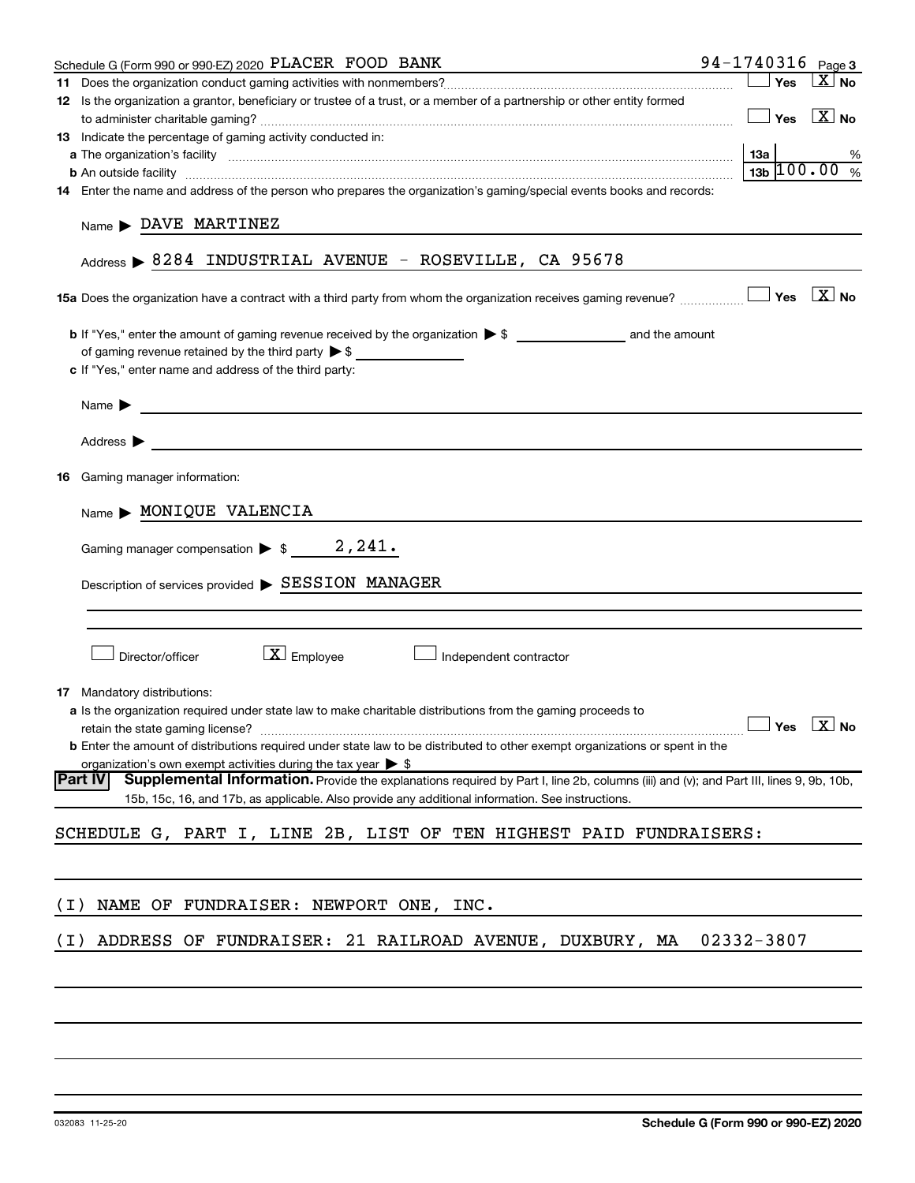Schedule G (Form 990 or 990-EZ) 2020 PLACER FOOD BANK 94-1740316 Page 3

**11** Does the organization conduct gaming activities with nonmembers? ☐ Yes ☒ No

**12** Is the organization a grantor, beneficiary or trustee of a trust, or a member of a partnership or other entity formed to administer charitable gaming? ☐ Yes ☒ No

**13** Indicate the percentage of gaming activity conducted in:

**a** The organization's facility **13a** %

**b** An outside facility **13b** 100.00 %

**14** Enter the name and address of the person who prepares the organization's gaming/special events books and records:

Name ▶ DAVE MARTINEZ

Address ▶ 8284 INDUSTRIAL AVENUE - ROSEVILLE, CA 95678

**15a** Does the organization have a contract with a third party from whom the organization receives gaming revenue? ☐ Yes ☒ No

**b** If "Yes," enter the amount of gaming revenue received by the organization ▶ $ ________ and the amount of gaming revenue retained by the third party ▶ $ ________

**c** If "Yes," enter name and address of the third party:

Name ▶

Address ▶

**16** Gaming manager information:

Name ▶ MONIQUE VALENCIA

Gaming manager compensation ▶ $ 2,241.

Description of services provided ▶ SESSION MANAGER

☐ Director/officer ☒ Employee ☐ Independent contractor

**17** Mandatory distributions:

**a** Is the organization required under state law to make charitable distributions from the gaming proceeds to retain the state gaming license? ☐ Yes ☒ No

**b** Enter the amount of distributions required under state law to be distributed to other exempt organizations or spent in the organization's own exempt activities during the tax year ▶ $

**Part IV** **Supplemental Information.** Provide the explanations required by Part I, line 2b, columns (iii) and (v); and Part III, lines 9, 9b, 10b, 15b, 15c, 16, and 17b, as applicable. Also provide any additional information. See instructions.

SCHEDULE G, PART I, LINE 2B, LIST OF TEN HIGHEST PAID FUNDRAISERS:

(I) NAME OF FUNDRAISER: NEWPORT ONE, INC.

(I) ADDRESS OF FUNDRAISER: 21 RAILROAD AVENUE, DUXBURY, MA 02332-3807

032083 11-25-20 **Schedule G (Form 990 or 990-EZ) 2020**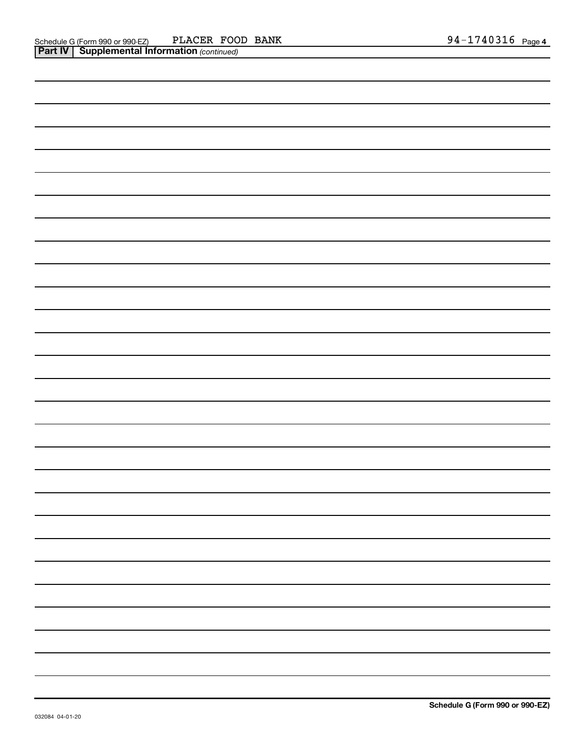Schedule G (Form 990 or 990-EZ) PLACER FOOD BANK 94-1740316

**Part IV | Supplemental Information** *(continued)*

032084 04-01-20

**Schedule G (Form 990 or 990-EZ)**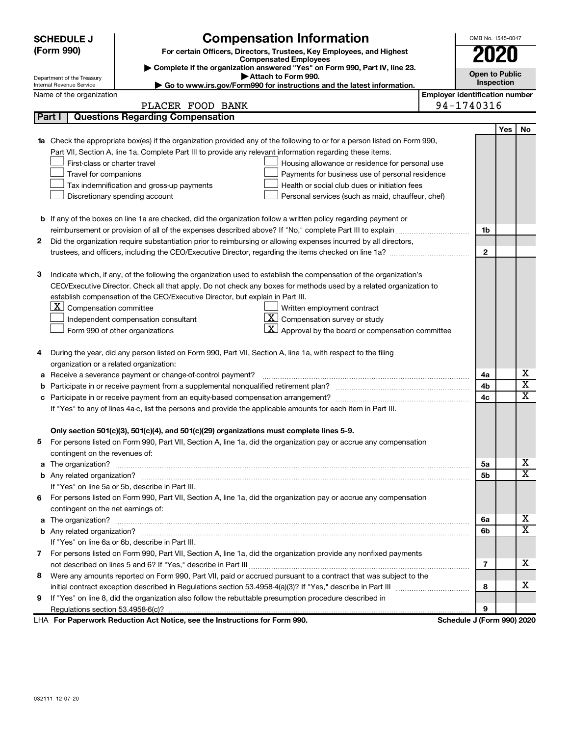**SCHEDULE J (Form 990)**

Department of the Treasury
Internal Revenue Service

# Compensation Information

**For certain Officers, Directors, Trustees, Key Employees, and Highest Compensated Employees**

▶ **Complete if the organization answered "Yes" on Form 990, Part IV, line 23.**

▶ **Attach to Form 990.**

▶ **Go to www.irs.gov/Form990 for instructions and the latest information.**

OMB No. 1545-0047

**2020**

**Open to Public Inspection**

Name of the organization: PLACER FOOD BANK

**Employer identification number**: 94-1740316

## Part I — Questions Regarding Compensation

| | | | Yes | No |
|---|---|---|---|---|
| **1a** | Check the appropriate box(es) if the organization provided any of the following to or for a person listed on Form 990, Part VII, Section A, line 1a. Complete Part III to provide any relevant information regarding these items.<br>☐ First-class or charter travel ☐ Housing allowance or residence for personal use<br>☐ Travel for companions ☐ Payments for business use of personal residence<br>☐ Tax indemnification and gross-up payments ☐ Health or social club dues or initiation fees<br>☐ Discretionary spending account ☐ Personal services (such as maid, chauffeur, chef) | | | |
| **b** | If any of the boxes on line 1a are checked, did the organization follow a written policy regarding payment or reimbursement or provision of all of the expenses described above? If "No," complete Part III to explain | 1b | | |
| **2** | Did the organization require substantiation prior to reimbursing or allowing expenses incurred by all directors, trustees, and officers, including the CEO/Executive Director, regarding the items checked on line 1a? | 2 | | |
| **3** | Indicate which, if any, of the following the organization used to establish the compensation of the organization's CEO/Executive Director. Check all that apply. Do not check any boxes for methods used by a related organization to establish compensation of the CEO/Executive Director, but explain in Part III.<br>☒ Compensation committee ☐ Written employment contract<br>☐ Independent compensation consultant ☒ Compensation survey or study<br>☐ Form 990 of other organizations ☒ Approval by the board or compensation committee | | | |
| **4** | During the year, did any person listed on Form 990, Part VII, Section A, line 1a, with respect to the filing organization or a related organization: | | | |
| **a** | Receive a severance payment or change-of-control payment? | 4a | | X |
| **b** | Participate in or receive payment from a supplemental nonqualified retirement plan? | 4b | | X |
| **c** | Participate in or receive payment from an equity-based compensation arrangement? | 4c | | X |
| | If "Yes" to any of lines 4a-c, list the persons and provide the applicable amounts for each item in Part III. | | | |
| | **Only section 501(c)(3), 501(c)(4), and 501(c)(29) organizations must complete lines 5-9.** | | | |
| **5** | For persons listed on Form 990, Part VII, Section A, line 1a, did the organization pay or accrue any compensation contingent on the revenues of: | | | |
| **a** | The organization? | 5a | | X |
| **b** | Any related organization? | 5b | | X |
| | If "Yes" on line 5a or 5b, describe in Part III. | | | |
| **6** | For persons listed on Form 990, Part VII, Section A, line 1a, did the organization pay or accrue any compensation contingent on the net earnings of: | | | |
| **a** | The organization? | 6a | | X |
| **b** | Any related organization? | 6b | | X |
| | If "Yes" on line 6a or 6b, describe in Part III. | | | |
| **7** | For persons listed on Form 990, Part VII, Section A, line 1a, did the organization provide any nonfixed payments not described on lines 5 and 6? If "Yes," describe in Part III | 7 | | X |
| **8** | Were any amounts reported on Form 990, Part VII, paid or accrued pursuant to a contract that was subject to the initial contract exception described in Regulations section 53.4958-4(a)(3)? If "Yes," describe in Part III | 8 | | X |
| **9** | If "Yes" on line 8, did the organization also follow the rebuttable presumption procedure described in Regulations section 53.4958-6(c)? | 9 | | |

LHA **For Paperwork Reduction Act Notice, see the Instructions for Form 990.** **Schedule J (Form 990) 2020**

032111 12-07-20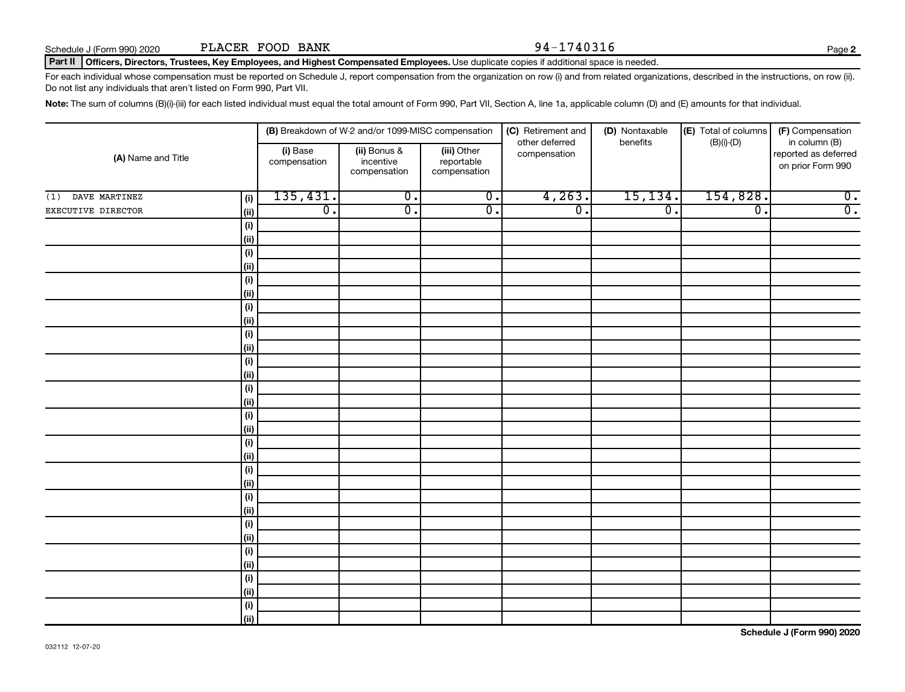Schedule J (Form 990) 2020 PLACER FOOD BANK 94-1740316

**Part II Officers, Directors, Trustees, Key Employees, and Highest Compensated Employees.** Use duplicate copies if additional space is needed.

For each individual whose compensation must be reported on Schedule J, report compensation from the organization on row (i) and from related organizations, described in the instructions, on row (ii). Do not list any individuals that aren't listed on Form 990, Part VII.

**Note:** The sum of columns (B)(i)-(iii) for each listed individual must equal the total amount of Form 990, Part VII, Section A, line 1a, applicable column (D) and (E) amounts for that individual.

| (A) Name and Title | | (B) Breakdown of W-2 and/or 1099-MISC compensation | | | (C) Retirement and other deferred compensation | (D) Nontaxable benefits | (E) Total of columns (B)(i)-(D) | (F) Compensation in column (B) reported as deferred on prior Form 990 |
|---|---|---|---|---|---|---|---|---|
| | | (i) Base compensation | (ii) Bonus & incentive compensation | (iii) Other reportable compensation | | | | |
| (1) DAVE MARTINEZ | (i) | 135,431. | 0. | 0. | 4,263. | 15,134. | 154,828. | 0. |
| EXECUTIVE DIRECTOR | (ii) | 0. | 0. | 0. | 0. | 0. | 0. | 0. |
| | (i) | | | | | | | |
| | (ii) | | | | | | | |
| | (i) | | | | | | | |
| | (ii) | | | | | | | |
| | (i) | | | | | | | |
| | (ii) | | | | | | | |
| | (i) | | | | | | | |
| | (ii) | | | | | | | |
| | (i) | | | | | | | |
| | (ii) | | | | | | | |
| | (i) | | | | | | | |
| | (ii) | | | | | | | |
| | (i) | | | | | | | |
| | (ii) | | | | | | | |
| | (i) | | | | | | | |
| | (ii) | | | | | | | |
| | (i) | | | | | | | |
| | (ii) | | | | | | | |
| | (i) | | | | | | | |
| | (ii) | | | | | | | |
| | (i) | | | | | | | |
| | (ii) | | | | | | | |
| | (i) | | | | | | | |
| | (ii) | | | | | | | |
| | (i) | | | | | | | |
| | (ii) | | | | | | | |
| | (i) | | | | | | | |
| | (ii) | | | | | | | |
| | (i) | | | | | | | |
| | (ii) | | | | | | | |

Schedule J (Form 990) 2020

032112 12-07-20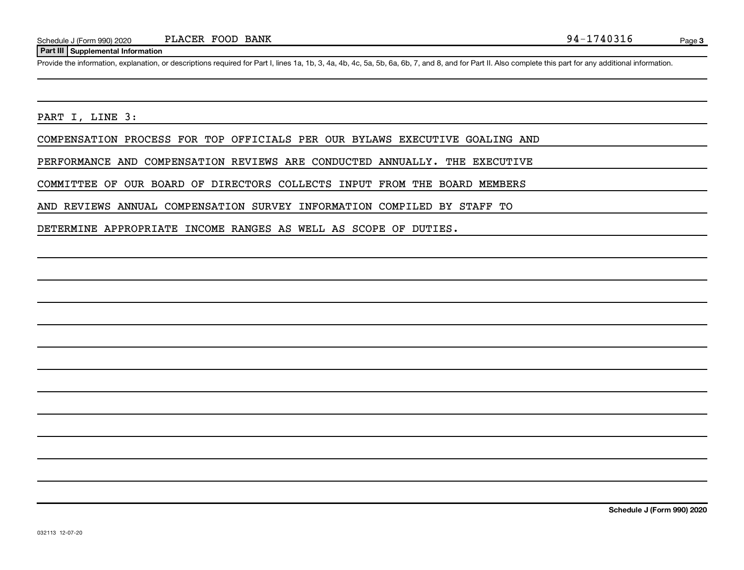Schedule J (Form 990) 2020 PLACER FOOD BANK 94-1740316

## Part III Supplemental Information

Provide the information, explanation, or descriptions required for Part I, lines 1a, 1b, 3, 4a, 4b, 4c, 5a, 5b, 6a, 6b, 7, and 8, and for Part II. Also complete this part for any additional information.

PART I, LINE 3:

COMPENSATION PROCESS FOR TOP OFFICIALS PER OUR BYLAWS EXECUTIVE GOALING AND PERFORMANCE AND COMPENSATION REVIEWS ARE CONDUCTED ANNUALLY. THE EXECUTIVE COMMITTEE OF OUR BOARD OF DIRECTORS COLLECTS INPUT FROM THE BOARD MEMBERS AND REVIEWS ANNUAL COMPENSATION SURVEY INFORMATION COMPILED BY STAFF TO DETERMINE APPROPRIATE INCOME RANGES AS WELL AS SCOPE OF DUTIES.

032113 12-07-20

Schedule J (Form 990) 2020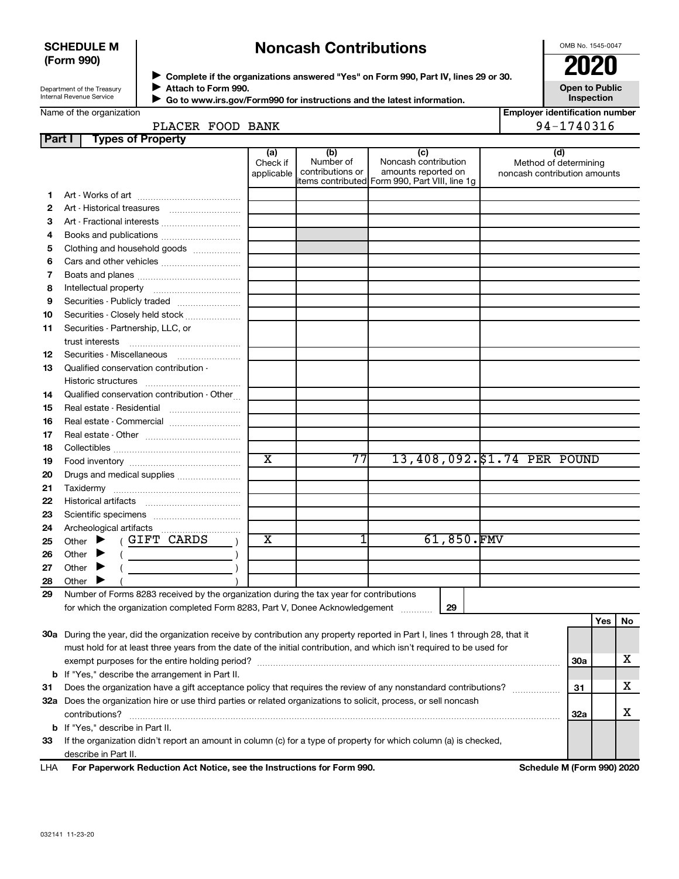**SCHEDULE M (Form 990)**

Department of the Treasury
Internal Revenue Service

# Noncash Contributions

▶ Complete if the organizations answered "Yes" on Form 990, Part IV, lines 29 or 30.
▶ Attach to Form 990.
▶ Go to www.irs.gov/Form990 for instructions and the latest information.

OMB No. 1545-0047

**2020**

**Open to Public Inspection**

Name of the organization: PLACER FOOD BANK

Employer identification number: 94-1740316

**Part I — Types of Property**

| | | (a) Check if applicable | (b) Number of contributions or items contributed | (c) Noncash contribution amounts reported on Form 990, Part VIII, line 1g | (d) Method of determining noncash contribution amounts |
|---|---|---|---|---|---|
| 1 | Art - Works of art | | | | |
| 2 | Art - Historical treasures | | | | |
| 3 | Art - Fractional interests | | | | |
| 4 | Books and publications | | | | |
| 5 | Clothing and household goods | | | | |
| 6 | Cars and other vehicles | | | | |
| 7 | Boats and planes | | | | |
| 8 | Intellectual property | | | | |
| 9 | Securities - Publicly traded | | | | |
| 10 | Securities - Closely held stock | | | | |
| 11 | Securities - Partnership, LLC, or trust interests | | | | |
| 12 | Securities - Miscellaneous | | | | |
| 13 | Qualified conservation contribution - Historic structures | | | | |
| 14 | Qualified conservation contribution - Other | | | | |
| 15 | Real estate - Residential | | | | |
| 16 | Real estate - Commercial | | | | |
| 17 | Real estate - Other | | | | |
| 18 | Collectibles | | | | |
| 19 | Food inventory | X | 77 | 13,408,092. | $1.74 PER POUND |
| 20 | Drugs and medical supplies | | | | |
| 21 | Taxidermy | | | | |
| 22 | Historical artifacts | | | | |
| 23 | Scientific specimens | | | | |
| 24 | Archeological artifacts | | | | |
| 25 | Other ▶ ( GIFT CARDS ) | X | 1 | 61,850. | FMV |
| 26 | Other ▶ ( ) | | | | |
| 27 | Other ▶ ( ) | | | | |
| 28 | Other ▶ ( ) | | | | |

29 Number of Forms 8283 received by the organization during the tax year for contributions for which the organization completed Form 8283, Part V, Donee Acknowledgement ..... 29

| | | | Yes | No |
|---|---|---|---|---|
| 30a | During the year, did the organization receive by contribution any property reported in Part I, lines 1 through 28, that it must hold for at least three years from the date of the initial contribution, and which isn't required to be used for exempt purposes for the entire holding period? | 30a | | X |
| b | If "Yes," describe the arrangement in Part II. | | | |
| 31 | Does the organization have a gift acceptance policy that requires the review of any nonstandard contributions? | 31 | | X |
| 32a | Does the organization hire or use third parties or related organizations to solicit, process, or sell noncash contributions? | 32a | | X |
| b | If "Yes," describe in Part II. | | | |
| 33 | If the organization didn't report an amount in column (c) for a type of property for which column (a) is checked, describe in Part II. | | | |

LHA **For Paperwork Reduction Act Notice, see the Instructions for Form 990.** **Schedule M (Form 990) 2020**

032141 11-23-20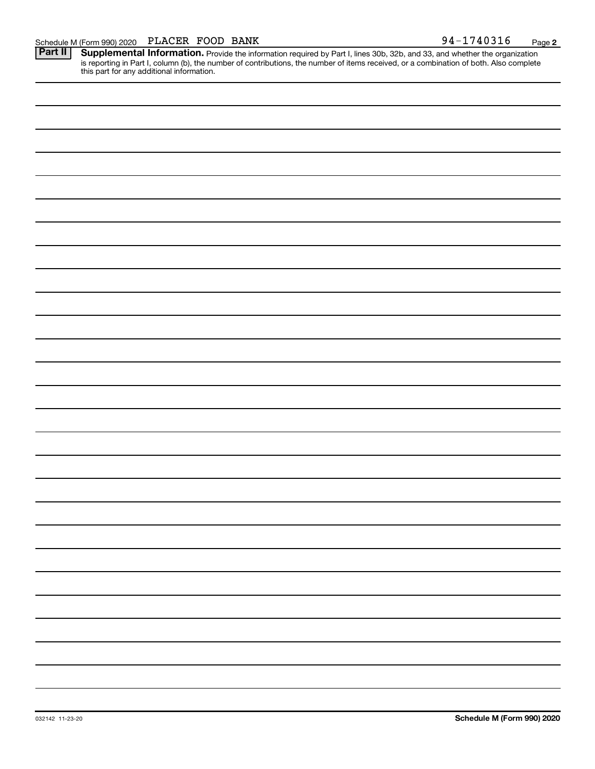Schedule M (Form 990) 2020 PLACER FOOD BANK 94-1740316 Page 2

**Part II** **Supplemental Information.** Provide the information required by Part I, lines 30b, 32b, and 33, and whether the organization is reporting in Part I, column (b), the number of contributions, the number of items received, or a combination of both. Also complete this part for any additional information.

032142 11-23-20 **Schedule M (Form 990) 2020**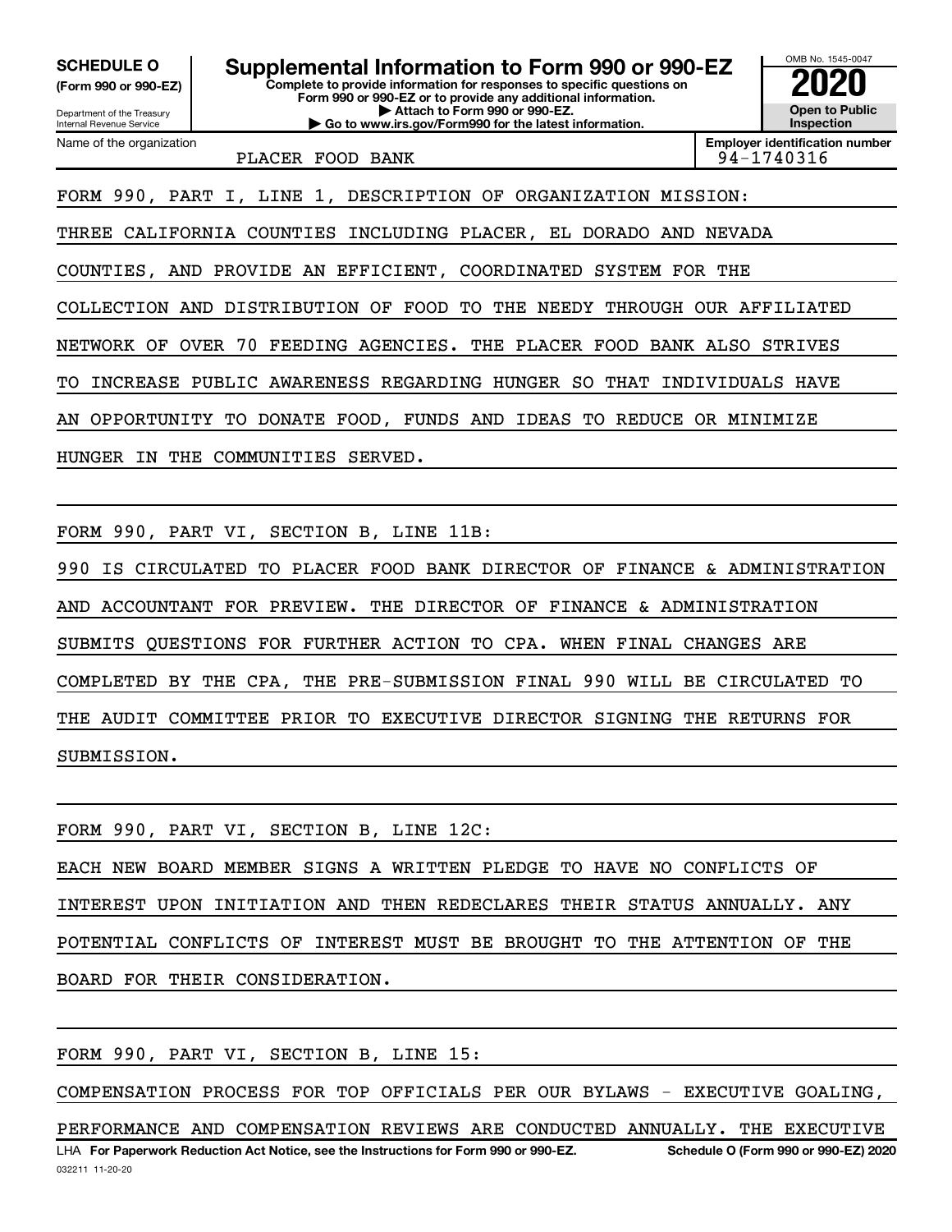**SCHEDULE O**
**(Form 990 or 990-EZ)**

Department of the Treasury
Internal Revenue Service

# Supplemental Information to Form 990 or 990-EZ

**Complete to provide information for responses to specific questions on Form 990 or 990-EZ or to provide any additional information.**
**▶ Attach to Form 990 or 990-EZ.**
**▶ Go to www.irs.gov/Form990 for the latest information.**

OMB No. 1545-0047

**2020**

**Open to Public Inspection**

| Name of the organization | Employer identification number |
|---|---|
| PLACER FOOD BANK | 94-1740316 |

FORM 990, PART I, LINE 1, DESCRIPTION OF ORGANIZATION MISSION:

THREE CALIFORNIA COUNTIES INCLUDING PLACER, EL DORADO AND NEVADA COUNTIES, AND PROVIDE AN EFFICIENT, COORDINATED SYSTEM FOR THE COLLECTION AND DISTRIBUTION OF FOOD TO THE NEEDY THROUGH OUR AFFILIATED NETWORK OF OVER 70 FEEDING AGENCIES. THE PLACER FOOD BANK ALSO STRIVES TO INCREASE PUBLIC AWARENESS REGARDING HUNGER SO THAT INDIVIDUALS HAVE AN OPPORTUNITY TO DONATE FOOD, FUNDS AND IDEAS TO REDUCE OR MINIMIZE HUNGER IN THE COMMUNITIES SERVED.

FORM 990, PART VI, SECTION B, LINE 11B:

990 IS CIRCULATED TO PLACER FOOD BANK DIRECTOR OF FINANCE & ADMINISTRATION AND ACCOUNTANT FOR PREVIEW. THE DIRECTOR OF FINANCE & ADMINISTRATION SUBMITS QUESTIONS FOR FURTHER ACTION TO CPA. WHEN FINAL CHANGES ARE COMPLETED BY THE CPA, THE PRE-SUBMISSION FINAL 990 WILL BE CIRCULATED TO THE AUDIT COMMITTEE PRIOR TO EXECUTIVE DIRECTOR SIGNING THE RETURNS FOR SUBMISSION.

FORM 990, PART VI, SECTION B, LINE 12C:

EACH NEW BOARD MEMBER SIGNS A WRITTEN PLEDGE TO HAVE NO CONFLICTS OF INTEREST UPON INITIATION AND THEN REDECLARES THEIR STATUS ANNUALLY. ANY POTENTIAL CONFLICTS OF INTEREST MUST BE BROUGHT TO THE ATTENTION OF THE BOARD FOR THEIR CONSIDERATION.

FORM 990, PART VI, SECTION B, LINE 15:

COMPENSATION PROCESS FOR TOP OFFICIALS PER OUR BYLAWS - EXECUTIVE GOALING, PERFORMANCE AND COMPENSATION REVIEWS ARE CONDUCTED ANNUALLY. THE EXECUTIVE

LHA **For Paperwork Reduction Act Notice, see the Instructions for Form 990 or 990-EZ.** **Schedule O (Form 990 or 990-EZ) 2020**

032211 11-20-20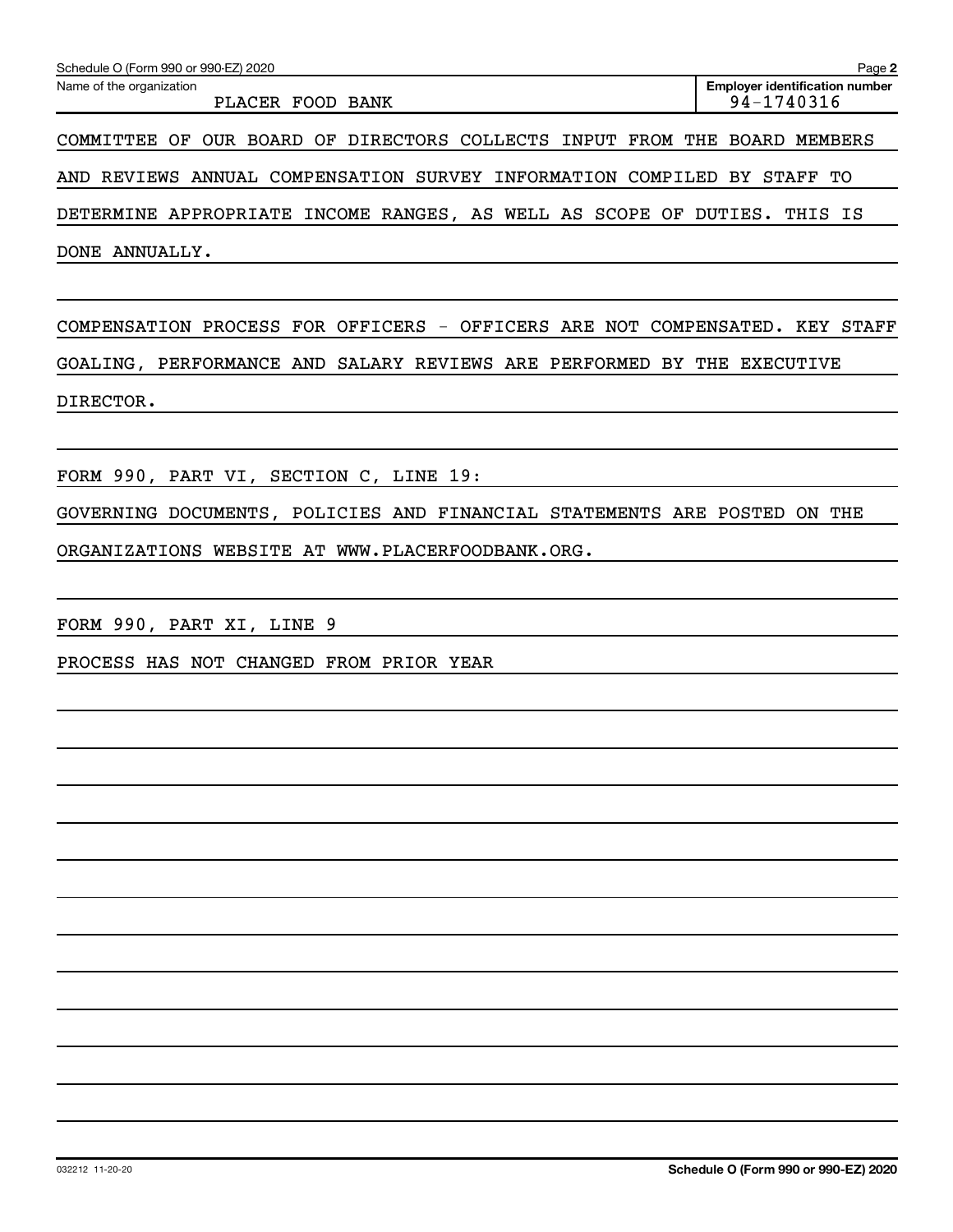Name of the organization: PLACER FOOD BANK

Employer identification number: 94-1740316

COMMITTEE OF OUR BOARD OF DIRECTORS COLLECTS INPUT FROM THE BOARD MEMBERS AND REVIEWS ANNUAL COMPENSATION SURVEY INFORMATION COMPILED BY STAFF TO DETERMINE APPROPRIATE INCOME RANGES, AS WELL AS SCOPE OF DUTIES. THIS IS DONE ANNUALLY.

COMPENSATION PROCESS FOR OFFICERS - OFFICERS ARE NOT COMPENSATED. KEY STAFF GOALING, PERFORMANCE AND SALARY REVIEWS ARE PERFORMED BY THE EXECUTIVE DIRECTOR.

FORM 990, PART VI, SECTION C, LINE 19:

GOVERNING DOCUMENTS, POLICIES AND FINANCIAL STATEMENTS ARE POSTED ON THE ORGANIZATIONS WEBSITE AT WWW.PLACERFOODBANK.ORG.

FORM 990, PART XI, LINE 9

PROCESS HAS NOT CHANGED FROM PRIOR YEAR